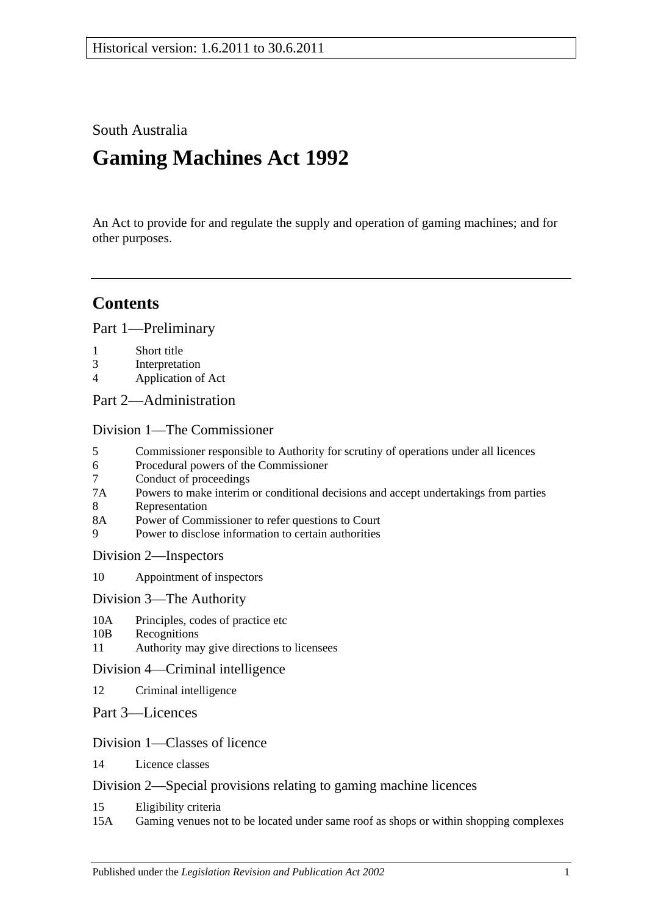South Australia

# Gaming Machines Act 1992

An Act to provide for and regulate the supply and operation of gaming machines; and for other purposes.

---

## Contents

### Part 1—Preliminary

1 Short title
3 Interpretation
4 Application of Act

### Part 2—Administration

#### Division 1—The Commissioner

5 Commissioner responsible to Authority for scrutiny of operations under all licences
6 Procedural powers of the Commissioner
7 Conduct of proceedings
7A Powers to make interim or conditional decisions and accept undertakings from parties
8 Representation
8A Power of Commissioner to refer questions to Court
9 Power to disclose information to certain authorities

#### Division 2—Inspectors

10 Appointment of inspectors

#### Division 3—The Authority

10A Principles, codes of practice etc
10B Recognitions
11 Authority may give directions to licensees

#### Division 4—Criminal intelligence

12 Criminal intelligence

### Part 3—Licences

#### Division 1—Classes of licence

14 Licence classes

#### Division 2—Special provisions relating to gaming machine licences

15 Eligibility criteria
15A Gaming venues not to be located under same roof as shops or within shopping complexes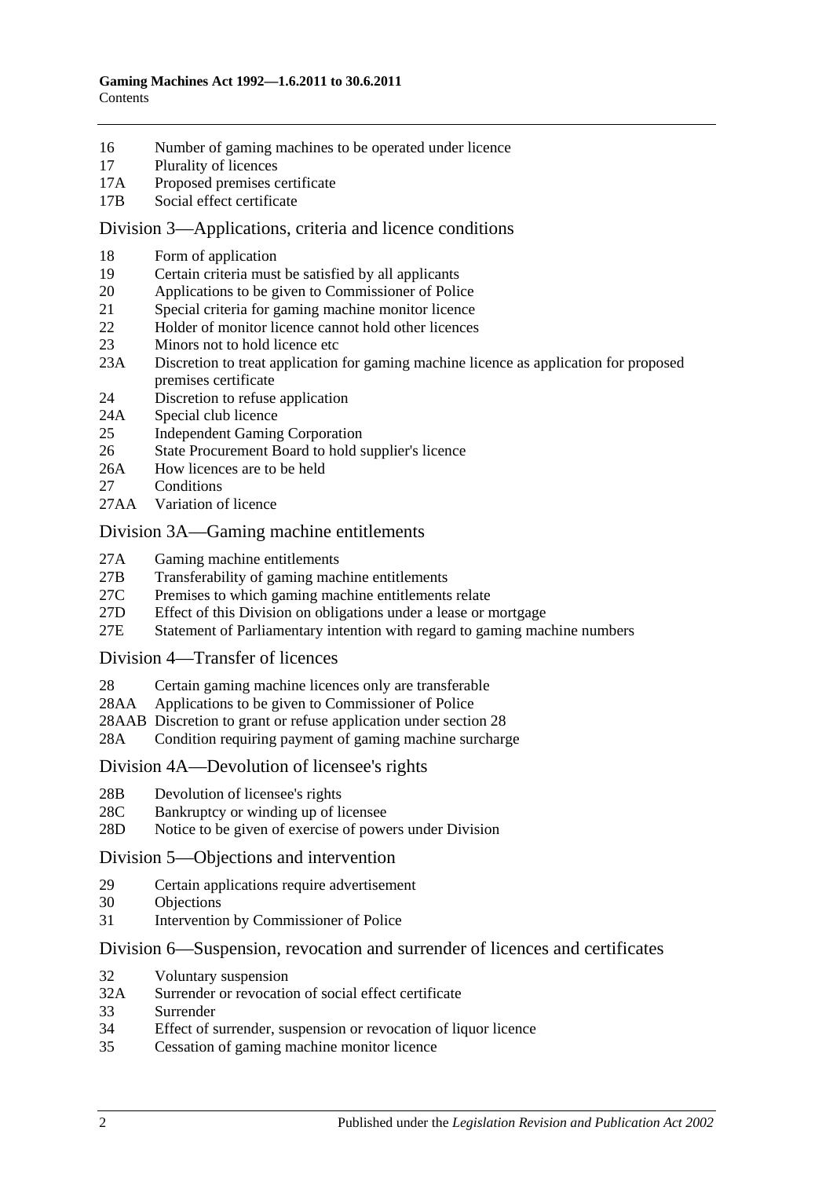16 Number of gaming machines to be operated under licence
17 Plurality of licences
17A Proposed premises certificate
17B Social effect certificate

## Division 3—Applications, criteria and licence conditions

18 Form of application
19 Certain criteria must be satisfied by all applicants
20 Applications to be given to Commissioner of Police
21 Special criteria for gaming machine monitor licence
22 Holder of monitor licence cannot hold other licences
23 Minors not to hold licence etc
23A Discretion to treat application for gaming machine licence as application for proposed premises certificate
24 Discretion to refuse application
24A Special club licence
25 Independent Gaming Corporation
26 State Procurement Board to hold supplier's licence
26A How licences are to be held
27 Conditions
27AA Variation of licence

## Division 3A—Gaming machine entitlements

27A Gaming machine entitlements
27B Transferability of gaming machine entitlements
27C Premises to which gaming machine entitlements relate
27D Effect of this Division on obligations under a lease or mortgage
27E Statement of Parliamentary intention with regard to gaming machine numbers

## Division 4—Transfer of licences

28 Certain gaming machine licences only are transferable
28AA Applications to be given to Commissioner of Police
28AAB Discretion to grant or refuse application under section 28
28A Condition requiring payment of gaming machine surcharge

## Division 4A—Devolution of licensee's rights

28B Devolution of licensee's rights
28C Bankruptcy or winding up of licensee
28D Notice to be given of exercise of powers under Division

## Division 5—Objections and intervention

29 Certain applications require advertisement
30 Objections
31 Intervention by Commissioner of Police

## Division 6—Suspension, revocation and surrender of licences and certificates

32 Voluntary suspension
32A Surrender or revocation of social effect certificate
33 Surrender
34 Effect of surrender, suspension or revocation of liquor licence
35 Cessation of gaming machine monitor licence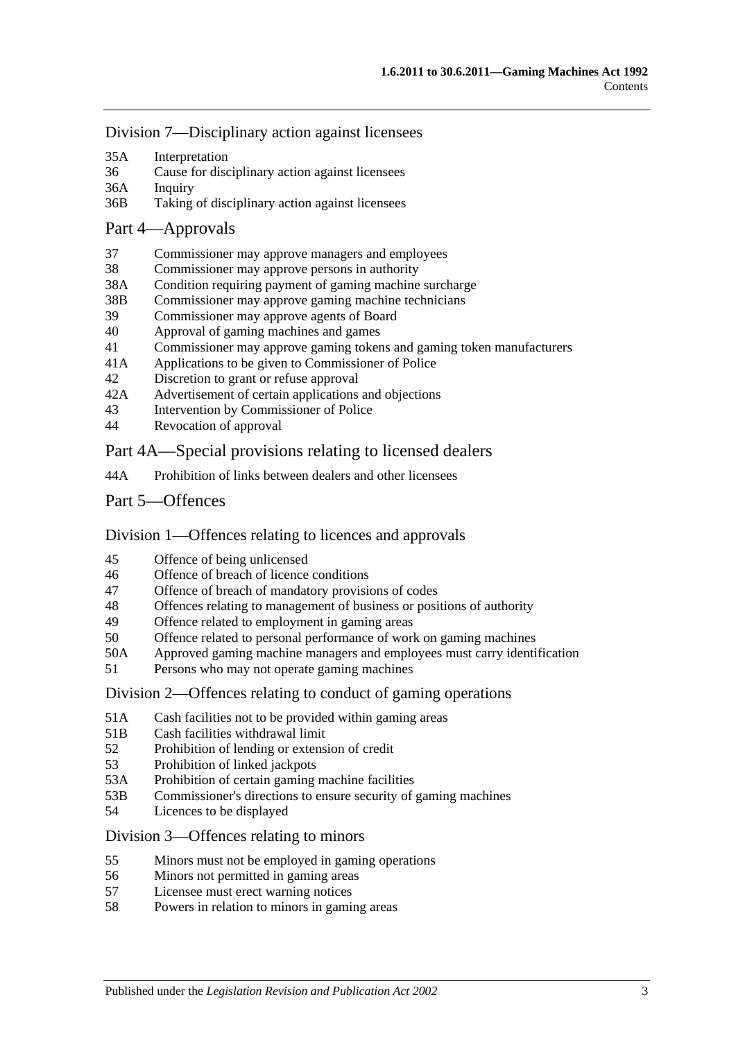Division 7—Disciplinary action against licensees

35A Interpretation
36 Cause for disciplinary action against licensees
36A Inquiry
36B Taking of disciplinary action against licensees

Part 4—Approvals

37 Commissioner may approve managers and employees
38 Commissioner may approve persons in authority
38A Condition requiring payment of gaming machine surcharge
38B Commissioner may approve gaming machine technicians
39 Commissioner may approve agents of Board
40 Approval of gaming machines and games
41 Commissioner may approve gaming tokens and gaming token manufacturers
41A Applications to be given to Commissioner of Police
42 Discretion to grant or refuse approval
42A Advertisement of certain applications and objections
43 Intervention by Commissioner of Police
44 Revocation of approval

Part 4A—Special provisions relating to licensed dealers

44A Prohibition of links between dealers and other licensees

Part 5—Offences

Division 1—Offences relating to licences and approvals

45 Offence of being unlicensed
46 Offence of breach of licence conditions
47 Offence of breach of mandatory provisions of codes
48 Offences relating to management of business or positions of authority
49 Offence related to employment in gaming areas
50 Offence related to personal performance of work on gaming machines
50A Approved gaming machine managers and employees must carry identification
51 Persons who may not operate gaming machines

Division 2—Offences relating to conduct of gaming operations

51A Cash facilities not to be provided within gaming areas
51B Cash facilities withdrawal limit
52 Prohibition of lending or extension of credit
53 Prohibition of linked jackpots
53A Prohibition of certain gaming machine facilities
53B Commissioner's directions to ensure security of gaming machines
54 Licences to be displayed

Division 3—Offences relating to minors

55 Minors must not be employed in gaming operations
56 Minors not permitted in gaming areas
57 Licensee must erect warning notices
58 Powers in relation to minors in gaming areas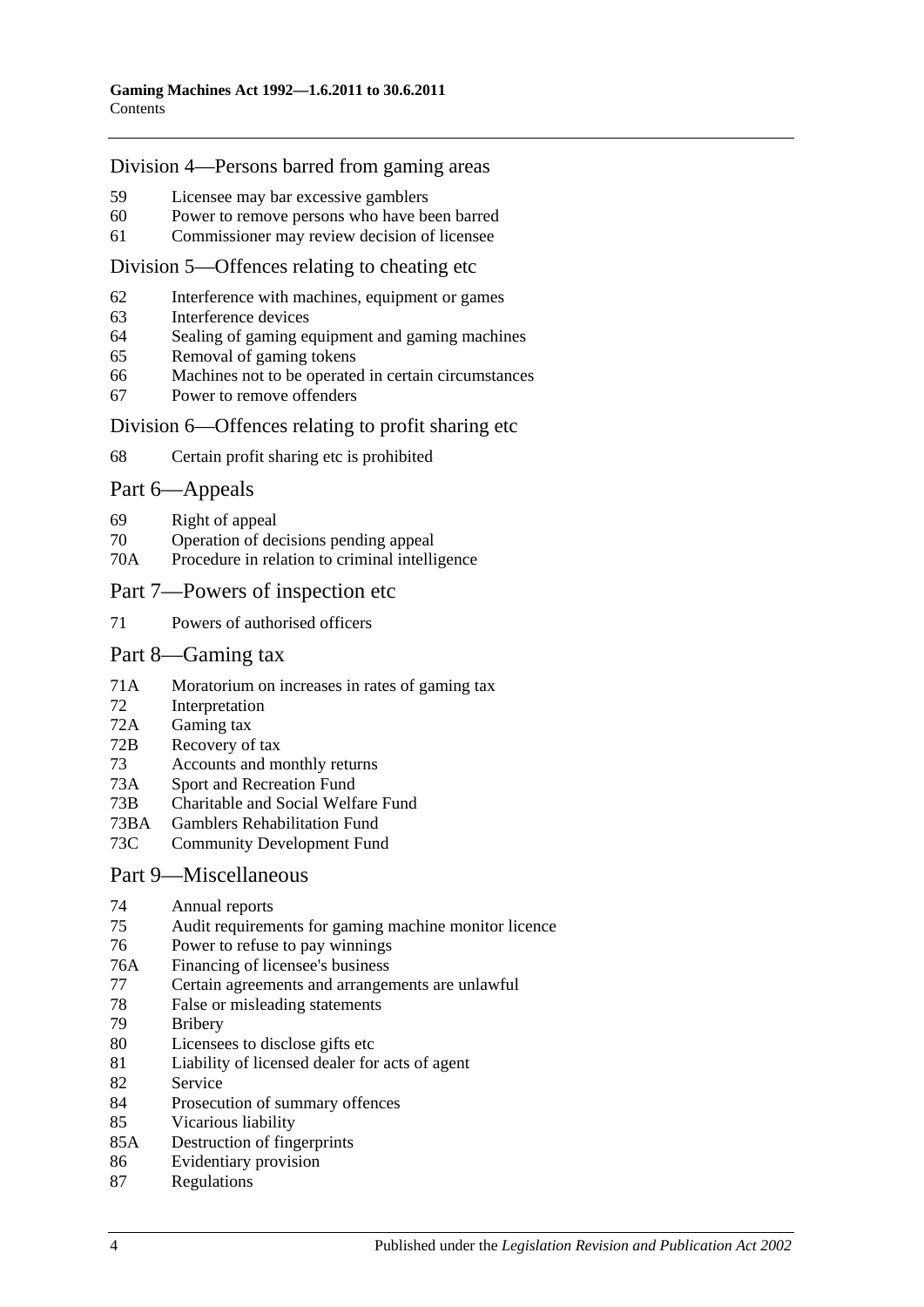## Division 4—Persons barred from gaming areas

59 Licensee may bar excessive gamblers
60 Power to remove persons who have been barred
61 Commissioner may review decision of licensee

## Division 5—Offences relating to cheating etc

62 Interference with machines, equipment or games
63 Interference devices
64 Sealing of gaming equipment and gaming machines
65 Removal of gaming tokens
66 Machines not to be operated in certain circumstances
67 Power to remove offenders

## Division 6—Offences relating to profit sharing etc

68 Certain profit sharing etc is prohibited

## Part 6—Appeals

69 Right of appeal
70 Operation of decisions pending appeal
70A Procedure in relation to criminal intelligence

## Part 7—Powers of inspection etc

71 Powers of authorised officers

## Part 8—Gaming tax

71A Moratorium on increases in rates of gaming tax
72 Interpretation
72A Gaming tax
72B Recovery of tax
73 Accounts and monthly returns
73A Sport and Recreation Fund
73B Charitable and Social Welfare Fund
73BA Gamblers Rehabilitation Fund
73C Community Development Fund

## Part 9—Miscellaneous

74 Annual reports
75 Audit requirements for gaming machine monitor licence
76 Power to refuse to pay winnings
76A Financing of licensee's business
77 Certain agreements and arrangements are unlawful
78 False or misleading statements
79 Bribery
80 Licensees to disclose gifts etc
81 Liability of licensed dealer for acts of agent
82 Service
84 Prosecution of summary offences
85 Vicarious liability
85A Destruction of fingerprints
86 Evidentiary provision
87 Regulations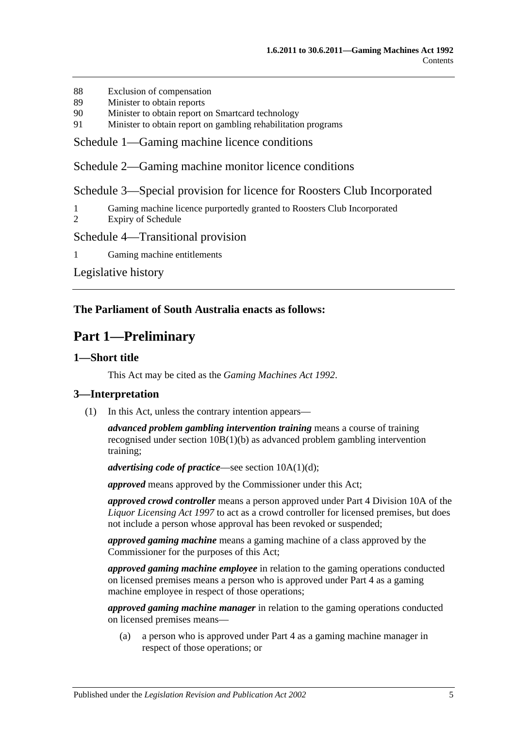88 Exclusion of compensation
89 Minister to obtain reports
90 Minister to obtain report on Smartcard technology
91 Minister to obtain report on gambling rehabilitation programs

Schedule 1—Gaming machine licence conditions

Schedule 2—Gaming machine monitor licence conditions

Schedule 3—Special provision for licence for Roosters Club Incorporated

1 Gaming machine licence purportedly granted to Roosters Club Incorporated
2 Expiry of Schedule

Schedule 4—Transitional provision

1 Gaming machine entitlements

Legislative history

---

**The Parliament of South Australia enacts as follows:**

# Part 1—Preliminary

## 1—Short title

This Act may be cited as the *Gaming Machines Act 1992*.

## 3—Interpretation

(1) In this Act, unless the contrary intention appears—

***advanced problem gambling intervention training*** means a course of training recognised under section 10B(1)(b) as advanced problem gambling intervention training;

***advertising code of practice***—see section 10A(1)(d);

***approved*** means approved by the Commissioner under this Act;

***approved crowd controller*** means a person approved under Part 4 Division 10A of the *Liquor Licensing Act 1997* to act as a crowd controller for licensed premises, but does not include a person whose approval has been revoked or suspended;

***approved gaming machine*** means a gaming machine of a class approved by the Commissioner for the purposes of this Act;

***approved gaming machine employee*** in relation to the gaming operations conducted on licensed premises means a person who is approved under Part 4 as a gaming machine employee in respect of those operations;

***approved gaming machine manager*** in relation to the gaming operations conducted on licensed premises means—

(a) a person who is approved under Part 4 as a gaming machine manager in respect of those operations; or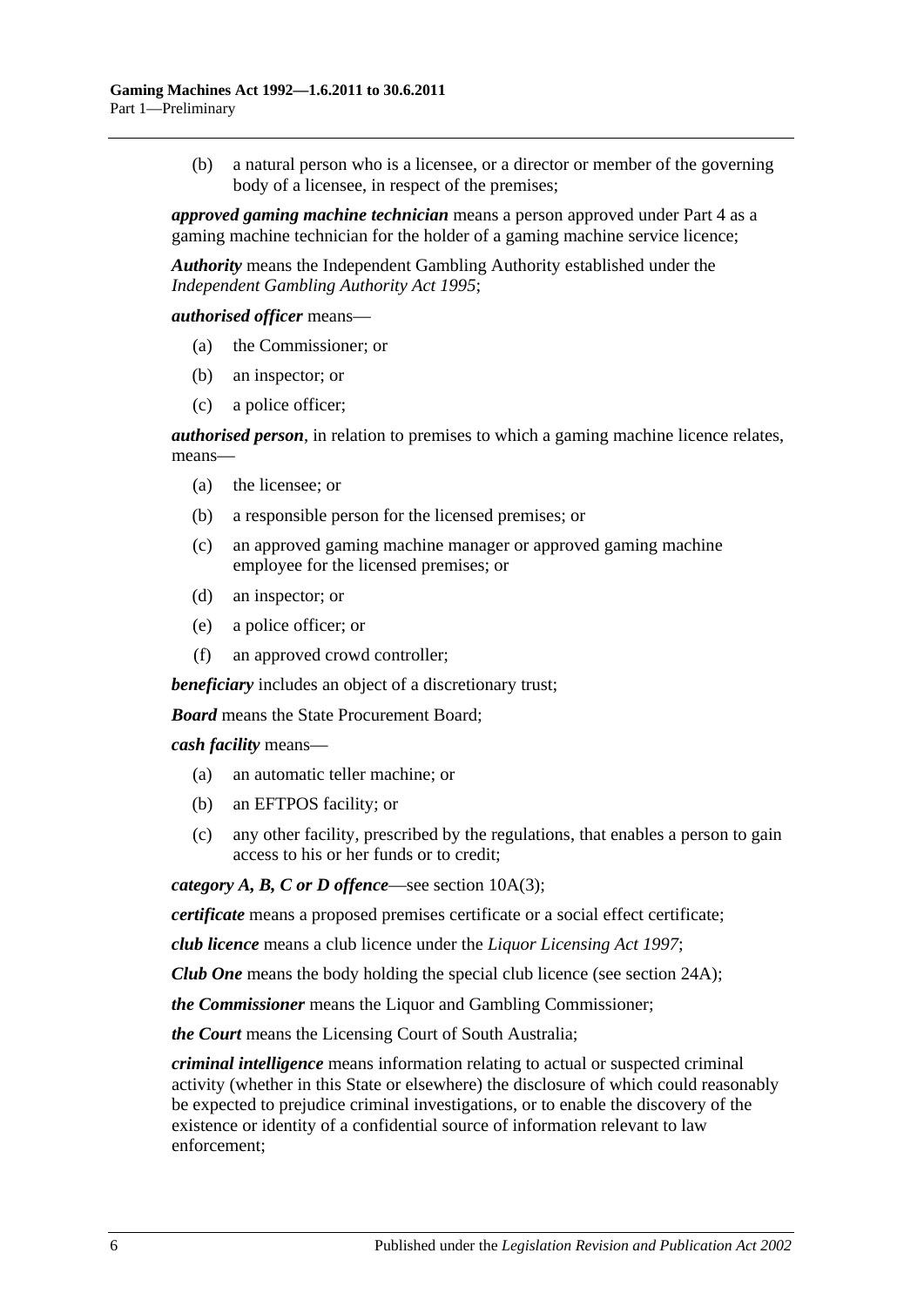(b) a natural person who is a licensee, or a director or member of the governing body of a licensee, in respect of the premises;

***approved gaming machine technician*** means a person approved under Part 4 as a gaming machine technician for the holder of a gaming machine service licence;

***Authority*** means the Independent Gambling Authority established under the *Independent Gambling Authority Act 1995*;

***authorised officer*** means—

(a) the Commissioner; or

(b) an inspector; or

(c) a police officer;

***authorised person***, in relation to premises to which a gaming machine licence relates, means—

(a) the licensee; or

(b) a responsible person for the licensed premises; or

(c) an approved gaming machine manager or approved gaming machine employee for the licensed premises; or

(d) an inspector; or

(e) a police officer; or

(f) an approved crowd controller;

***beneficiary*** includes an object of a discretionary trust;

***Board*** means the State Procurement Board;

***cash facility*** means—

(a) an automatic teller machine; or

(b) an EFTPOS facility; or

(c) any other facility, prescribed by the regulations, that enables a person to gain access to his or her funds or to credit;

***category A, B, C or D offence***—see section 10A(3);

***certificate*** means a proposed premises certificate or a social effect certificate;

***club licence*** means a club licence under the *Liquor Licensing Act 1997*;

***Club One*** means the body holding the special club licence (see section 24A);

***the Commissioner*** means the Liquor and Gambling Commissioner;

***the Court*** means the Licensing Court of South Australia;

***criminal intelligence*** means information relating to actual or suspected criminal activity (whether in this State or elsewhere) the disclosure of which could reasonably be expected to prejudice criminal investigations, or to enable the discovery of the existence or identity of a confidential source of information relevant to law enforcement;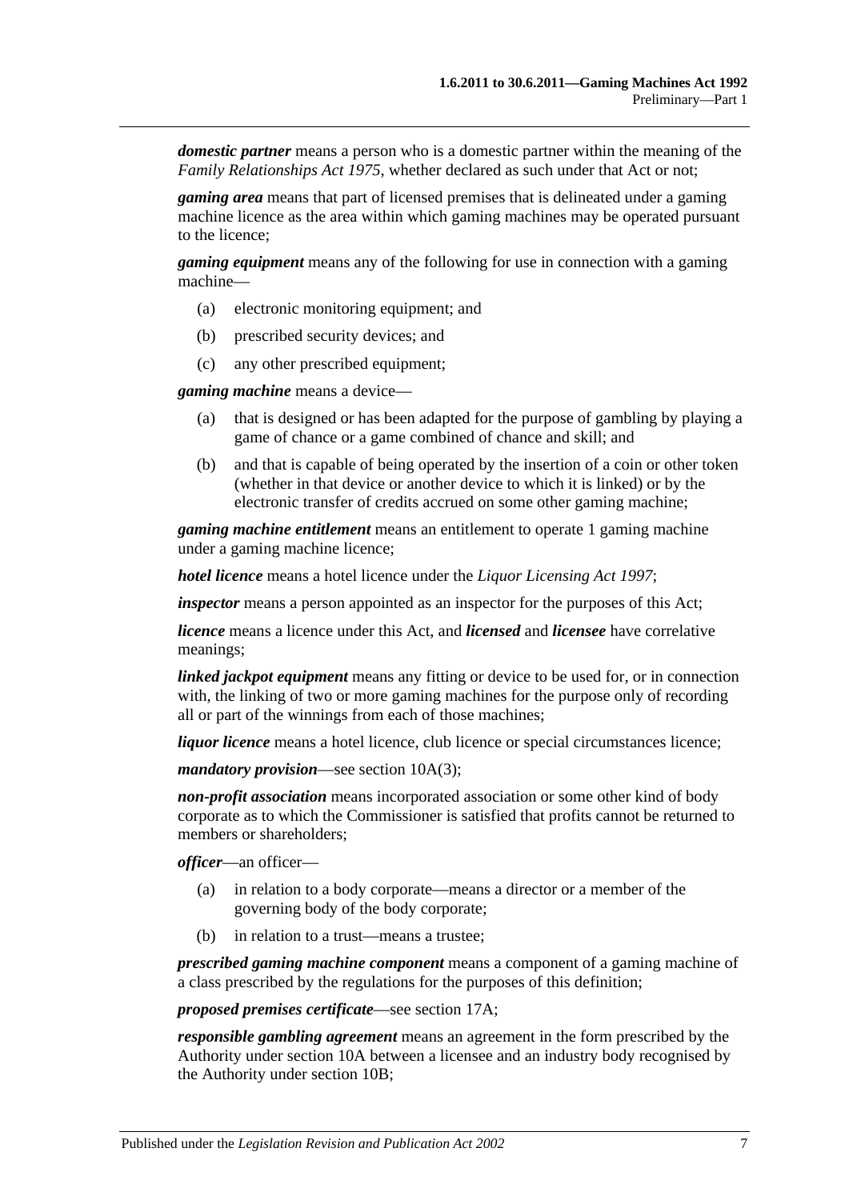***domestic partner*** means a person who is a domestic partner within the meaning of the *Family Relationships Act 1975*, whether declared as such under that Act or not;

***gaming area*** means that part of licensed premises that is delineated under a gaming machine licence as the area within which gaming machines may be operated pursuant to the licence;

***gaming equipment*** means any of the following for use in connection with a gaming machine—

- (a) electronic monitoring equipment; and
- (b) prescribed security devices; and
- (c) any other prescribed equipment;

***gaming machine*** means a device—

- (a) that is designed or has been adapted for the purpose of gambling by playing a game of chance or a game combined of chance and skill; and
- (b) and that is capable of being operated by the insertion of a coin or other token (whether in that device or another device to which it is linked) or by the electronic transfer of credits accrued on some other gaming machine;

***gaming machine entitlement*** means an entitlement to operate 1 gaming machine under a gaming machine licence;

***hotel licence*** means a hotel licence under the *Liquor Licensing Act 1997*;

***inspector*** means a person appointed as an inspector for the purposes of this Act;

***licence*** means a licence under this Act, and ***licensed*** and ***licensee*** have correlative meanings;

***linked jackpot equipment*** means any fitting or device to be used for, or in connection with, the linking of two or more gaming machines for the purpose only of recording all or part of the winnings from each of those machines;

***liquor licence*** means a hotel licence, club licence or special circumstances licence;

***mandatory provision***—see section 10A(3);

***non-profit association*** means incorporated association or some other kind of body corporate as to which the Commissioner is satisfied that profits cannot be returned to members or shareholders;

***officer***—an officer—

- (a) in relation to a body corporate—means a director or a member of the governing body of the body corporate;
- (b) in relation to a trust—means a trustee;

***prescribed gaming machine component*** means a component of a gaming machine of a class prescribed by the regulations for the purposes of this definition;

***proposed premises certificate***—see section 17A;

***responsible gambling agreement*** means an agreement in the form prescribed by the Authority under section 10A between a licensee and an industry body recognised by the Authority under section 10B;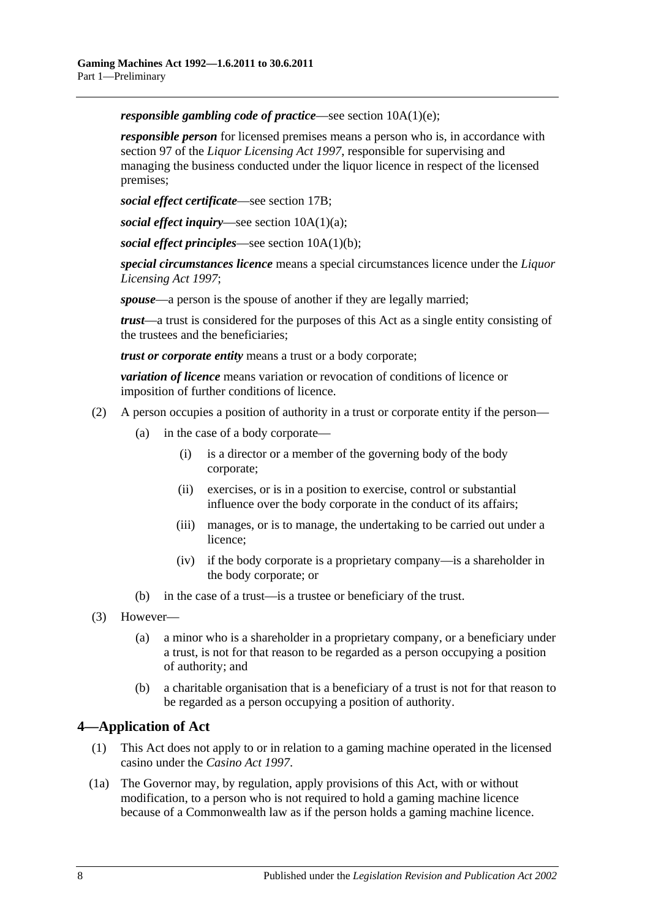***responsible gambling code of practice***—see section 10A(1)(e);

***responsible person*** for licensed premises means a person who is, in accordance with section 97 of the *Liquor Licensing Act 1997*, responsible for supervising and managing the business conducted under the liquor licence in respect of the licensed premises;

***social effect certificate***—see section 17B;

***social effect inquiry***—see section 10A(1)(a);

***social effect principles***—see section 10A(1)(b);

***special circumstances licence*** means a special circumstances licence under the *Liquor Licensing Act 1997*;

***spouse***—a person is the spouse of another if they are legally married;

***trust***—a trust is considered for the purposes of this Act as a single entity consisting of the trustees and the beneficiaries;

***trust or corporate entity*** means a trust or a body corporate;

***variation of licence*** means variation or revocation of conditions of licence or imposition of further conditions of licence.

(2) A person occupies a position of authority in a trust or corporate entity if the person—

(a) in the case of a body corporate—

(i) is a director or a member of the governing body of the body corporate;

(ii) exercises, or is in a position to exercise, control or substantial influence over the body corporate in the conduct of its affairs;

(iii) manages, or is to manage, the undertaking to be carried out under a licence;

(iv) if the body corporate is a proprietary company—is a shareholder in the body corporate; or

(b) in the case of a trust—is a trustee or beneficiary of the trust.

(3) However—

(a) a minor who is a shareholder in a proprietary company, or a beneficiary under a trust, is not for that reason to be regarded as a person occupying a position of authority; and

(b) a charitable organisation that is a beneficiary of a trust is not for that reason to be regarded as a person occupying a position of authority.

## 4—Application of Act

(1) This Act does not apply to or in relation to a gaming machine operated in the licensed casino under the *Casino Act 1997*.

(1a) The Governor may, by regulation, apply provisions of this Act, with or without modification, to a person who is not required to hold a gaming machine licence because of a Commonwealth law as if the person holds a gaming machine licence.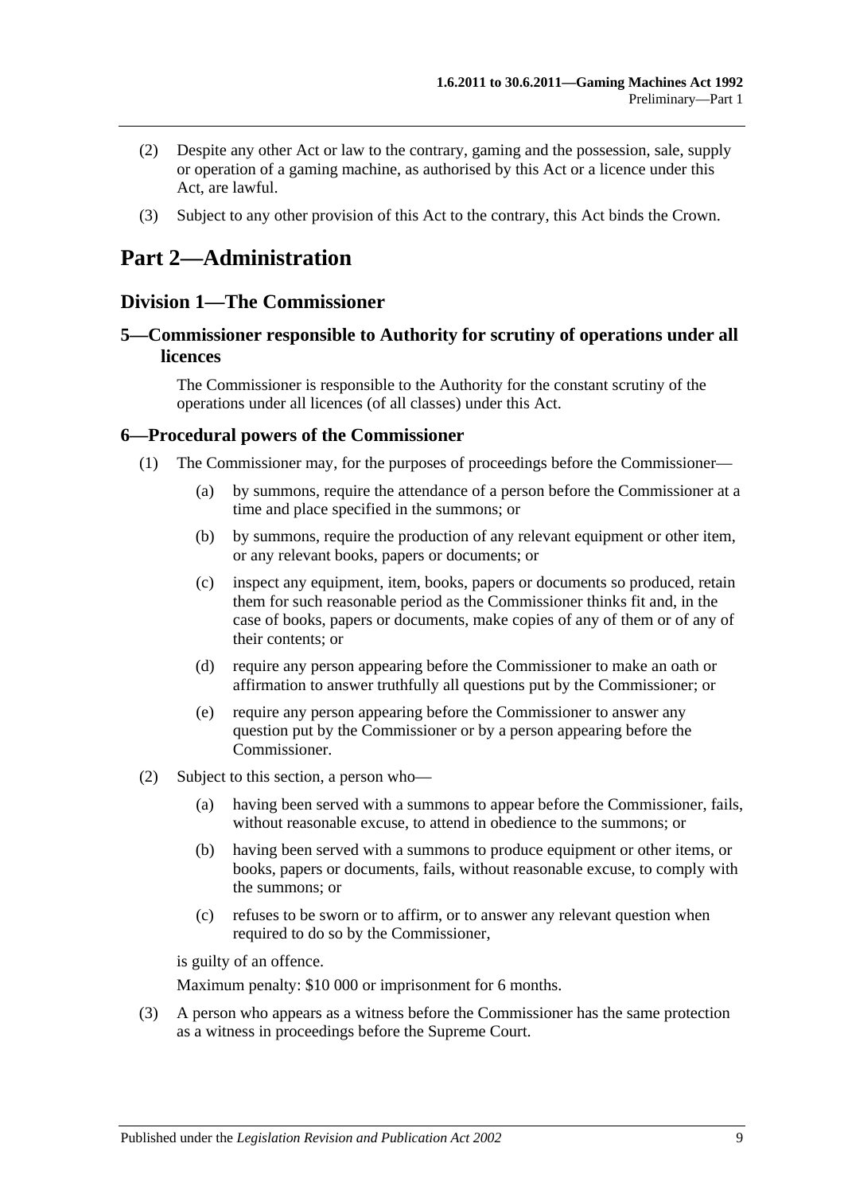(2) Despite any other Act or law to the contrary, gaming and the possession, sale, supply or operation of a gaming machine, as authorised by this Act or a licence under this Act, are lawful.

(3) Subject to any other provision of this Act to the contrary, this Act binds the Crown.

# Part 2—Administration

## Division 1—The Commissioner

### 5—Commissioner responsible to Authority for scrutiny of operations under all licences

The Commissioner is responsible to the Authority for the constant scrutiny of the operations under all licences (of all classes) under this Act.

### 6—Procedural powers of the Commissioner

(1) The Commissioner may, for the purposes of proceedings before the Commissioner—

- (a) by summons, require the attendance of a person before the Commissioner at a time and place specified in the summons; or
- (b) by summons, require the production of any relevant equipment or other item, or any relevant books, papers or documents; or
- (c) inspect any equipment, item, books, papers or documents so produced, retain them for such reasonable period as the Commissioner thinks fit and, in the case of books, papers or documents, make copies of any of them or of any of their contents; or
- (d) require any person appearing before the Commissioner to make an oath or affirmation to answer truthfully all questions put by the Commissioner; or
- (e) require any person appearing before the Commissioner to answer any question put by the Commissioner or by a person appearing before the Commissioner.

(2) Subject to this section, a person who—

- (a) having been served with a summons to appear before the Commissioner, fails, without reasonable excuse, to attend in obedience to the summons; or
- (b) having been served with a summons to produce equipment or other items, or books, papers or documents, fails, without reasonable excuse, to comply with the summons; or
- (c) refuses to be sworn or to affirm, or to answer any relevant question when required to do so by the Commissioner,

is guilty of an offence.

Maximum penalty: $10 000 or imprisonment for 6 months.

(3) A person who appears as a witness before the Commissioner has the same protection as a witness in proceedings before the Supreme Court.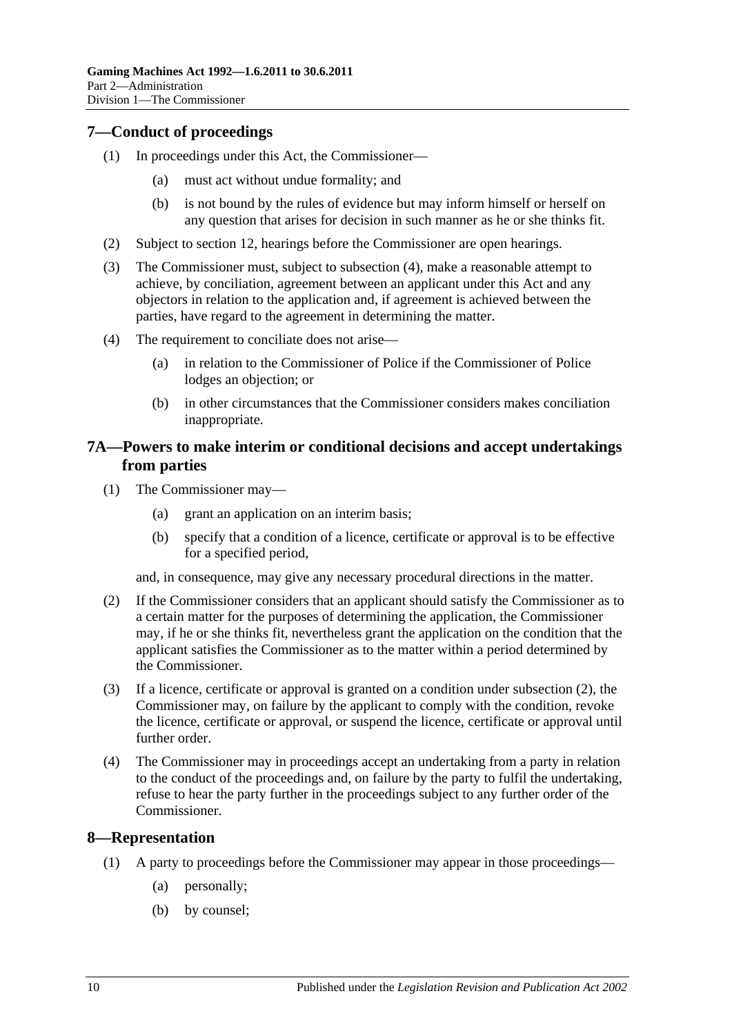## 7—Conduct of proceedings

(1) In proceedings under this Act, the Commissioner—

(a) must act without undue formality; and

(b) is not bound by the rules of evidence but may inform himself or herself on any question that arises for decision in such manner as he or she thinks fit.

(2) Subject to section 12, hearings before the Commissioner are open hearings.

(3) The Commissioner must, subject to subsection (4), make a reasonable attempt to achieve, by conciliation, agreement between an applicant under this Act and any objectors in relation to the application and, if agreement is achieved between the parties, have regard to the agreement in determining the matter.

(4) The requirement to conciliate does not arise—

(a) in relation to the Commissioner of Police if the Commissioner of Police lodges an objection; or

(b) in other circumstances that the Commissioner considers makes conciliation inappropriate.

## 7A—Powers to make interim or conditional decisions and accept undertakings from parties

(1) The Commissioner may—

(a) grant an application on an interim basis;

(b) specify that a condition of a licence, certificate or approval is to be effective for a specified period,

and, in consequence, may give any necessary procedural directions in the matter.

(2) If the Commissioner considers that an applicant should satisfy the Commissioner as to a certain matter for the purposes of determining the application, the Commissioner may, if he or she thinks fit, nevertheless grant the application on the condition that the applicant satisfies the Commissioner as to the matter within a period determined by the Commissioner.

(3) If a licence, certificate or approval is granted on a condition under subsection (2), the Commissioner may, on failure by the applicant to comply with the condition, revoke the licence, certificate or approval, or suspend the licence, certificate or approval until further order.

(4) The Commissioner may in proceedings accept an undertaking from a party in relation to the conduct of the proceedings and, on failure by the party to fulfil the undertaking, refuse to hear the party further in the proceedings subject to any further order of the Commissioner.

## 8—Representation

(1) A party to proceedings before the Commissioner may appear in those proceedings—

(a) personally;

(b) by counsel;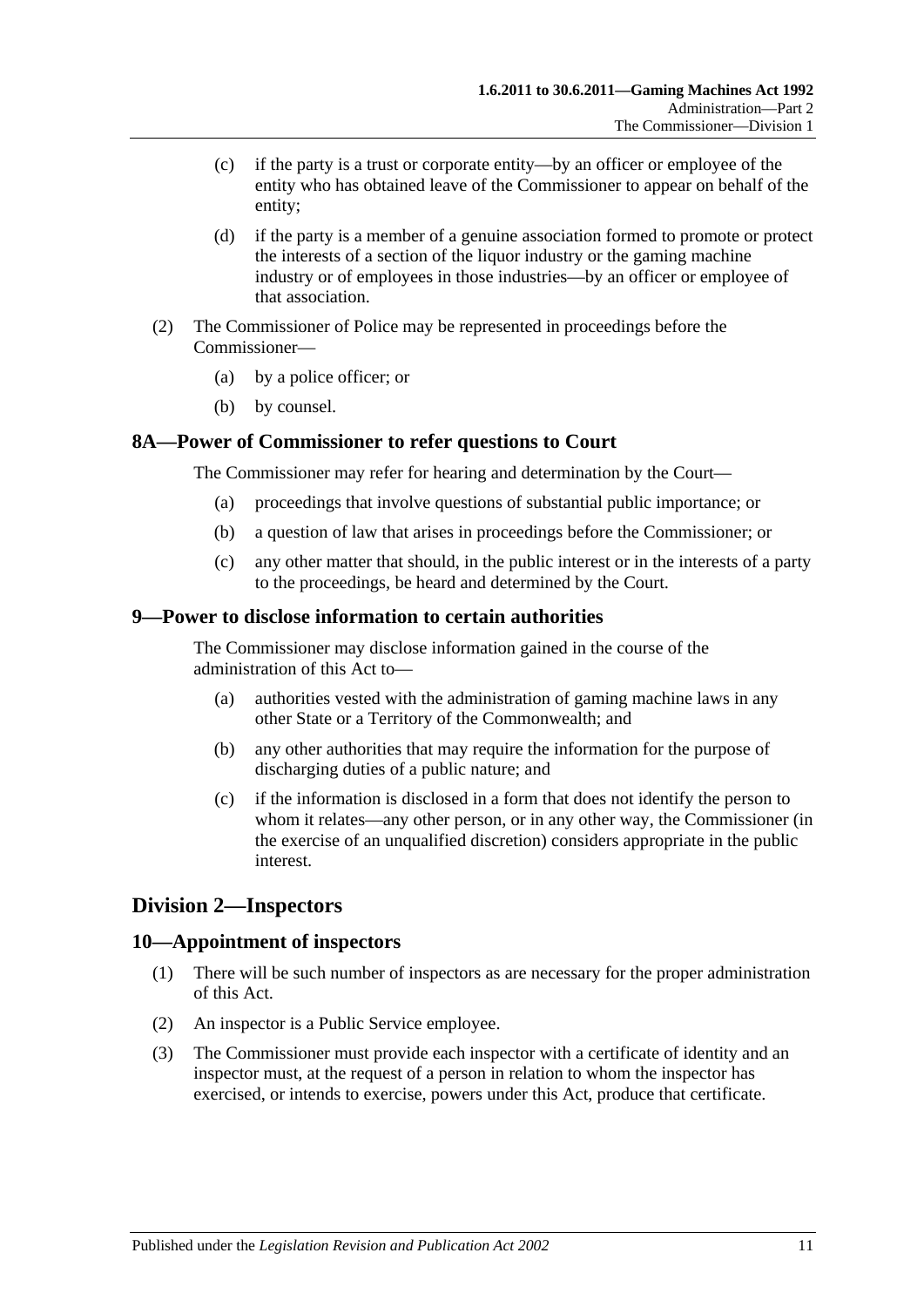(c) if the party is a trust or corporate entity—by an officer or employee of the entity who has obtained leave of the Commissioner to appear on behalf of the entity;

(d) if the party is a member of a genuine association formed to promote or protect the interests of a section of the liquor industry or the gaming machine industry or of employees in those industries—by an officer or employee of that association.

(2) The Commissioner of Police may be represented in proceedings before the Commissioner—

(a) by a police officer; or

(b) by counsel.

## 8A—Power of Commissioner to refer questions to Court

The Commissioner may refer for hearing and determination by the Court—

(a) proceedings that involve questions of substantial public importance; or

(b) a question of law that arises in proceedings before the Commissioner; or

(c) any other matter that should, in the public interest or in the interests of a party to the proceedings, be heard and determined by the Court.

## 9—Power to disclose information to certain authorities

The Commissioner may disclose information gained in the course of the administration of this Act to—

(a) authorities vested with the administration of gaming machine laws in any other State or a Territory of the Commonwealth; and

(b) any other authorities that may require the information for the purpose of discharging duties of a public nature; and

(c) if the information is disclosed in a form that does not identify the person to whom it relates—any other person, or in any other way, the Commissioner (in the exercise of an unqualified discretion) considers appropriate in the public interest.

# Division 2—Inspectors

## 10—Appointment of inspectors

(1) There will be such number of inspectors as are necessary for the proper administration of this Act.

(2) An inspector is a Public Service employee.

(3) The Commissioner must provide each inspector with a certificate of identity and an inspector must, at the request of a person in relation to whom the inspector has exercised, or intends to exercise, powers under this Act, produce that certificate.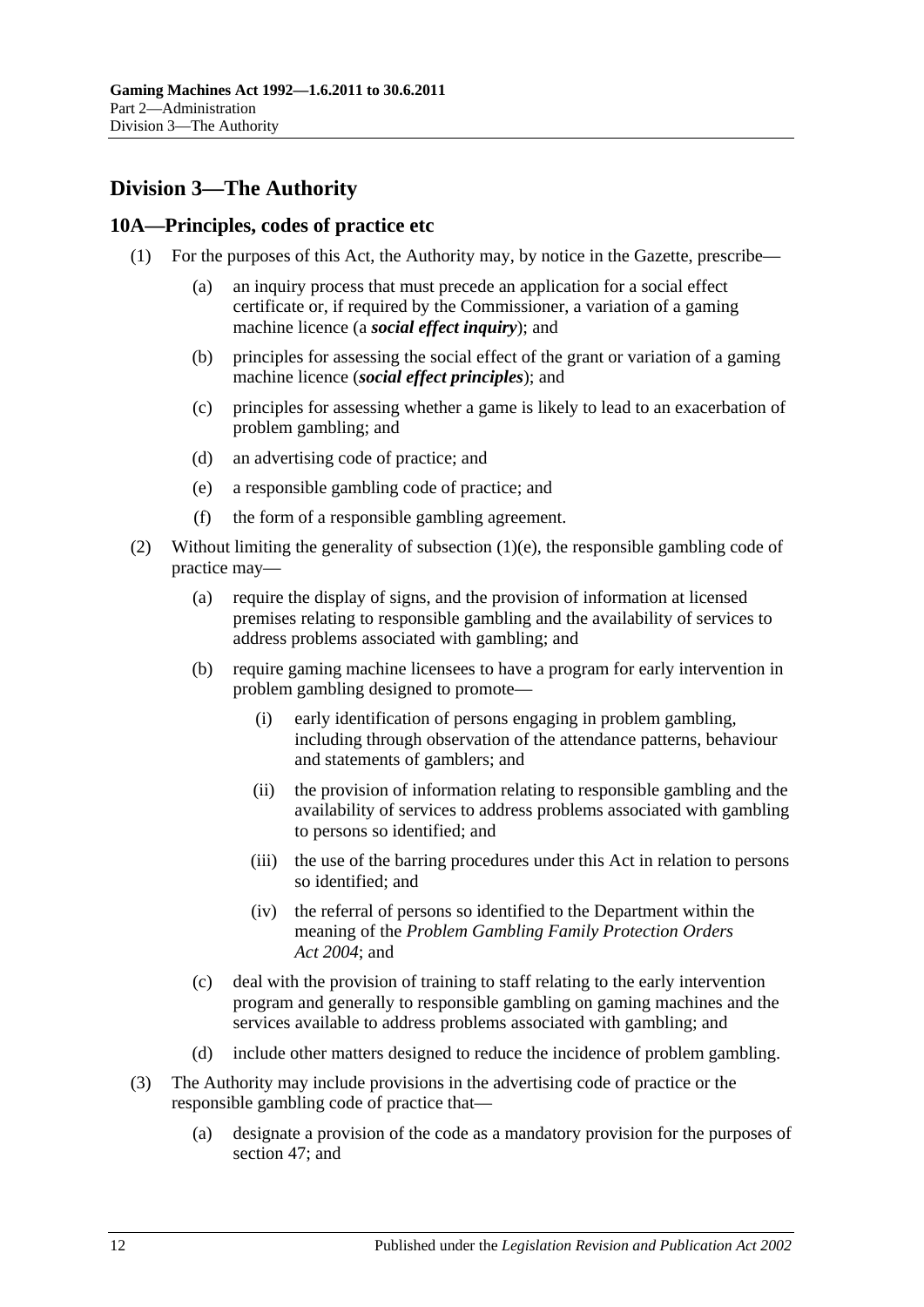## Division 3—The Authority

### 10A—Principles, codes of practice etc

(1) For the purposes of this Act, the Authority may, by notice in the Gazette, prescribe—

(a) an inquiry process that must precede an application for a social effect certificate or, if required by the Commissioner, a variation of a gaming machine licence (a ***social effect inquiry***); and

(b) principles for assessing the social effect of the grant or variation of a gaming machine licence (***social effect principles***); and

(c) principles for assessing whether a game is likely to lead to an exacerbation of problem gambling; and

(d) an advertising code of practice; and

(e) a responsible gambling code of practice; and

(f) the form of a responsible gambling agreement.

(2) Without limiting the generality of subsection (1)(e), the responsible gambling code of practice may—

(a) require the display of signs, and the provision of information at licensed premises relating to responsible gambling and the availability of services to address problems associated with gambling; and

(b) require gaming machine licensees to have a program for early intervention in problem gambling designed to promote—

(i) early identification of persons engaging in problem gambling, including through observation of the attendance patterns, behaviour and statements of gamblers; and

(ii) the provision of information relating to responsible gambling and the availability of services to address problems associated with gambling to persons so identified; and

(iii) the use of the barring procedures under this Act in relation to persons so identified; and

(iv) the referral of persons so identified to the Department within the meaning of the *Problem Gambling Family Protection Orders Act 2004*; and

(c) deal with the provision of training to staff relating to the early intervention program and generally to responsible gambling on gaming machines and the services available to address problems associated with gambling; and

(d) include other matters designed to reduce the incidence of problem gambling.

(3) The Authority may include provisions in the advertising code of practice or the responsible gambling code of practice that—

(a) designate a provision of the code as a mandatory provision for the purposes of section 47; and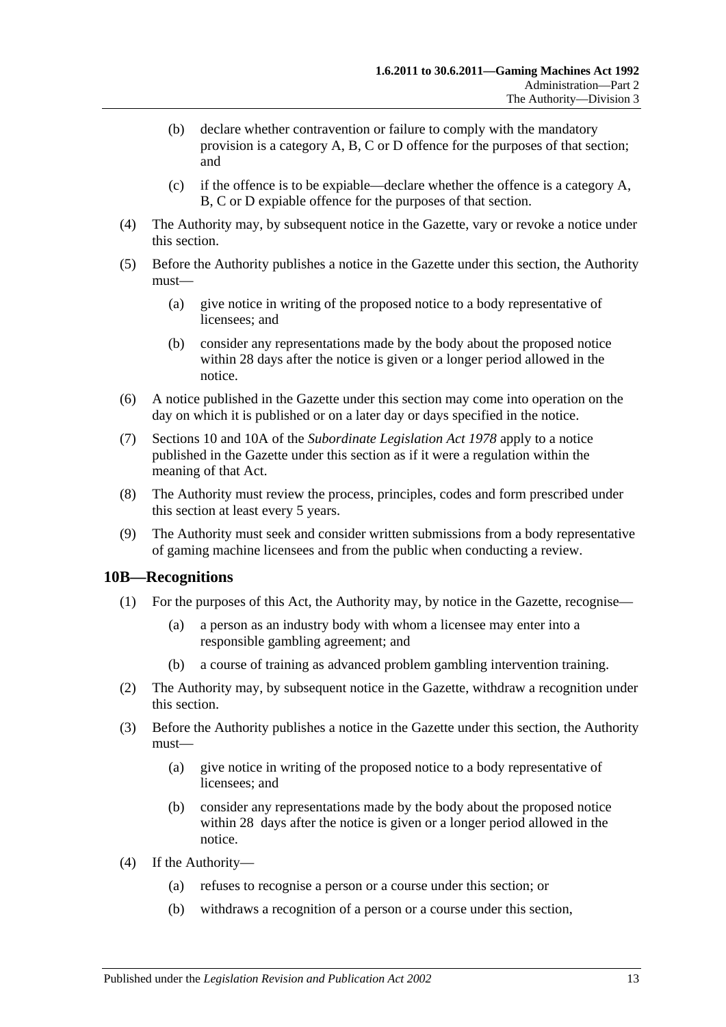(b) declare whether contravention or failure to comply with the mandatory provision is a category A, B, C or D offence for the purposes of that section; and

(c) if the offence is to be expiable—declare whether the offence is a category A, B, C or D expiable offence for the purposes of that section.

(4) The Authority may, by subsequent notice in the Gazette, vary or revoke a notice under this section.

(5) Before the Authority publishes a notice in the Gazette under this section, the Authority must—

(a) give notice in writing of the proposed notice to a body representative of licensees; and

(b) consider any representations made by the body about the proposed notice within 28 days after the notice is given or a longer period allowed in the notice.

(6) A notice published in the Gazette under this section may come into operation on the day on which it is published or on a later day or days specified in the notice.

(7) Sections 10 and 10A of the *Subordinate Legislation Act 1978* apply to a notice published in the Gazette under this section as if it were a regulation within the meaning of that Act.

(8) The Authority must review the process, principles, codes and form prescribed under this section at least every 5 years.

(9) The Authority must seek and consider written submissions from a body representative of gaming machine licensees and from the public when conducting a review.

## 10B—Recognitions

(1) For the purposes of this Act, the Authority may, by notice in the Gazette, recognise—

(a) a person as an industry body with whom a licensee may enter into a responsible gambling agreement; and

(b) a course of training as advanced problem gambling intervention training.

(2) The Authority may, by subsequent notice in the Gazette, withdraw a recognition under this section.

(3) Before the Authority publishes a notice in the Gazette under this section, the Authority must—

(a) give notice in writing of the proposed notice to a body representative of licensees; and

(b) consider any representations made by the body about the proposed notice within 28 days after the notice is given or a longer period allowed in the notice.

(4) If the Authority—

(a) refuses to recognise a person or a course under this section; or

(b) withdraws a recognition of a person or a course under this section,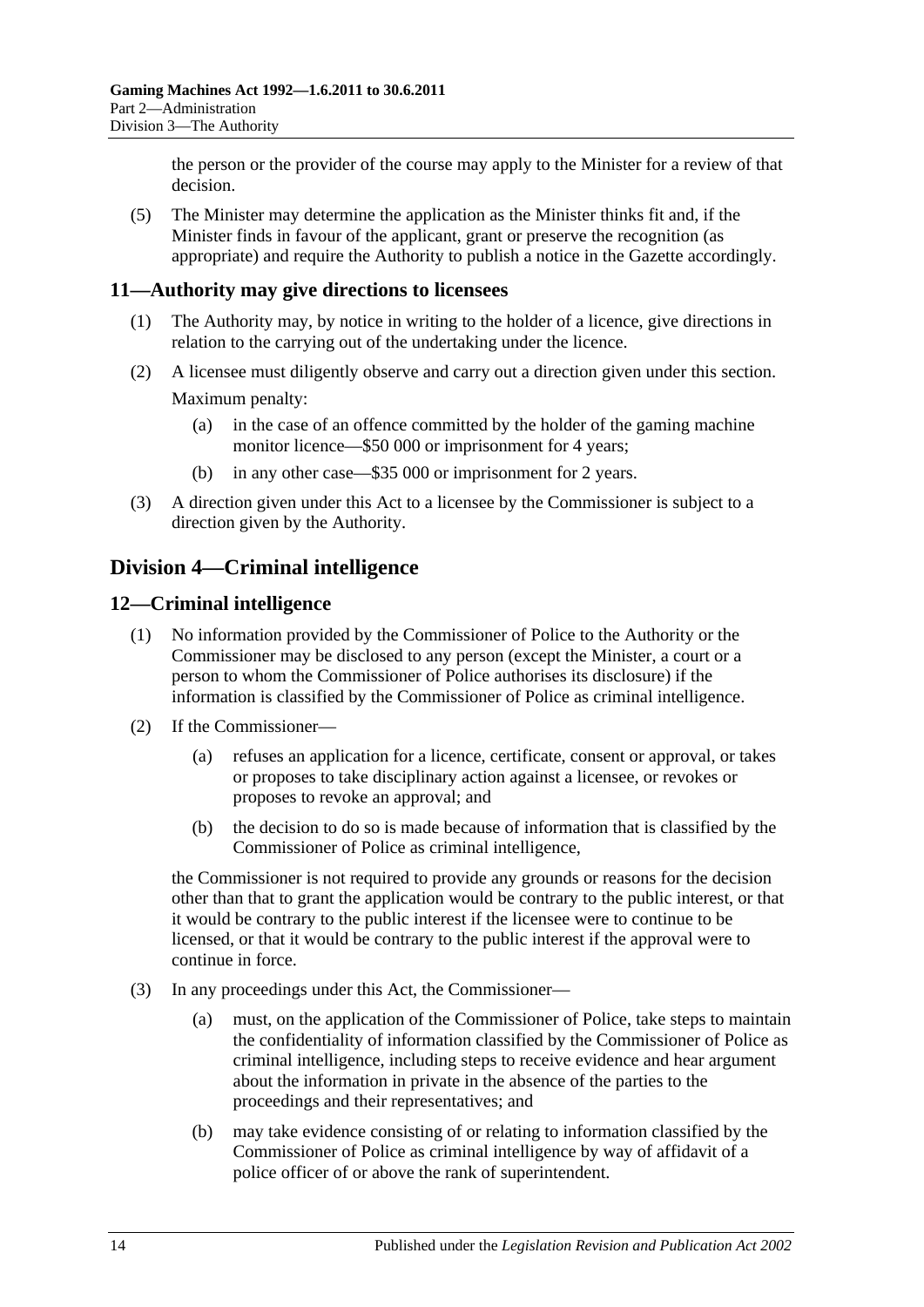the person or the provider of the course may apply to the Minister for a review of that decision.

(5) The Minister may determine the application as the Minister thinks fit and, if the Minister finds in favour of the applicant, grant or preserve the recognition (as appropriate) and require the Authority to publish a notice in the Gazette accordingly.

## 11—Authority may give directions to licensees

(1) The Authority may, by notice in writing to the holder of a licence, give directions in relation to the carrying out of the undertaking under the licence.

(2) A licensee must diligently observe and carry out a direction given under this section.

Maximum penalty:

(a) in the case of an offence committed by the holder of the gaming machine monitor licence—$50 000 or imprisonment for 4 years;

(b) in any other case—$35 000 or imprisonment for 2 years.

(3) A direction given under this Act to a licensee by the Commissioner is subject to a direction given by the Authority.

# Division 4—Criminal intelligence

## 12—Criminal intelligence

(1) No information provided by the Commissioner of Police to the Authority or the Commissioner may be disclosed to any person (except the Minister, a court or a person to whom the Commissioner of Police authorises its disclosure) if the information is classified by the Commissioner of Police as criminal intelligence.

(2) If the Commissioner—

(a) refuses an application for a licence, certificate, consent or approval, or takes or proposes to take disciplinary action against a licensee, or revokes or proposes to revoke an approval; and

(b) the decision to do so is made because of information that is classified by the Commissioner of Police as criminal intelligence,

the Commissioner is not required to provide any grounds or reasons for the decision other than that to grant the application would be contrary to the public interest, or that it would be contrary to the public interest if the licensee were to continue to be licensed, or that it would be contrary to the public interest if the approval were to continue in force.

(3) In any proceedings under this Act, the Commissioner—

(a) must, on the application of the Commissioner of Police, take steps to maintain the confidentiality of information classified by the Commissioner of Police as criminal intelligence, including steps to receive evidence and hear argument about the information in private in the absence of the parties to the proceedings and their representatives; and

(b) may take evidence consisting of or relating to information classified by the Commissioner of Police as criminal intelligence by way of affidavit of a police officer of or above the rank of superintendent.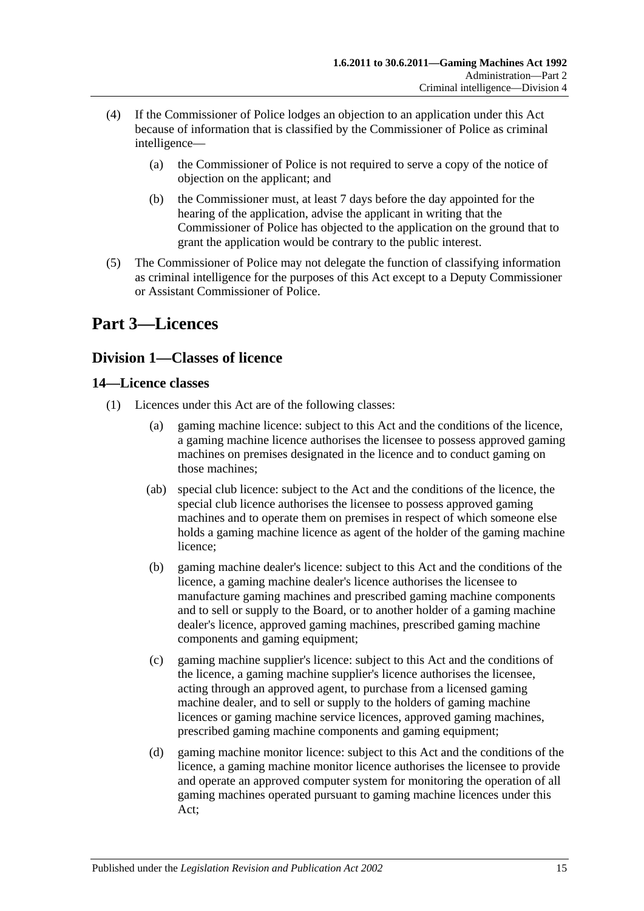(4) If the Commissioner of Police lodges an objection to an application under this Act because of information that is classified by the Commissioner of Police as criminal intelligence—

(a) the Commissioner of Police is not required to serve a copy of the notice of objection on the applicant; and

(b) the Commissioner must, at least 7 days before the day appointed for the hearing of the application, advise the applicant in writing that the Commissioner of Police has objected to the application on the ground that to grant the application would be contrary to the public interest.

(5) The Commissioner of Police may not delegate the function of classifying information as criminal intelligence for the purposes of this Act except to a Deputy Commissioner or Assistant Commissioner of Police.

# Part 3—Licences

## Division 1—Classes of licence

### 14—Licence classes

(1) Licences under this Act are of the following classes:

(a) gaming machine licence: subject to this Act and the conditions of the licence, a gaming machine licence authorises the licensee to possess approved gaming machines on premises designated in the licence and to conduct gaming on those machines;

(ab) special club licence: subject to the Act and the conditions of the licence, the special club licence authorises the licensee to possess approved gaming machines and to operate them on premises in respect of which someone else holds a gaming machine licence as agent of the holder of the gaming machine licence;

(b) gaming machine dealer's licence: subject to this Act and the conditions of the licence, a gaming machine dealer's licence authorises the licensee to manufacture gaming machines and prescribed gaming machine components and to sell or supply to the Board, or to another holder of a gaming machine dealer's licence, approved gaming machines, prescribed gaming machine components and gaming equipment;

(c) gaming machine supplier's licence: subject to this Act and the conditions of the licence, a gaming machine supplier's licence authorises the licensee, acting through an approved agent, to purchase from a licensed gaming machine dealer, and to sell or supply to the holders of gaming machine licences or gaming machine service licences, approved gaming machines, prescribed gaming machine components and gaming equipment;

(d) gaming machine monitor licence: subject to this Act and the conditions of the licence, a gaming machine monitor licence authorises the licensee to provide and operate an approved computer system for monitoring the operation of all gaming machines operated pursuant to gaming machine licences under this Act;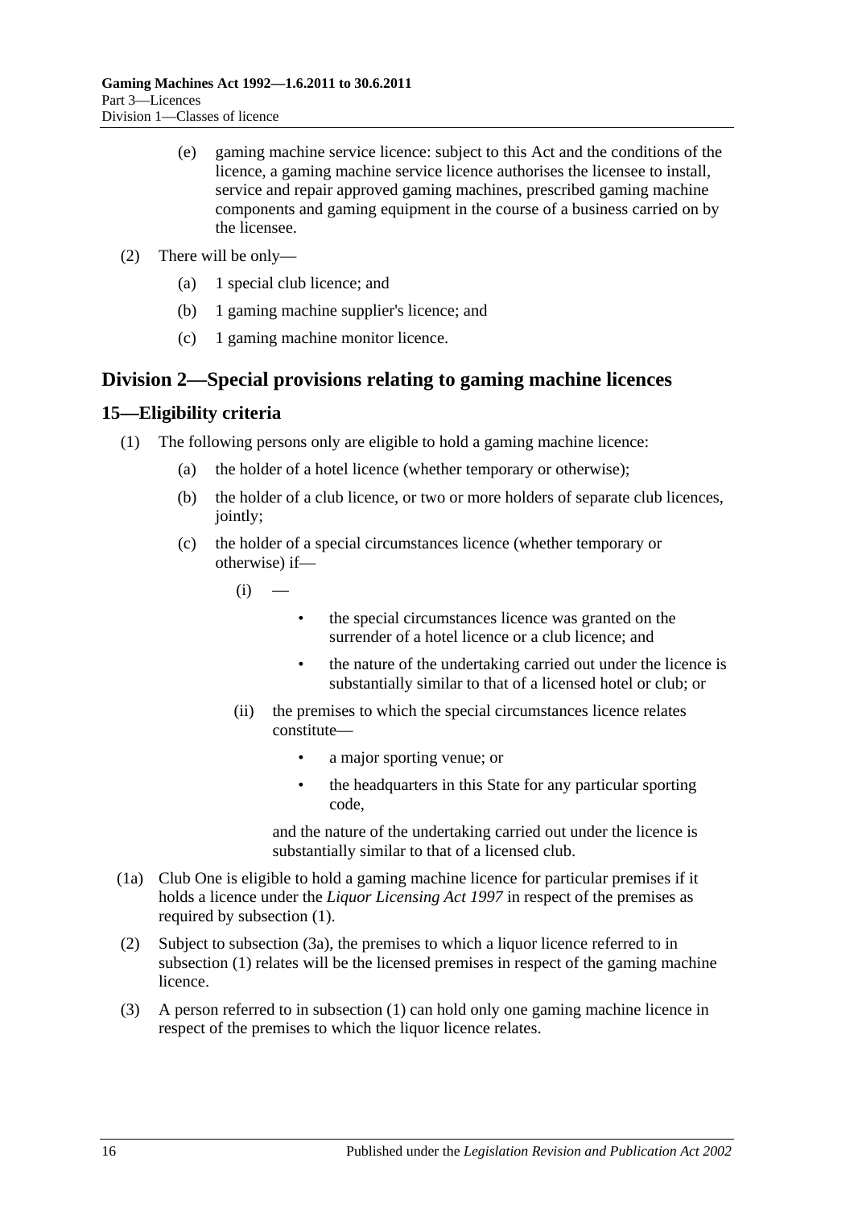(e) gaming machine service licence: subject to this Act and the conditions of the licence, a gaming machine service licence authorises the licensee to install, service and repair approved gaming machines, prescribed gaming machine components and gaming equipment in the course of a business carried on by the licensee.

(2) There will be only—

(a) 1 special club licence; and

(b) 1 gaming machine supplier's licence; and

(c) 1 gaming machine monitor licence.

## Division 2—Special provisions relating to gaming machine licences

### 15—Eligibility criteria

(1) The following persons only are eligible to hold a gaming machine licence:

(a) the holder of a hotel licence (whether temporary or otherwise);

(b) the holder of a club licence, or two or more holders of separate club licences, jointly;

(c) the holder of a special circumstances licence (whether temporary or otherwise) if—

(i) —

- the special circumstances licence was granted on the surrender of a hotel licence or a club licence; and
- the nature of the undertaking carried out under the licence is substantially similar to that of a licensed hotel or club; or

(ii) the premises to which the special circumstances licence relates constitute—

- a major sporting venue; or
- the headquarters in this State for any particular sporting code,

and the nature of the undertaking carried out under the licence is substantially similar to that of a licensed club.

(1a) Club One is eligible to hold a gaming machine licence for particular premises if it holds a licence under the *Liquor Licensing Act 1997* in respect of the premises as required by subsection (1).

(2) Subject to subsection (3a), the premises to which a liquor licence referred to in subsection (1) relates will be the licensed premises in respect of the gaming machine licence.

(3) A person referred to in subsection (1) can hold only one gaming machine licence in respect of the premises to which the liquor licence relates.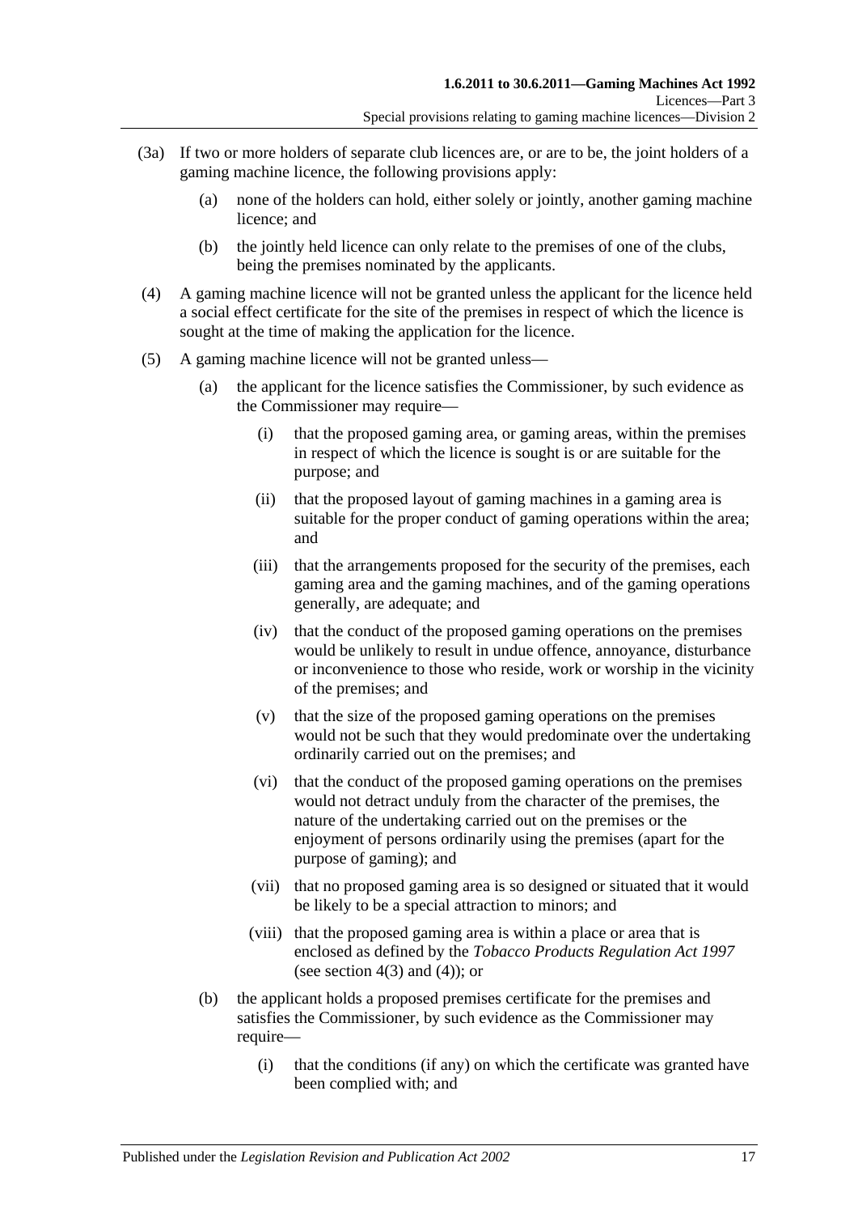(3a) If two or more holders of separate club licences are, or are to be, the joint holders of a gaming machine licence, the following provisions apply:

  (a) none of the holders can hold, either solely or jointly, another gaming machine licence; and

  (b) the jointly held licence can only relate to the premises of one of the clubs, being the premises nominated by the applicants.

(4) A gaming machine licence will not be granted unless the applicant for the licence held a social effect certificate for the site of the premises in respect of which the licence is sought at the time of making the application for the licence.

(5) A gaming machine licence will not be granted unless—

  (a) the applicant for the licence satisfies the Commissioner, by such evidence as the Commissioner may require—

    (i) that the proposed gaming area, or gaming areas, within the premises in respect of which the licence is sought is or are suitable for the purpose; and

    (ii) that the proposed layout of gaming machines in a gaming area is suitable for the proper conduct of gaming operations within the area; and

    (iii) that the arrangements proposed for the security of the premises, each gaming area and the gaming machines, and of the gaming operations generally, are adequate; and

    (iv) that the conduct of the proposed gaming operations on the premises would be unlikely to result in undue offence, annoyance, disturbance or inconvenience to those who reside, work or worship in the vicinity of the premises; and

    (v) that the size of the proposed gaming operations on the premises would not be such that they would predominate over the undertaking ordinarily carried out on the premises; and

    (vi) that the conduct of the proposed gaming operations on the premises would not detract unduly from the character of the premises, the nature of the undertaking carried out on the premises or the enjoyment of persons ordinarily using the premises (apart for the purpose of gaming); and

    (vii) that no proposed gaming area is so designed or situated that it would be likely to be a special attraction to minors; and

    (viii) that the proposed gaming area is within a place or area that is enclosed as defined by the *Tobacco Products Regulation Act 1997* (see section 4(3) and (4)); or

  (b) the applicant holds a proposed premises certificate for the premises and satisfies the Commissioner, by such evidence as the Commissioner may require—

    (i) that the conditions (if any) on which the certificate was granted have been complied with; and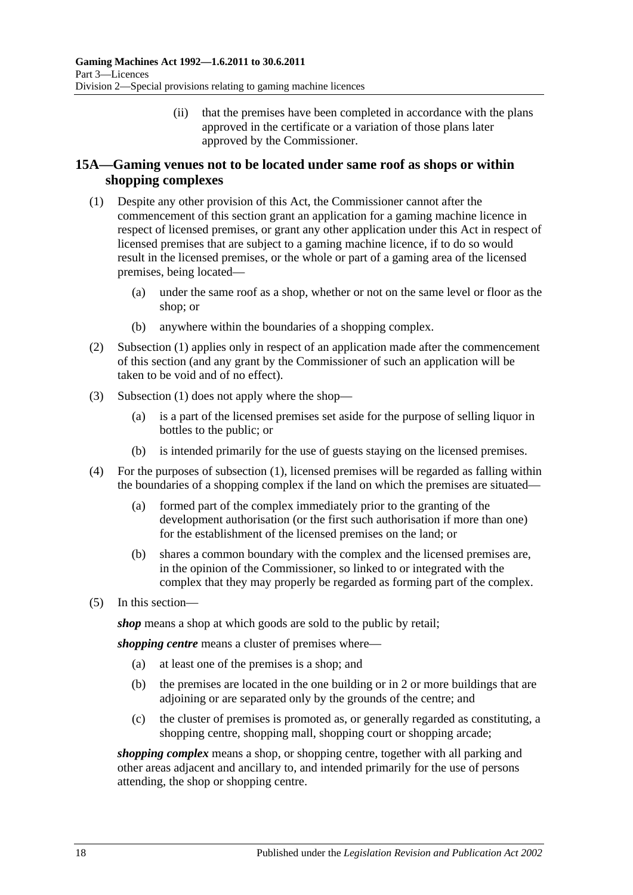(ii) that the premises have been completed in accordance with the plans approved in the certificate or a variation of those plans later approved by the Commissioner.

## 15A—Gaming venues not to be located under same roof as shops or within shopping complexes

(1) Despite any other provision of this Act, the Commissioner cannot after the commencement of this section grant an application for a gaming machine licence in respect of licensed premises, or grant any other application under this Act in respect of licensed premises that are subject to a gaming machine licence, if to do so would result in the licensed premises, or the whole or part of a gaming area of the licensed premises, being located—

(a) under the same roof as a shop, whether or not on the same level or floor as the shop; or

(b) anywhere within the boundaries of a shopping complex.

(2) Subsection (1) applies only in respect of an application made after the commencement of this section (and any grant by the Commissioner of such an application will be taken to be void and of no effect).

(3) Subsection (1) does not apply where the shop—

(a) is a part of the licensed premises set aside for the purpose of selling liquor in bottles to the public; or

(b) is intended primarily for the use of guests staying on the licensed premises.

(4) For the purposes of subsection (1), licensed premises will be regarded as falling within the boundaries of a shopping complex if the land on which the premises are situated—

(a) formed part of the complex immediately prior to the granting of the development authorisation (or the first such authorisation if more than one) for the establishment of the licensed premises on the land; or

(b) shares a common boundary with the complex and the licensed premises are, in the opinion of the Commissioner, so linked to or integrated with the complex that they may properly be regarded as forming part of the complex.

(5) In this section—

***shop*** means a shop at which goods are sold to the public by retail;

***shopping centre*** means a cluster of premises where—

(a) at least one of the premises is a shop; and

(b) the premises are located in the one building or in 2 or more buildings that are adjoining or are separated only by the grounds of the centre; and

(c) the cluster of premises is promoted as, or generally regarded as constituting, a shopping centre, shopping mall, shopping court or shopping arcade;

***shopping complex*** means a shop, or shopping centre, together with all parking and other areas adjacent and ancillary to, and intended primarily for the use of persons attending, the shop or shopping centre.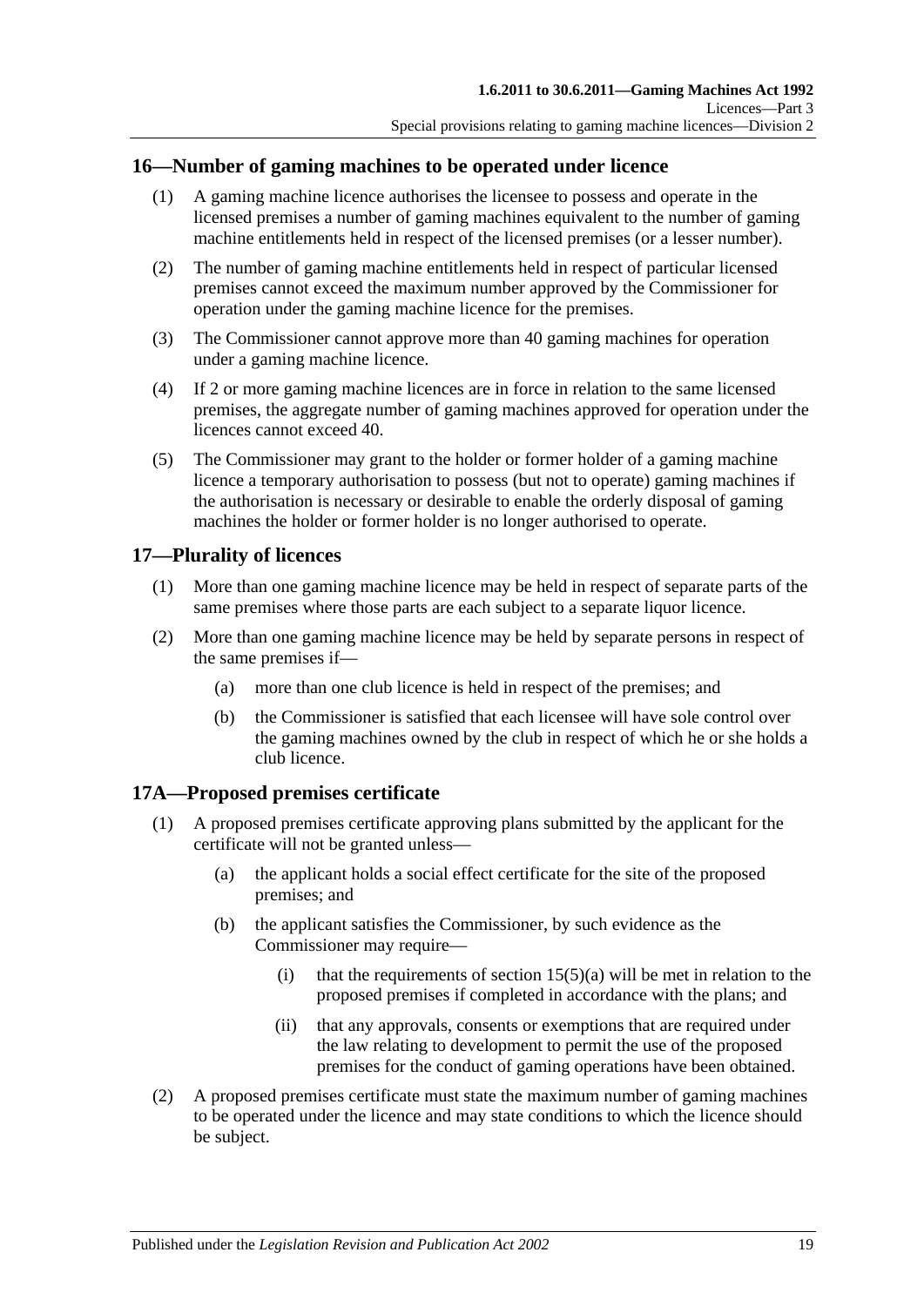## 16—Number of gaming machines to be operated under licence

(1) A gaming machine licence authorises the licensee to possess and operate in the licensed premises a number of gaming machines equivalent to the number of gaming machine entitlements held in respect of the licensed premises (or a lesser number).

(2) The number of gaming machine entitlements held in respect of particular licensed premises cannot exceed the maximum number approved by the Commissioner for operation under the gaming machine licence for the premises.

(3) The Commissioner cannot approve more than 40 gaming machines for operation under a gaming machine licence.

(4) If 2 or more gaming machine licences are in force in relation to the same licensed premises, the aggregate number of gaming machines approved for operation under the licences cannot exceed 40.

(5) The Commissioner may grant to the holder or former holder of a gaming machine licence a temporary authorisation to possess (but not to operate) gaming machines if the authorisation is necessary or desirable to enable the orderly disposal of gaming machines the holder or former holder is no longer authorised to operate.

## 17—Plurality of licences

(1) More than one gaming machine licence may be held in respect of separate parts of the same premises where those parts are each subject to a separate liquor licence.

(2) More than one gaming machine licence may be held by separate persons in respect of the same premises if—

- (a) more than one club licence is held in respect of the premises; and
- (b) the Commissioner is satisfied that each licensee will have sole control over the gaming machines owned by the club in respect of which he or she holds a club licence.

## 17A—Proposed premises certificate

(1) A proposed premises certificate approving plans submitted by the applicant for the certificate will not be granted unless—

- (a) the applicant holds a social effect certificate for the site of the proposed premises; and
- (b) the applicant satisfies the Commissioner, by such evidence as the Commissioner may require—
  - (i) that the requirements of section 15(5)(a) will be met in relation to the proposed premises if completed in accordance with the plans; and
  - (ii) that any approvals, consents or exemptions that are required under the law relating to development to permit the use of the proposed premises for the conduct of gaming operations have been obtained.

(2) A proposed premises certificate must state the maximum number of gaming machines to be operated under the licence and may state conditions to which the licence should be subject.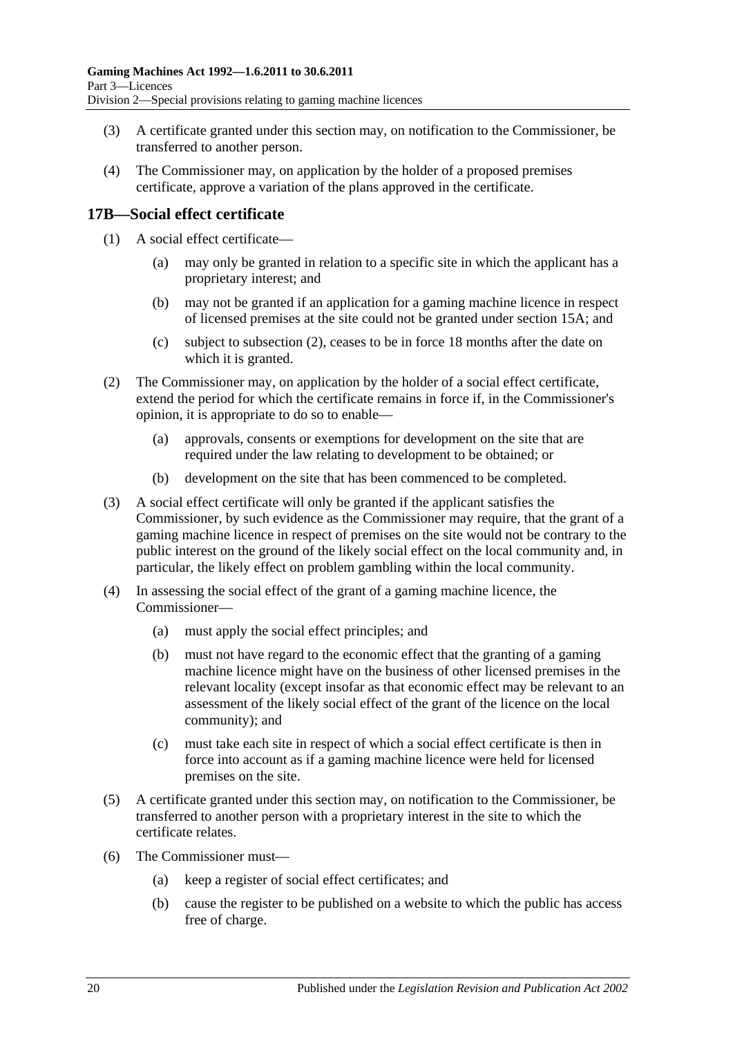(3) A certificate granted under this section may, on notification to the Commissioner, be transferred to another person.

(4) The Commissioner may, on application by the holder of a proposed premises certificate, approve a variation of the plans approved in the certificate.

## 17B—Social effect certificate

(1) A social effect certificate—

  (a) may only be granted in relation to a specific site in which the applicant has a proprietary interest; and

  (b) may not be granted if an application for a gaming machine licence in respect of licensed premises at the site could not be granted under section 15A; and

  (c) subject to subsection (2), ceases to be in force 18 months after the date on which it is granted.

(2) The Commissioner may, on application by the holder of a social effect certificate, extend the period for which the certificate remains in force if, in the Commissioner's opinion, it is appropriate to do so to enable—

  (a) approvals, consents or exemptions for development on the site that are required under the law relating to development to be obtained; or

  (b) development on the site that has been commenced to be completed.

(3) A social effect certificate will only be granted if the applicant satisfies the Commissioner, by such evidence as the Commissioner may require, that the grant of a gaming machine licence in respect of premises on the site would not be contrary to the public interest on the ground of the likely social effect on the local community and, in particular, the likely effect on problem gambling within the local community.

(4) In assessing the social effect of the grant of a gaming machine licence, the Commissioner—

  (a) must apply the social effect principles; and

  (b) must not have regard to the economic effect that the granting of a gaming machine licence might have on the business of other licensed premises in the relevant locality (except insofar as that economic effect may be relevant to an assessment of the likely social effect of the grant of the licence on the local community); and

  (c) must take each site in respect of which a social effect certificate is then in force into account as if a gaming machine licence were held for licensed premises on the site.

(5) A certificate granted under this section may, on notification to the Commissioner, be transferred to another person with a proprietary interest in the site to which the certificate relates.

(6) The Commissioner must—

  (a) keep a register of social effect certificates; and

  (b) cause the register to be published on a website to which the public has access free of charge.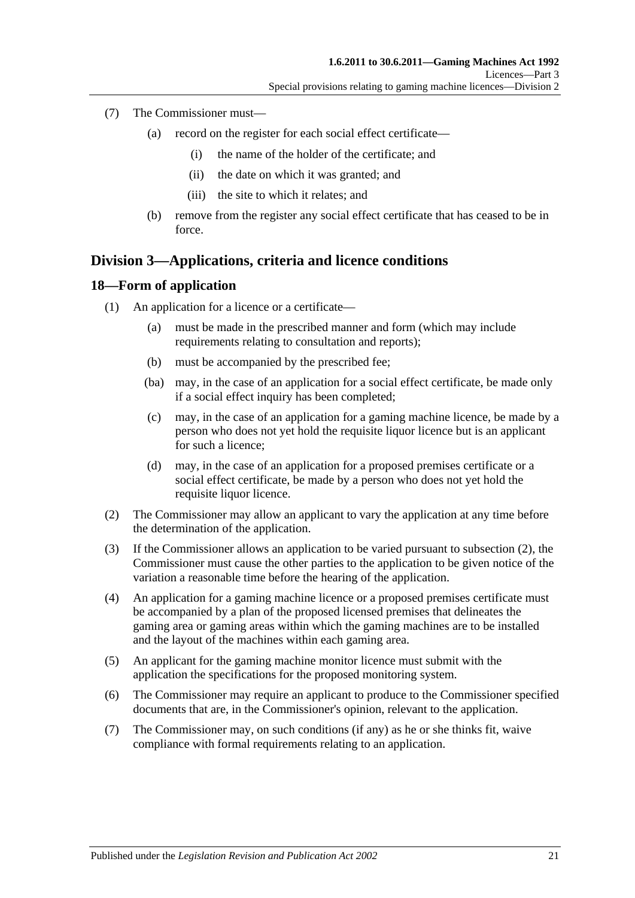(7) The Commissioner must—

(a) record on the register for each social effect certificate—

(i) the name of the holder of the certificate; and

(ii) the date on which it was granted; and

(iii) the site to which it relates; and

(b) remove from the register any social effect certificate that has ceased to be in force.

## Division 3—Applications, criteria and licence conditions

### 18—Form of application

(1) An application for a licence or a certificate—

(a) must be made in the prescribed manner and form (which may include requirements relating to consultation and reports);

(b) must be accompanied by the prescribed fee;

(ba) may, in the case of an application for a social effect certificate, be made only if a social effect inquiry has been completed;

(c) may, in the case of an application for a gaming machine licence, be made by a person who does not yet hold the requisite liquor licence but is an applicant for such a licence;

(d) may, in the case of an application for a proposed premises certificate or a social effect certificate, be made by a person who does not yet hold the requisite liquor licence.

(2) The Commissioner may allow an applicant to vary the application at any time before the determination of the application.

(3) If the Commissioner allows an application to be varied pursuant to subsection (2), the Commissioner must cause the other parties to the application to be given notice of the variation a reasonable time before the hearing of the application.

(4) An application for a gaming machine licence or a proposed premises certificate must be accompanied by a plan of the proposed licensed premises that delineates the gaming area or gaming areas within which the gaming machines are to be installed and the layout of the machines within each gaming area.

(5) An applicant for the gaming machine monitor licence must submit with the application the specifications for the proposed monitoring system.

(6) The Commissioner may require an applicant to produce to the Commissioner specified documents that are, in the Commissioner's opinion, relevant to the application.

(7) The Commissioner may, on such conditions (if any) as he or she thinks fit, waive compliance with formal requirements relating to an application.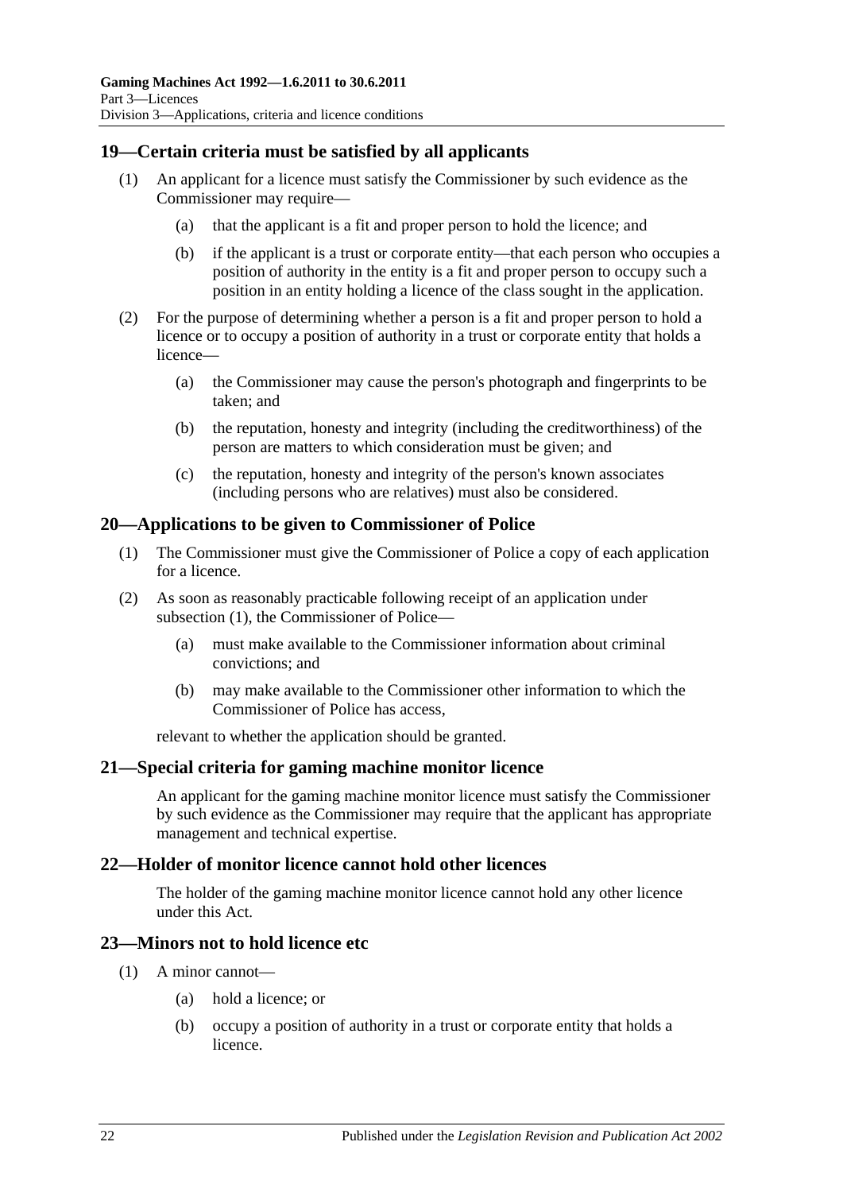## 19—Certain criteria must be satisfied by all applicants

(1) An applicant for a licence must satisfy the Commissioner by such evidence as the Commissioner may require—

  (a) that the applicant is a fit and proper person to hold the licence; and

  (b) if the applicant is a trust or corporate entity—that each person who occupies a position of authority in the entity is a fit and proper person to occupy such a position in an entity holding a licence of the class sought in the application.

(2) For the purpose of determining whether a person is a fit and proper person to hold a licence or to occupy a position of authority in a trust or corporate entity that holds a licence—

  (a) the Commissioner may cause the person's photograph and fingerprints to be taken; and

  (b) the reputation, honesty and integrity (including the creditworthiness) of the person are matters to which consideration must be given; and

  (c) the reputation, honesty and integrity of the person's known associates (including persons who are relatives) must also be considered.

## 20—Applications to be given to Commissioner of Police

(1) The Commissioner must give the Commissioner of Police a copy of each application for a licence.

(2) As soon as reasonably practicable following receipt of an application under subsection (1), the Commissioner of Police—

  (a) must make available to the Commissioner information about criminal convictions; and

  (b) may make available to the Commissioner other information to which the Commissioner of Police has access,

relevant to whether the application should be granted.

## 21—Special criteria for gaming machine monitor licence

An applicant for the gaming machine monitor licence must satisfy the Commissioner by such evidence as the Commissioner may require that the applicant has appropriate management and technical expertise.

## 22—Holder of monitor licence cannot hold other licences

The holder of the gaming machine monitor licence cannot hold any other licence under this Act.

## 23—Minors not to hold licence etc

(1) A minor cannot—

  (a) hold a licence; or

  (b) occupy a position of authority in a trust or corporate entity that holds a licence.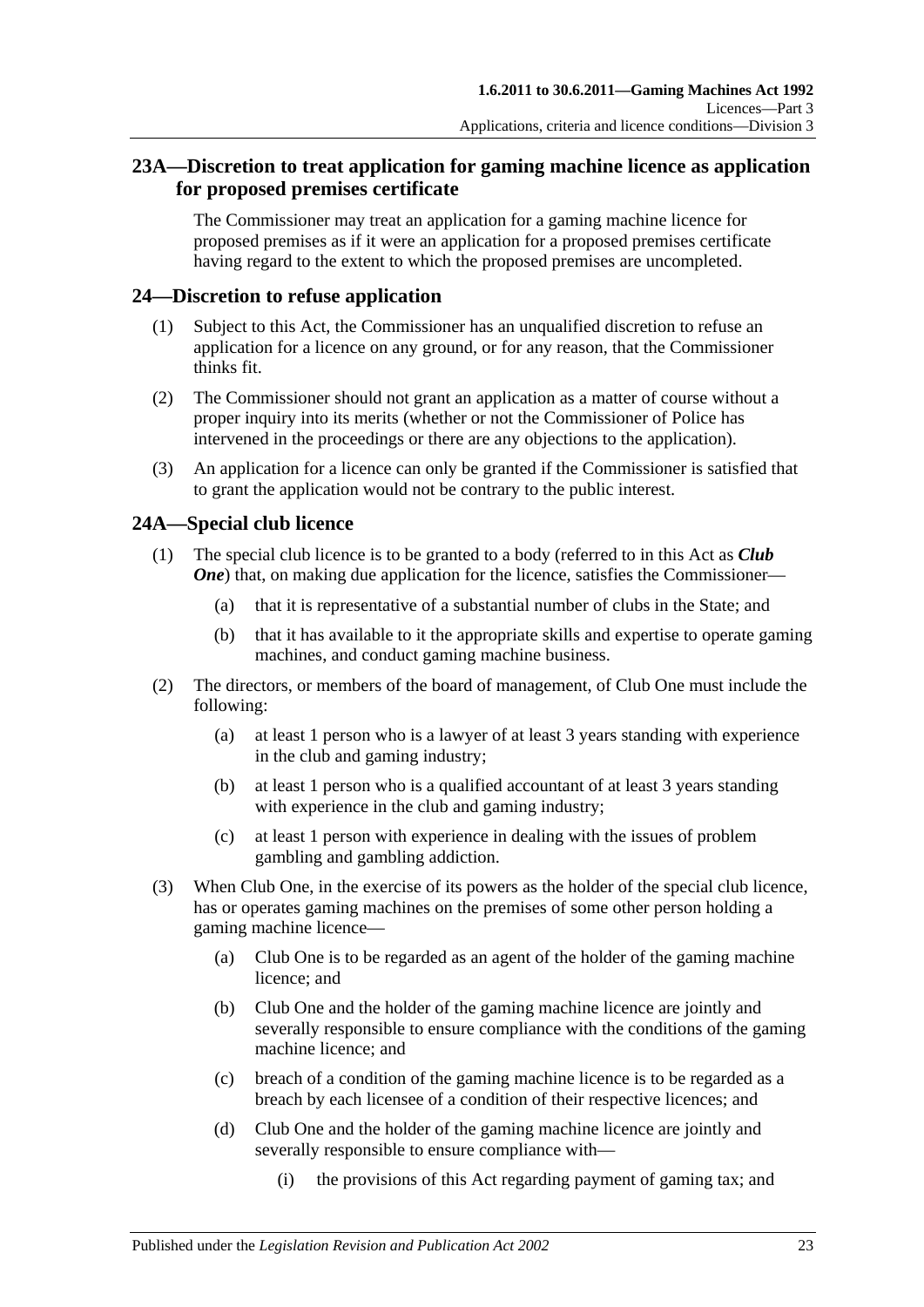## 23A—Discretion to treat application for gaming machine licence as application for proposed premises certificate

The Commissioner may treat an application for a gaming machine licence for proposed premises as if it were an application for a proposed premises certificate having regard to the extent to which the proposed premises are uncompleted.

## 24—Discretion to refuse application

(1) Subject to this Act, the Commissioner has an unqualified discretion to refuse an application for a licence on any ground, or for any reason, that the Commissioner thinks fit.

(2) The Commissioner should not grant an application as a matter of course without a proper inquiry into its merits (whether or not the Commissioner of Police has intervened in the proceedings or there are any objections to the application).

(3) An application for a licence can only be granted if the Commissioner is satisfied that to grant the application would not be contrary to the public interest.

## 24A—Special club licence

(1) The special club licence is to be granted to a body (referred to in this Act as ***Club One***) that, on making due application for the licence, satisfies the Commissioner—

(a) that it is representative of a substantial number of clubs in the State; and

(b) that it has available to it the appropriate skills and expertise to operate gaming machines, and conduct gaming machine business.

(2) The directors, or members of the board of management, of Club One must include the following:

(a) at least 1 person who is a lawyer of at least 3 years standing with experience in the club and gaming industry;

(b) at least 1 person who is a qualified accountant of at least 3 years standing with experience in the club and gaming industry;

(c) at least 1 person with experience in dealing with the issues of problem gambling and gambling addiction.

(3) When Club One, in the exercise of its powers as the holder of the special club licence, has or operates gaming machines on the premises of some other person holding a gaming machine licence—

(a) Club One is to be regarded as an agent of the holder of the gaming machine licence; and

(b) Club One and the holder of the gaming machine licence are jointly and severally responsible to ensure compliance with the conditions of the gaming machine licence; and

(c) breach of a condition of the gaming machine licence is to be regarded as a breach by each licensee of a condition of their respective licences; and

(d) Club One and the holder of the gaming machine licence are jointly and severally responsible to ensure compliance with—

(i) the provisions of this Act regarding payment of gaming tax; and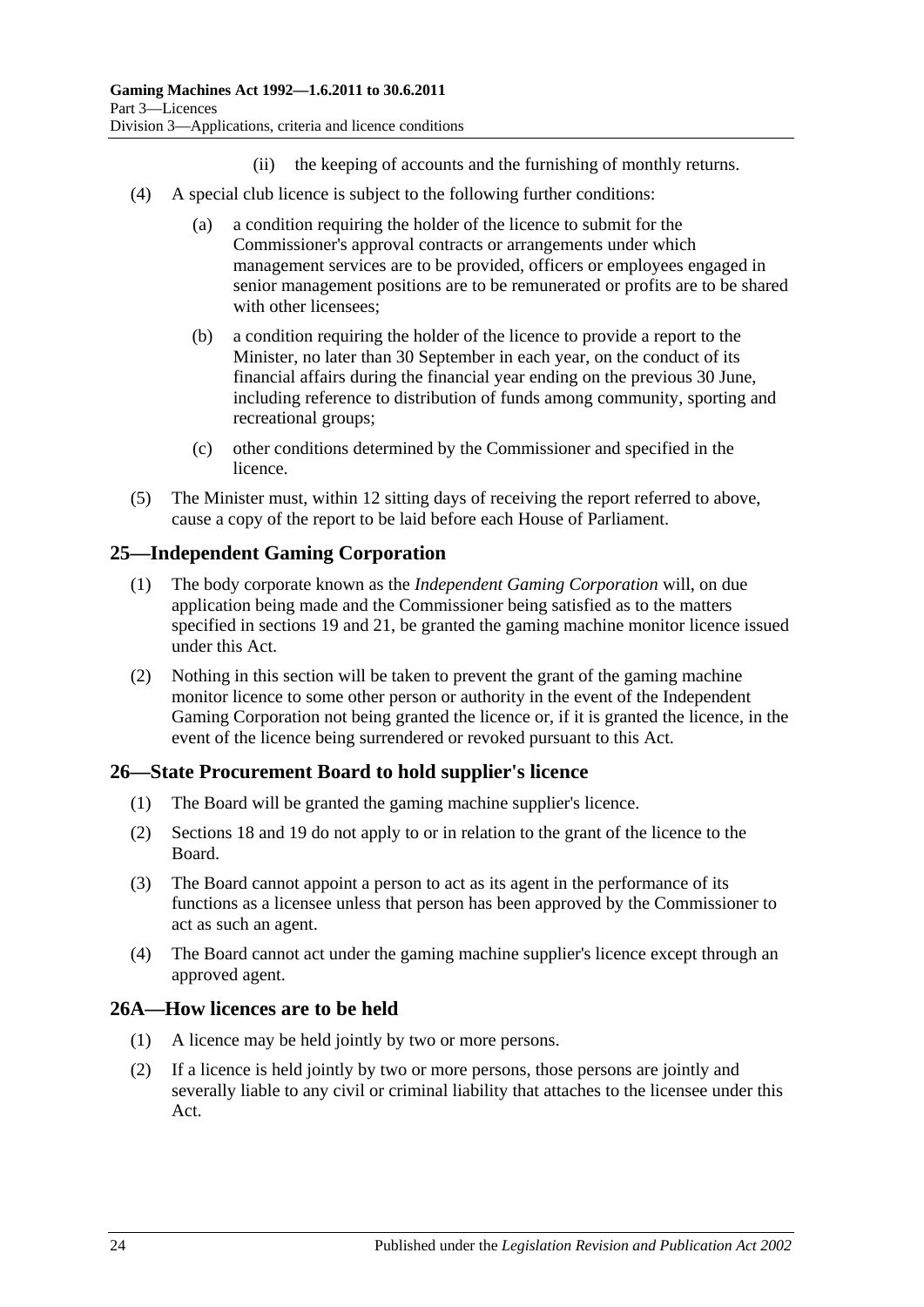(ii) the keeping of accounts and the furnishing of monthly returns.

(4) A special club licence is subject to the following further conditions:

(a) a condition requiring the holder of the licence to submit for the Commissioner's approval contracts or arrangements under which management services are to be provided, officers or employees engaged in senior management positions are to be remunerated or profits are to be shared with other licensees;

(b) a condition requiring the holder of the licence to provide a report to the Minister, no later than 30 September in each year, on the conduct of its financial affairs during the financial year ending on the previous 30 June, including reference to distribution of funds among community, sporting and recreational groups;

(c) other conditions determined by the Commissioner and specified in the licence.

(5) The Minister must, within 12 sitting days of receiving the report referred to above, cause a copy of the report to be laid before each House of Parliament.

## 25—Independent Gaming Corporation

(1) The body corporate known as the *Independent Gaming Corporation* will, on due application being made and the Commissioner being satisfied as to the matters specified in sections 19 and 21, be granted the gaming machine monitor licence issued under this Act.

(2) Nothing in this section will be taken to prevent the grant of the gaming machine monitor licence to some other person or authority in the event of the Independent Gaming Corporation not being granted the licence or, if it is granted the licence, in the event of the licence being surrendered or revoked pursuant to this Act.

## 26—State Procurement Board to hold supplier's licence

(1) The Board will be granted the gaming machine supplier's licence.

(2) Sections 18 and 19 do not apply to or in relation to the grant of the licence to the Board.

(3) The Board cannot appoint a person to act as its agent in the performance of its functions as a licensee unless that person has been approved by the Commissioner to act as such an agent.

(4) The Board cannot act under the gaming machine supplier's licence except through an approved agent.

## 26A—How licences are to be held

(1) A licence may be held jointly by two or more persons.

(2) If a licence is held jointly by two or more persons, those persons are jointly and severally liable to any civil or criminal liability that attaches to the licensee under this Act.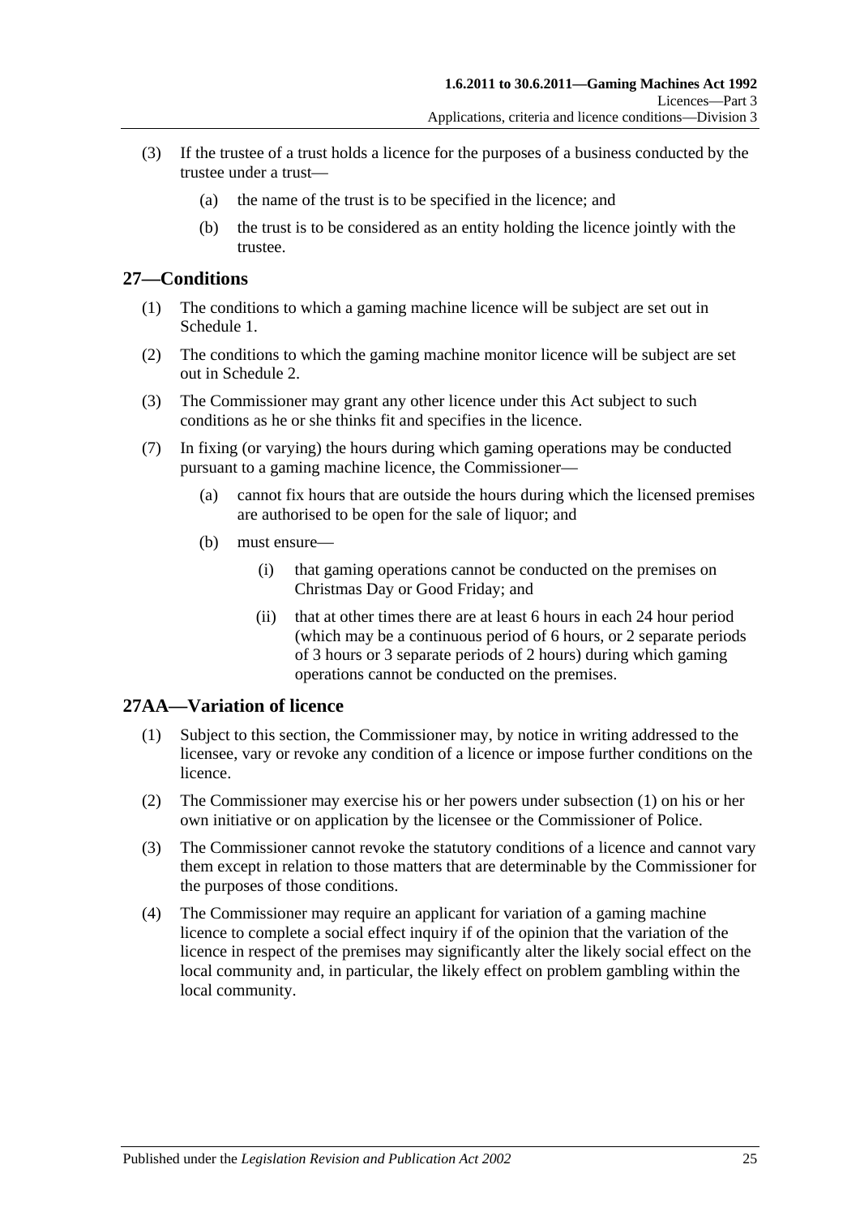(3) If the trustee of a trust holds a licence for the purposes of a business conducted by the trustee under a trust—

(a) the name of the trust is to be specified in the licence; and

(b) the trust is to be considered as an entity holding the licence jointly with the trustee.

## 27—Conditions

(1) The conditions to which a gaming machine licence will be subject are set out in Schedule 1.

(2) The conditions to which the gaming machine monitor licence will be subject are set out in Schedule 2.

(3) The Commissioner may grant any other licence under this Act subject to such conditions as he or she thinks fit and specifies in the licence.

(7) In fixing (or varying) the hours during which gaming operations may be conducted pursuant to a gaming machine licence, the Commissioner—

(a) cannot fix hours that are outside the hours during which the licensed premises are authorised to be open for the sale of liquor; and

(b) must ensure—

(i) that gaming operations cannot be conducted on the premises on Christmas Day or Good Friday; and

(ii) that at other times there are at least 6 hours in each 24 hour period (which may be a continuous period of 6 hours, or 2 separate periods of 3 hours or 3 separate periods of 2 hours) during which gaming operations cannot be conducted on the premises.

## 27AA—Variation of licence

(1) Subject to this section, the Commissioner may, by notice in writing addressed to the licensee, vary or revoke any condition of a licence or impose further conditions on the licence.

(2) The Commissioner may exercise his or her powers under subsection (1) on his or her own initiative or on application by the licensee or the Commissioner of Police.

(3) The Commissioner cannot revoke the statutory conditions of a licence and cannot vary them except in relation to those matters that are determinable by the Commissioner for the purposes of those conditions.

(4) The Commissioner may require an applicant for variation of a gaming machine licence to complete a social effect inquiry if of the opinion that the variation of the licence in respect of the premises may significantly alter the likely social effect on the local community and, in particular, the likely effect on problem gambling within the local community.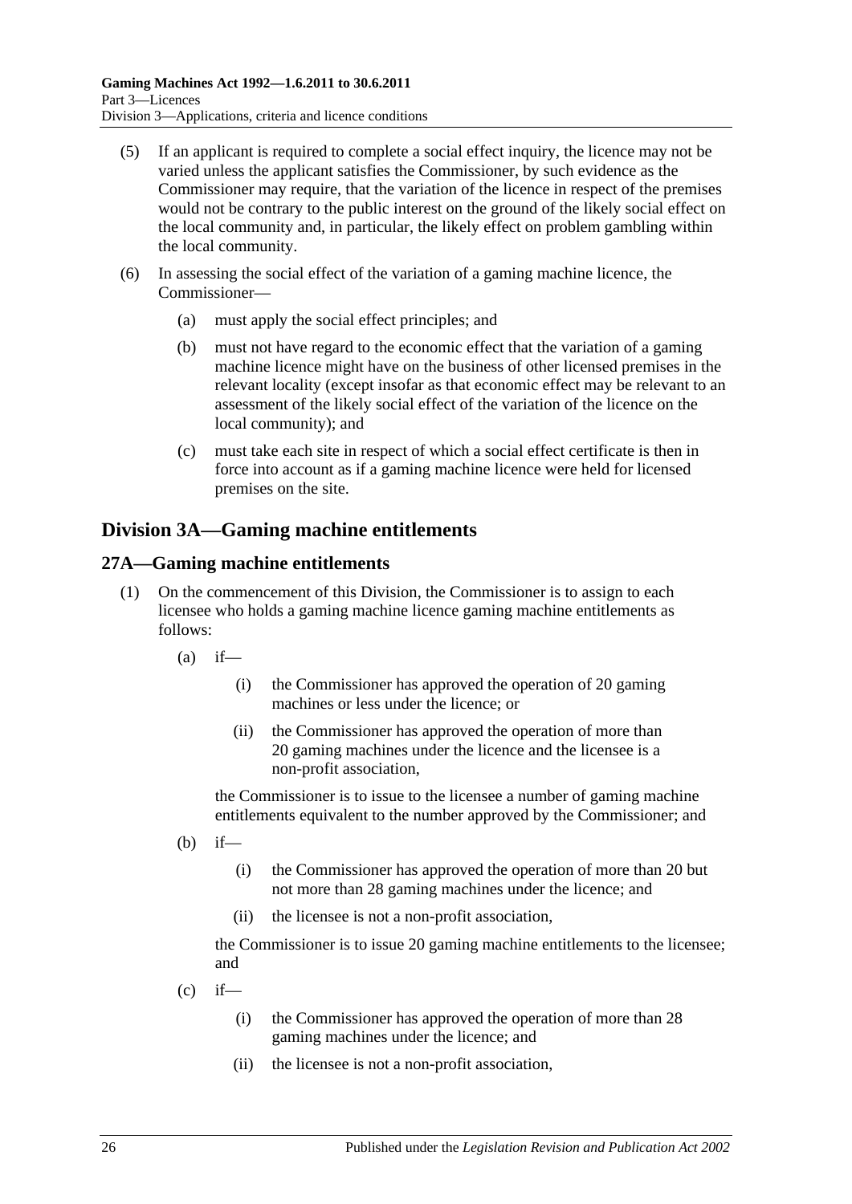(5) If an applicant is required to complete a social effect inquiry, the licence may not be varied unless the applicant satisfies the Commissioner, by such evidence as the Commissioner may require, that the variation of the licence in respect of the premises would not be contrary to the public interest on the ground of the likely social effect on the local community and, in particular, the likely effect on problem gambling within the local community.

(6) In assessing the social effect of the variation of a gaming machine licence, the Commissioner—

(a) must apply the social effect principles; and

(b) must not have regard to the economic effect that the variation of a gaming machine licence might have on the business of other licensed premises in the relevant locality (except insofar as that economic effect may be relevant to an assessment of the likely social effect of the variation of the licence on the local community); and

(c) must take each site in respect of which a social effect certificate is then in force into account as if a gaming machine licence were held for licensed premises on the site.

## Division 3A—Gaming machine entitlements

### 27A—Gaming machine entitlements

(1) On the commencement of this Division, the Commissioner is to assign to each licensee who holds a gaming machine licence gaming machine entitlements as follows:

(a) if—

(i) the Commissioner has approved the operation of 20 gaming machines or less under the licence; or

(ii) the Commissioner has approved the operation of more than 20 gaming machines under the licence and the licensee is a non-profit association,

the Commissioner is to issue to the licensee a number of gaming machine entitlements equivalent to the number approved by the Commissioner; and

(b) if—

(i) the Commissioner has approved the operation of more than 20 but not more than 28 gaming machines under the licence; and

(ii) the licensee is not a non-profit association,

the Commissioner is to issue 20 gaming machine entitlements to the licensee; and

(c) if—

(i) the Commissioner has approved the operation of more than 28 gaming machines under the licence; and

(ii) the licensee is not a non-profit association,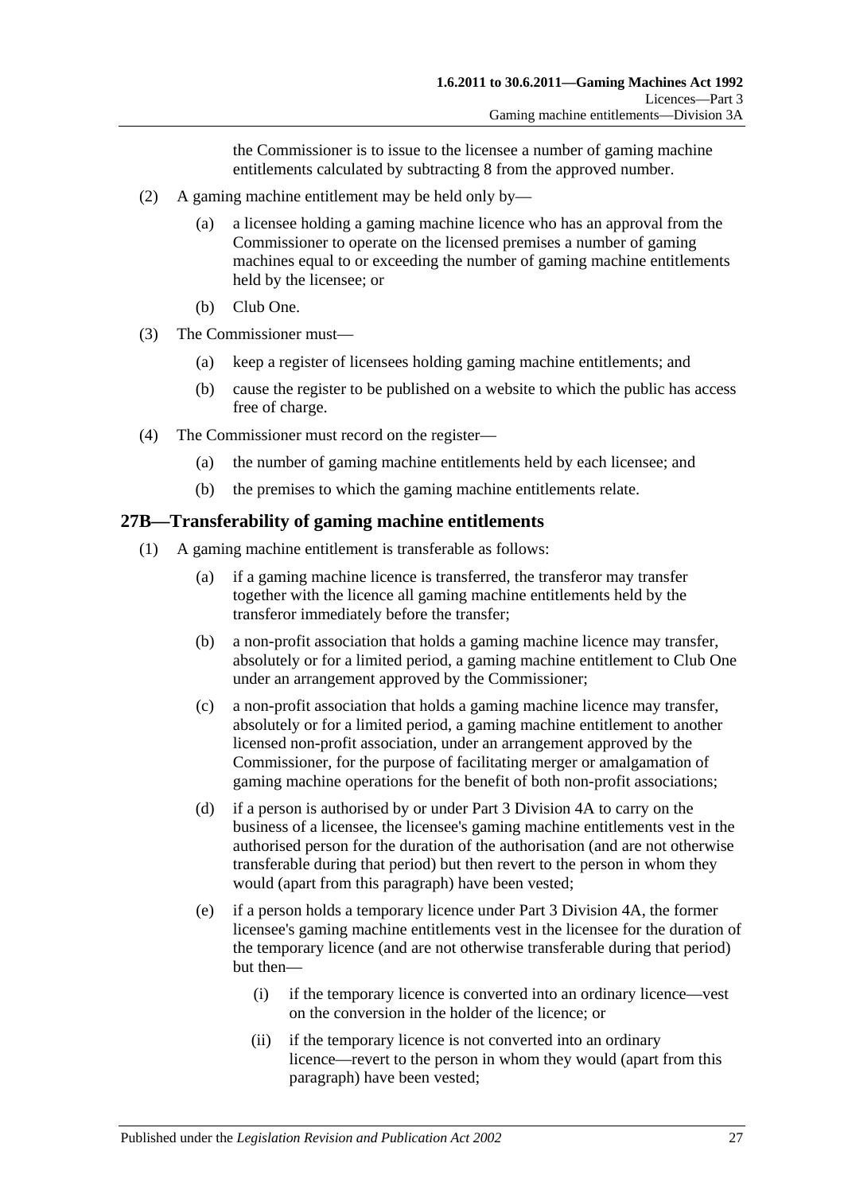the Commissioner is to issue to the licensee a number of gaming machine entitlements calculated by subtracting 8 from the approved number.

(2) A gaming machine entitlement may be held only by—

(a) a licensee holding a gaming machine licence who has an approval from the Commissioner to operate on the licensed premises a number of gaming machines equal to or exceeding the number of gaming machine entitlements held by the licensee; or

(b) Club One.

(3) The Commissioner must—

(a) keep a register of licensees holding gaming machine entitlements; and

(b) cause the register to be published on a website to which the public has access free of charge.

(4) The Commissioner must record on the register—

(a) the number of gaming machine entitlements held by each licensee; and

(b) the premises to which the gaming machine entitlements relate.

## 27B—Transferability of gaming machine entitlements

(1) A gaming machine entitlement is transferable as follows:

(a) if a gaming machine licence is transferred, the transferor may transfer together with the licence all gaming machine entitlements held by the transferor immediately before the transfer;

(b) a non-profit association that holds a gaming machine licence may transfer, absolutely or for a limited period, a gaming machine entitlement to Club One under an arrangement approved by the Commissioner;

(c) a non-profit association that holds a gaming machine licence may transfer, absolutely or for a limited period, a gaming machine entitlement to another licensed non-profit association, under an arrangement approved by the Commissioner, for the purpose of facilitating merger or amalgamation of gaming machine operations for the benefit of both non-profit associations;

(d) if a person is authorised by or under Part 3 Division 4A to carry on the business of a licensee, the licensee's gaming machine entitlements vest in the authorised person for the duration of the authorisation (and are not otherwise transferable during that period) but then revert to the person in whom they would (apart from this paragraph) have been vested;

(e) if a person holds a temporary licence under Part 3 Division 4A, the former licensee's gaming machine entitlements vest in the licensee for the duration of the temporary licence (and are not otherwise transferable during that period) but then—

(i) if the temporary licence is converted into an ordinary licence—vest on the conversion in the holder of the licence; or

(ii) if the temporary licence is not converted into an ordinary licence—revert to the person in whom they would (apart from this paragraph) have been vested;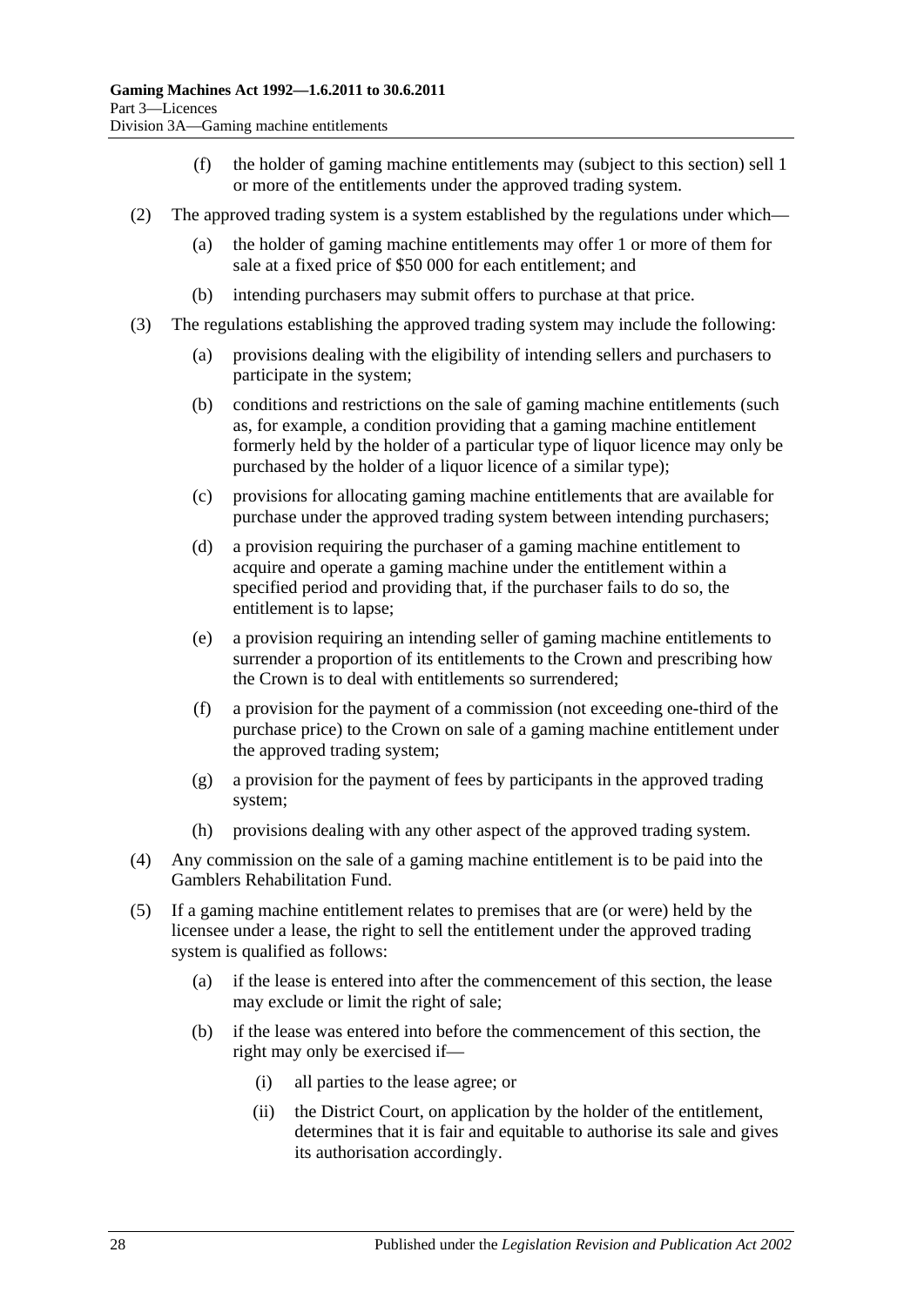(f) the holder of gaming machine entitlements may (subject to this section) sell 1 or more of the entitlements under the approved trading system.

(2) The approved trading system is a system established by the regulations under which—

(a) the holder of gaming machine entitlements may offer 1 or more of them for sale at a fixed price of $50 000 for each entitlement; and

(b) intending purchasers may submit offers to purchase at that price.

(3) The regulations establishing the approved trading system may include the following:

(a) provisions dealing with the eligibility of intending sellers and purchasers to participate in the system;

(b) conditions and restrictions on the sale of gaming machine entitlements (such as, for example, a condition providing that a gaming machine entitlement formerly held by the holder of a particular type of liquor licence may only be purchased by the holder of a liquor licence of a similar type);

(c) provisions for allocating gaming machine entitlements that are available for purchase under the approved trading system between intending purchasers;

(d) a provision requiring the purchaser of a gaming machine entitlement to acquire and operate a gaming machine under the entitlement within a specified period and providing that, if the purchaser fails to do so, the entitlement is to lapse;

(e) a provision requiring an intending seller of gaming machine entitlements to surrender a proportion of its entitlements to the Crown and prescribing how the Crown is to deal with entitlements so surrendered;

(f) a provision for the payment of a commission (not exceeding one-third of the purchase price) to the Crown on sale of a gaming machine entitlement under the approved trading system;

(g) a provision for the payment of fees by participants in the approved trading system;

(h) provisions dealing with any other aspect of the approved trading system.

(4) Any commission on the sale of a gaming machine entitlement is to be paid into the Gamblers Rehabilitation Fund.

(5) If a gaming machine entitlement relates to premises that are (or were) held by the licensee under a lease, the right to sell the entitlement under the approved trading system is qualified as follows:

(a) if the lease is entered into after the commencement of this section, the lease may exclude or limit the right of sale;

(b) if the lease was entered into before the commencement of this section, the right may only be exercised if—

(i) all parties to the lease agree; or

(ii) the District Court, on application by the holder of the entitlement, determines that it is fair and equitable to authorise its sale and gives its authorisation accordingly.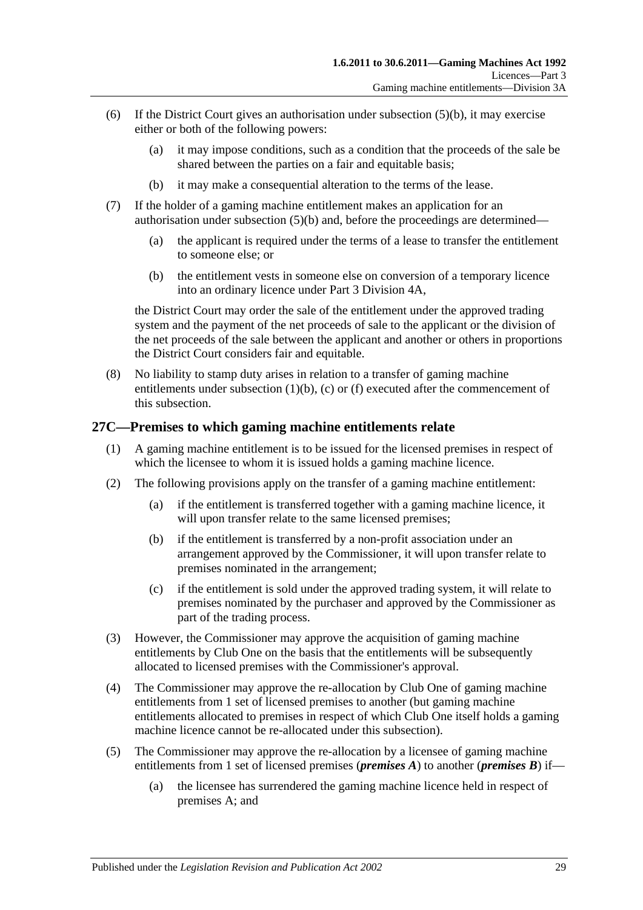(6) If the District Court gives an authorisation under subsection (5)(b), it may exercise either or both of the following powers:

(a) it may impose conditions, such as a condition that the proceeds of the sale be shared between the parties on a fair and equitable basis;

(b) it may make a consequential alteration to the terms of the lease.

(7) If the holder of a gaming machine entitlement makes an application for an authorisation under subsection (5)(b) and, before the proceedings are determined—

(a) the applicant is required under the terms of a lease to transfer the entitlement to someone else; or

(b) the entitlement vests in someone else on conversion of a temporary licence into an ordinary licence under Part 3 Division 4A,

the District Court may order the sale of the entitlement under the approved trading system and the payment of the net proceeds of sale to the applicant or the division of the net proceeds of the sale between the applicant and another or others in proportions the District Court considers fair and equitable.

(8) No liability to stamp duty arises in relation to a transfer of gaming machine entitlements under subsection (1)(b), (c) or (f) executed after the commencement of this subsection.

## 27C—Premises to which gaming machine entitlements relate

(1) A gaming machine entitlement is to be issued for the licensed premises in respect of which the licensee to whom it is issued holds a gaming machine licence.

(2) The following provisions apply on the transfer of a gaming machine entitlement:

(a) if the entitlement is transferred together with a gaming machine licence, it will upon transfer relate to the same licensed premises;

(b) if the entitlement is transferred by a non-profit association under an arrangement approved by the Commissioner, it will upon transfer relate to premises nominated in the arrangement;

(c) if the entitlement is sold under the approved trading system, it will relate to premises nominated by the purchaser and approved by the Commissioner as part of the trading process.

(3) However, the Commissioner may approve the acquisition of gaming machine entitlements by Club One on the basis that the entitlements will be subsequently allocated to licensed premises with the Commissioner's approval.

(4) The Commissioner may approve the re-allocation by Club One of gaming machine entitlements from 1 set of licensed premises to another (but gaming machine entitlements allocated to premises in respect of which Club One itself holds a gaming machine licence cannot be re-allocated under this subsection).

(5) The Commissioner may approve the re-allocation by a licensee of gaming machine entitlements from 1 set of licensed premises (***premises A***) to another (***premises B***) if—

(a) the licensee has surrendered the gaming machine licence held in respect of premises A; and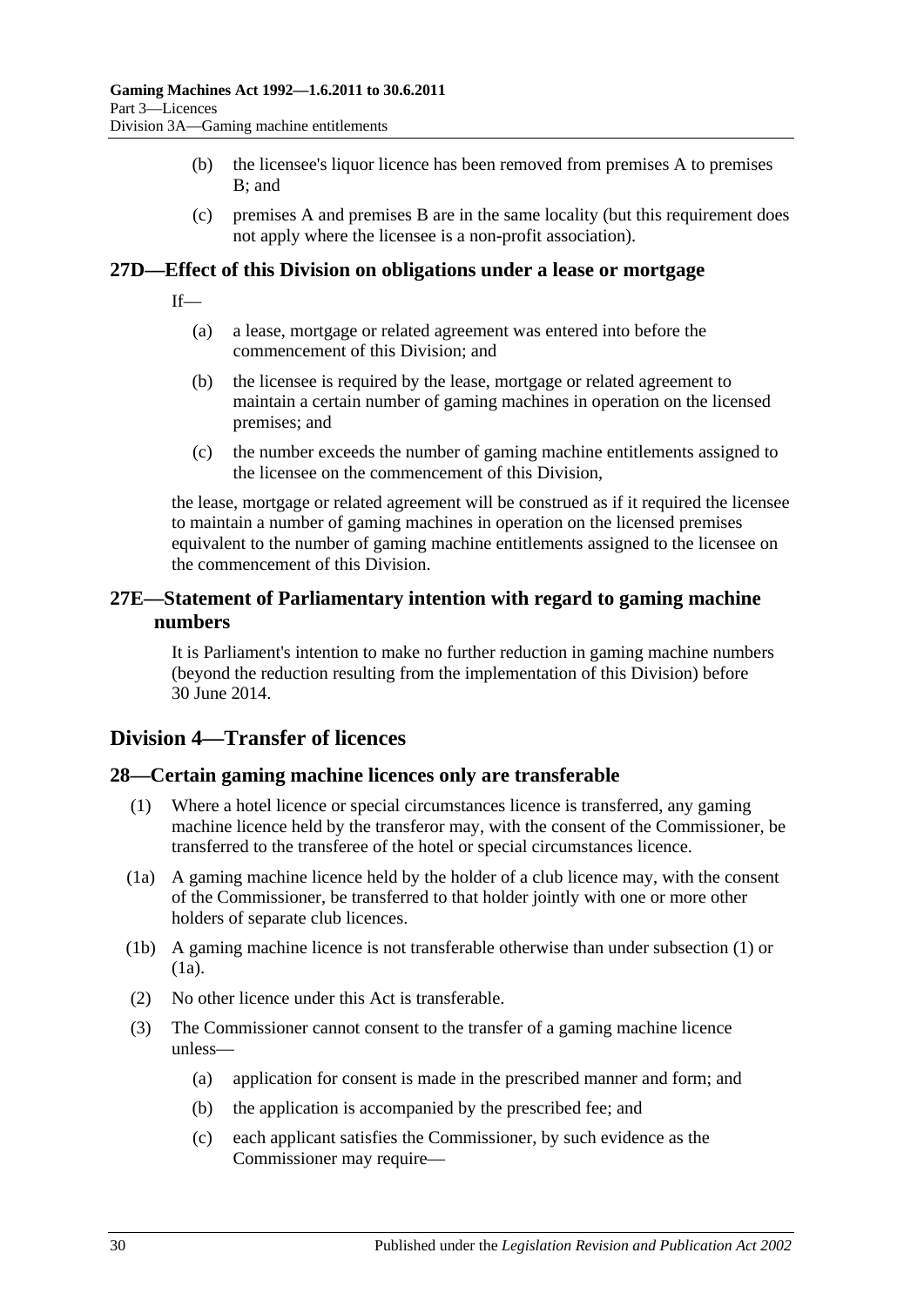(b) the licensee's liquor licence has been removed from premises A to premises B; and

(c) premises A and premises B are in the same locality (but this requirement does not apply where the licensee is a non-profit association).

### 27D—Effect of this Division on obligations under a lease or mortgage

If—

(a) a lease, mortgage or related agreement was entered into before the commencement of this Division; and

(b) the licensee is required by the lease, mortgage or related agreement to maintain a certain number of gaming machines in operation on the licensed premises; and

(c) the number exceeds the number of gaming machine entitlements assigned to the licensee on the commencement of this Division,

the lease, mortgage or related agreement will be construed as if it required the licensee to maintain a number of gaming machines in operation on the licensed premises equivalent to the number of gaming machine entitlements assigned to the licensee on the commencement of this Division.

### 27E—Statement of Parliamentary intention with regard to gaming machine numbers

It is Parliament's intention to make no further reduction in gaming machine numbers (beyond the reduction resulting from the implementation of this Division) before 30 June 2014.

## Division 4—Transfer of licences

### 28—Certain gaming machine licences only are transferable

(1) Where a hotel licence or special circumstances licence is transferred, any gaming machine licence held by the transferor may, with the consent of the Commissioner, be transferred to the transferee of the hotel or special circumstances licence.

(1a) A gaming machine licence held by the holder of a club licence may, with the consent of the Commissioner, be transferred to that holder jointly with one or more other holders of separate club licences.

(1b) A gaming machine licence is not transferable otherwise than under subsection (1) or (1a).

(2) No other licence under this Act is transferable.

(3) The Commissioner cannot consent to the transfer of a gaming machine licence unless—

(a) application for consent is made in the prescribed manner and form; and

(b) the application is accompanied by the prescribed fee; and

(c) each applicant satisfies the Commissioner, by such evidence as the Commissioner may require—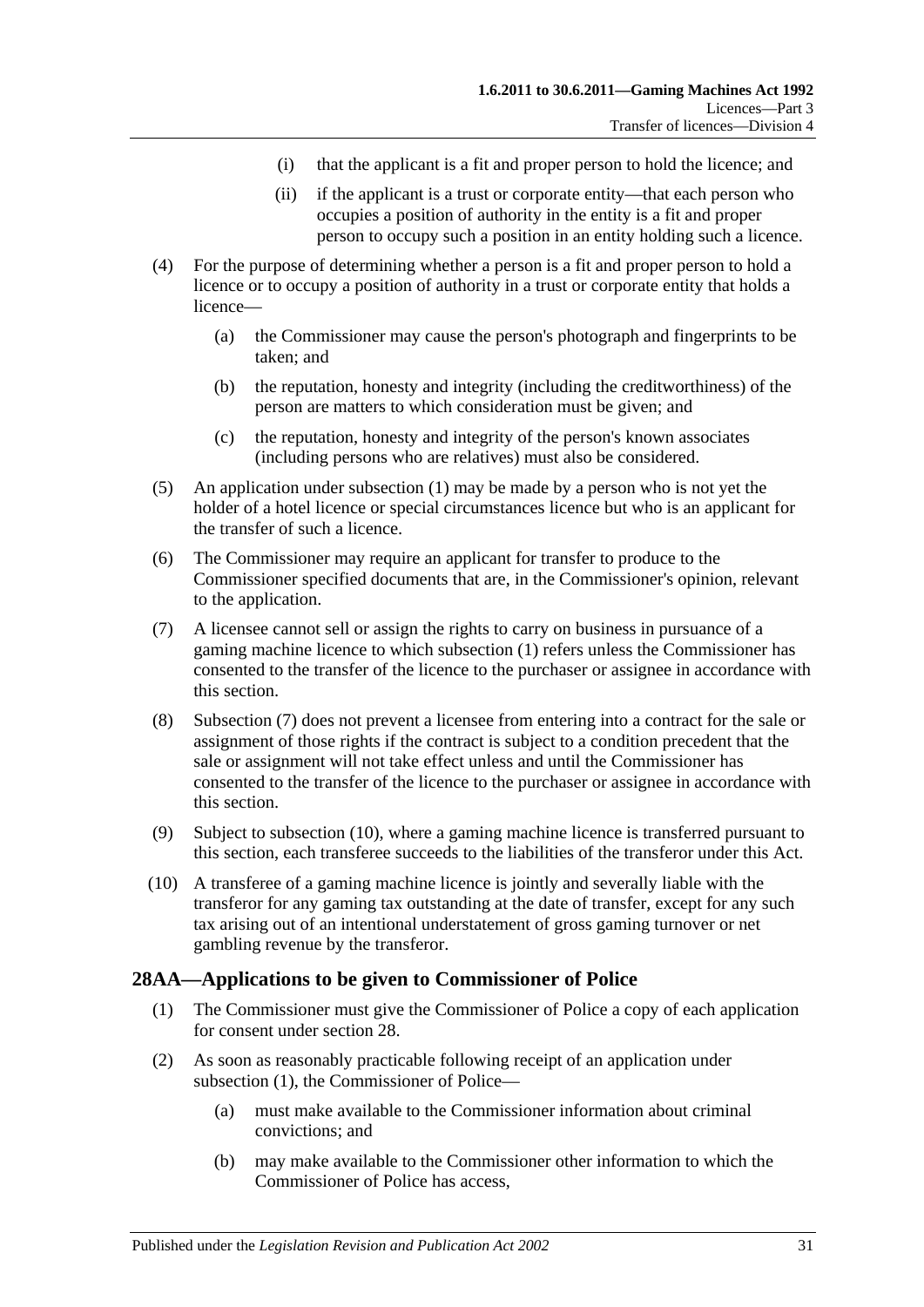(i) that the applicant is a fit and proper person to hold the licence; and

(ii) if the applicant is a trust or corporate entity—that each person who occupies a position of authority in the entity is a fit and proper person to occupy such a position in an entity holding such a licence.

(4) For the purpose of determining whether a person is a fit and proper person to hold a licence or to occupy a position of authority in a trust or corporate entity that holds a licence—

(a) the Commissioner may cause the person's photograph and fingerprints to be taken; and

(b) the reputation, honesty and integrity (including the creditworthiness) of the person are matters to which consideration must be given; and

(c) the reputation, honesty and integrity of the person's known associates (including persons who are relatives) must also be considered.

(5) An application under subsection (1) may be made by a person who is not yet the holder of a hotel licence or special circumstances licence but who is an applicant for the transfer of such a licence.

(6) The Commissioner may require an applicant for transfer to produce to the Commissioner specified documents that are, in the Commissioner's opinion, relevant to the application.

(7) A licensee cannot sell or assign the rights to carry on business in pursuance of a gaming machine licence to which subsection (1) refers unless the Commissioner has consented to the transfer of the licence to the purchaser or assignee in accordance with this section.

(8) Subsection (7) does not prevent a licensee from entering into a contract for the sale or assignment of those rights if the contract is subject to a condition precedent that the sale or assignment will not take effect unless and until the Commissioner has consented to the transfer of the licence to the purchaser or assignee in accordance with this section.

(9) Subject to subsection (10), where a gaming machine licence is transferred pursuant to this section, each transferee succeeds to the liabilities of the transferor under this Act.

(10) A transferee of a gaming machine licence is jointly and severally liable with the transferor for any gaming tax outstanding at the date of transfer, except for any such tax arising out of an intentional understatement of gross gaming turnover or net gambling revenue by the transferor.

## 28AA—Applications to be given to Commissioner of Police

(1) The Commissioner must give the Commissioner of Police a copy of each application for consent under section 28.

(2) As soon as reasonably practicable following receipt of an application under subsection (1), the Commissioner of Police—

(a) must make available to the Commissioner information about criminal convictions; and

(b) may make available to the Commissioner other information to which the Commissioner of Police has access,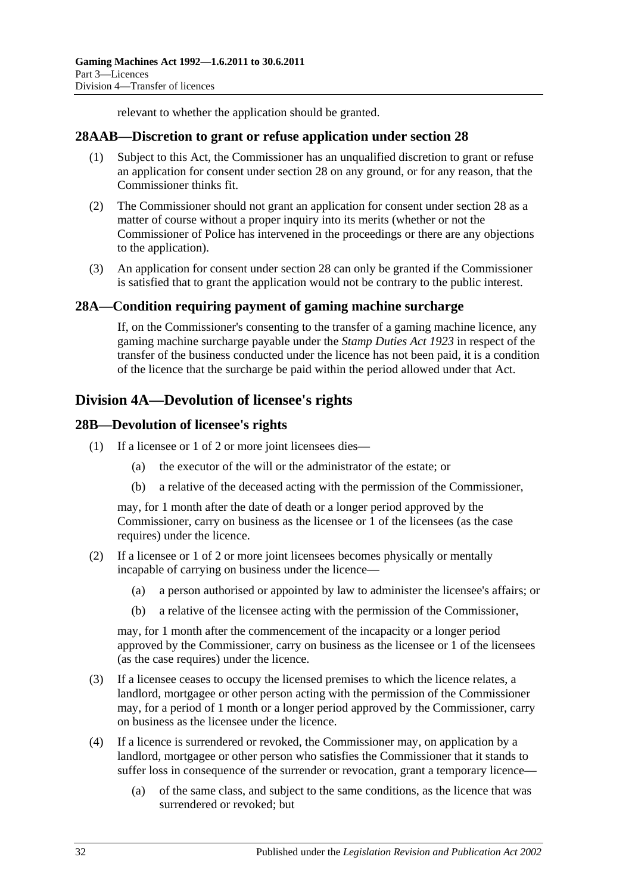relevant to whether the application should be granted.

## 28AAB—Discretion to grant or refuse application under section 28

(1) Subject to this Act, the Commissioner has an unqualified discretion to grant or refuse an application for consent under section 28 on any ground, or for any reason, that the Commissioner thinks fit.

(2) The Commissioner should not grant an application for consent under section 28 as a matter of course without a proper inquiry into its merits (whether or not the Commissioner of Police has intervened in the proceedings or there are any objections to the application).

(3) An application for consent under section 28 can only be granted if the Commissioner is satisfied that to grant the application would not be contrary to the public interest.

## 28A—Condition requiring payment of gaming machine surcharge

If, on the Commissioner's consenting to the transfer of a gaming machine licence, any gaming machine surcharge payable under the *Stamp Duties Act 1923* in respect of the transfer of the business conducted under the licence has not been paid, it is a condition of the licence that the surcharge be paid within the period allowed under that Act.

# Division 4A—Devolution of licensee's rights

## 28B—Devolution of licensee's rights

(1) If a licensee or 1 of 2 or more joint licensees dies—

  (a) the executor of the will or the administrator of the estate; or

  (b) a relative of the deceased acting with the permission of the Commissioner,

may, for 1 month after the date of death or a longer period approved by the Commissioner, carry on business as the licensee or 1 of the licensees (as the case requires) under the licence.

(2) If a licensee or 1 of 2 or more joint licensees becomes physically or mentally incapable of carrying on business under the licence—

  (a) a person authorised or appointed by law to administer the licensee's affairs; or

  (b) a relative of the licensee acting with the permission of the Commissioner,

may, for 1 month after the commencement of the incapacity or a longer period approved by the Commissioner, carry on business as the licensee or 1 of the licensees (as the case requires) under the licence.

(3) If a licensee ceases to occupy the licensed premises to which the licence relates, a landlord, mortgagee or other person acting with the permission of the Commissioner may, for a period of 1 month or a longer period approved by the Commissioner, carry on business as the licensee under the licence.

(4) If a licence is surrendered or revoked, the Commissioner may, on application by a landlord, mortgagee or other person who satisfies the Commissioner that it stands to suffer loss in consequence of the surrender or revocation, grant a temporary licence—

  (a) of the same class, and subject to the same conditions, as the licence that was surrendered or revoked; but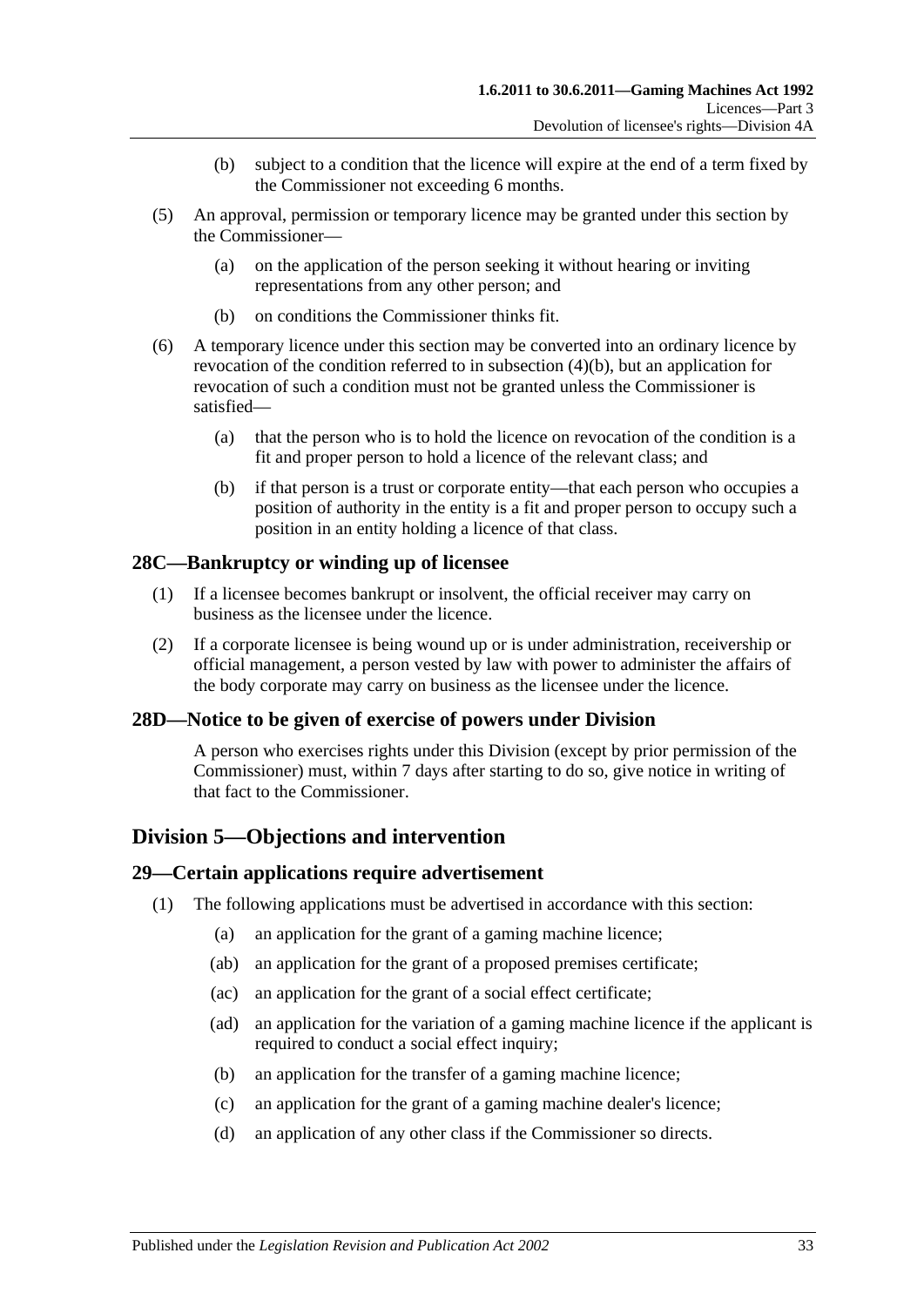(b) subject to a condition that the licence will expire at the end of a term fixed by the Commissioner not exceeding 6 months.

(5) An approval, permission or temporary licence may be granted under this section by the Commissioner—

(a) on the application of the person seeking it without hearing or inviting representations from any other person; and

(b) on conditions the Commissioner thinks fit.

(6) A temporary licence under this section may be converted into an ordinary licence by revocation of the condition referred to in subsection (4)(b), but an application for revocation of such a condition must not be granted unless the Commissioner is satisfied—

(a) that the person who is to hold the licence on revocation of the condition is a fit and proper person to hold a licence of the relevant class; and

(b) if that person is a trust or corporate entity—that each person who occupies a position of authority in the entity is a fit and proper person to occupy such a position in an entity holding a licence of that class.

### 28C—Bankruptcy or winding up of licensee

(1) If a licensee becomes bankrupt or insolvent, the official receiver may carry on business as the licensee under the licence.

(2) If a corporate licensee is being wound up or is under administration, receivership or official management, a person vested by law with power to administer the affairs of the body corporate may carry on business as the licensee under the licence.

### 28D—Notice to be given of exercise of powers under Division

A person who exercises rights under this Division (except by prior permission of the Commissioner) must, within 7 days after starting to do so, give notice in writing of that fact to the Commissioner.

## Division 5—Objections and intervention

### 29—Certain applications require advertisement

(1) The following applications must be advertised in accordance with this section:

(a) an application for the grant of a gaming machine licence;

(ab) an application for the grant of a proposed premises certificate;

(ac) an application for the grant of a social effect certificate;

(ad) an application for the variation of a gaming machine licence if the applicant is required to conduct a social effect inquiry;

(b) an application for the transfer of a gaming machine licence;

(c) an application for the grant of a gaming machine dealer's licence;

(d) an application of any other class if the Commissioner so directs.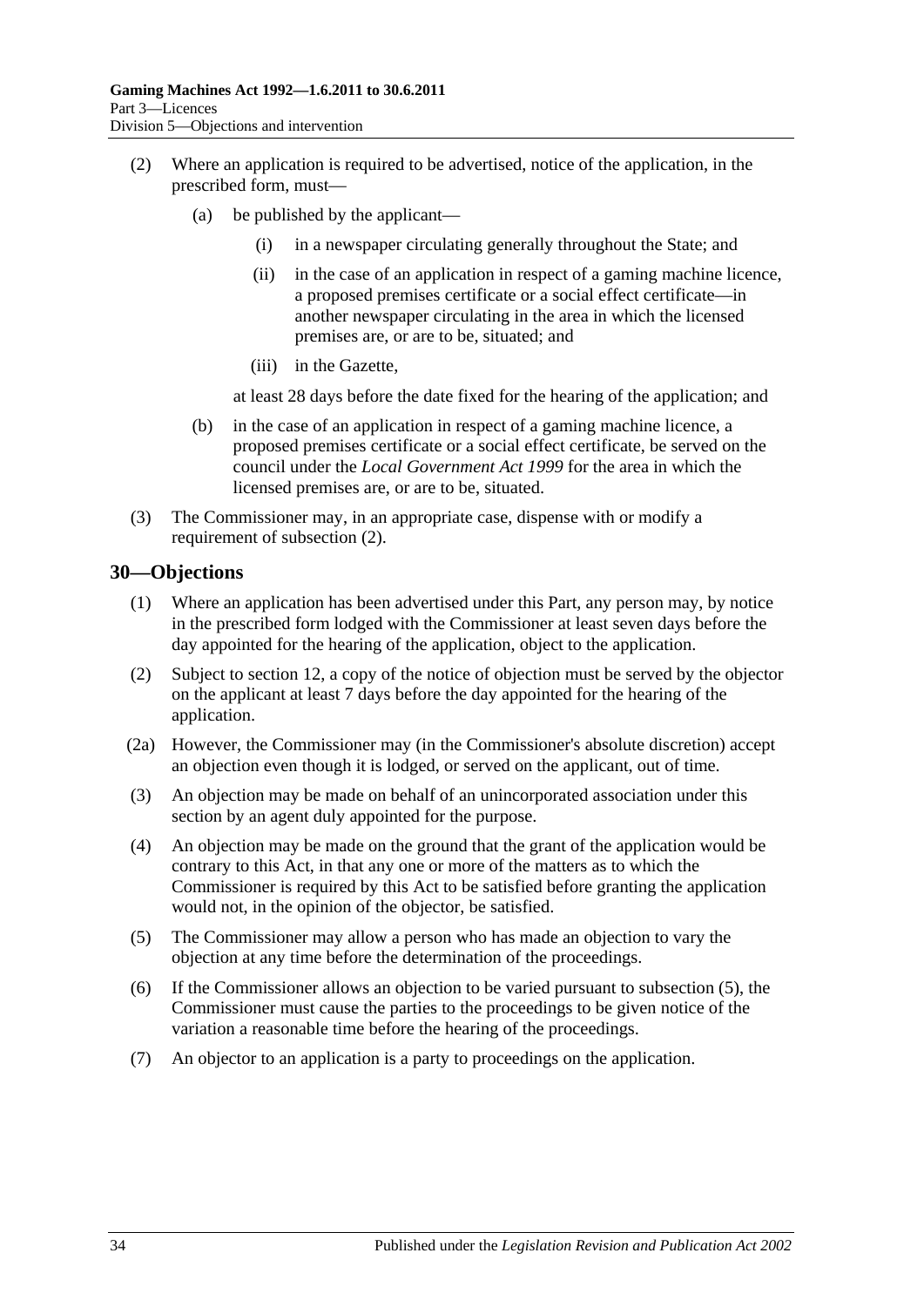(2) Where an application is required to be advertised, notice of the application, in the prescribed form, must—

  (a) be published by the applicant—

    (i) in a newspaper circulating generally throughout the State; and

    (ii) in the case of an application in respect of a gaming machine licence, a proposed premises certificate or a social effect certificate—in another newspaper circulating in the area in which the licensed premises are, or are to be, situated; and

    (iii) in the Gazette,

  at least 28 days before the date fixed for the hearing of the application; and

  (b) in the case of an application in respect of a gaming machine licence, a proposed premises certificate or a social effect certificate, be served on the council under the *Local Government Act 1999* for the area in which the licensed premises are, or are to be, situated.

(3) The Commissioner may, in an appropriate case, dispense with or modify a requirement of subsection (2).

## 30—Objections

(1) Where an application has been advertised under this Part, any person may, by notice in the prescribed form lodged with the Commissioner at least seven days before the day appointed for the hearing of the application, object to the application.

(2) Subject to section 12, a copy of the notice of objection must be served by the objector on the applicant at least 7 days before the day appointed for the hearing of the application.

(2a) However, the Commissioner may (in the Commissioner's absolute discretion) accept an objection even though it is lodged, or served on the applicant, out of time.

(3) An objection may be made on behalf of an unincorporated association under this section by an agent duly appointed for the purpose.

(4) An objection may be made on the ground that the grant of the application would be contrary to this Act, in that any one or more of the matters as to which the Commissioner is required by this Act to be satisfied before granting the application would not, in the opinion of the objector, be satisfied.

(5) The Commissioner may allow a person who has made an objection to vary the objection at any time before the determination of the proceedings.

(6) If the Commissioner allows an objection to be varied pursuant to subsection (5), the Commissioner must cause the parties to the proceedings to be given notice of the variation a reasonable time before the hearing of the proceedings.

(7) An objector to an application is a party to proceedings on the application.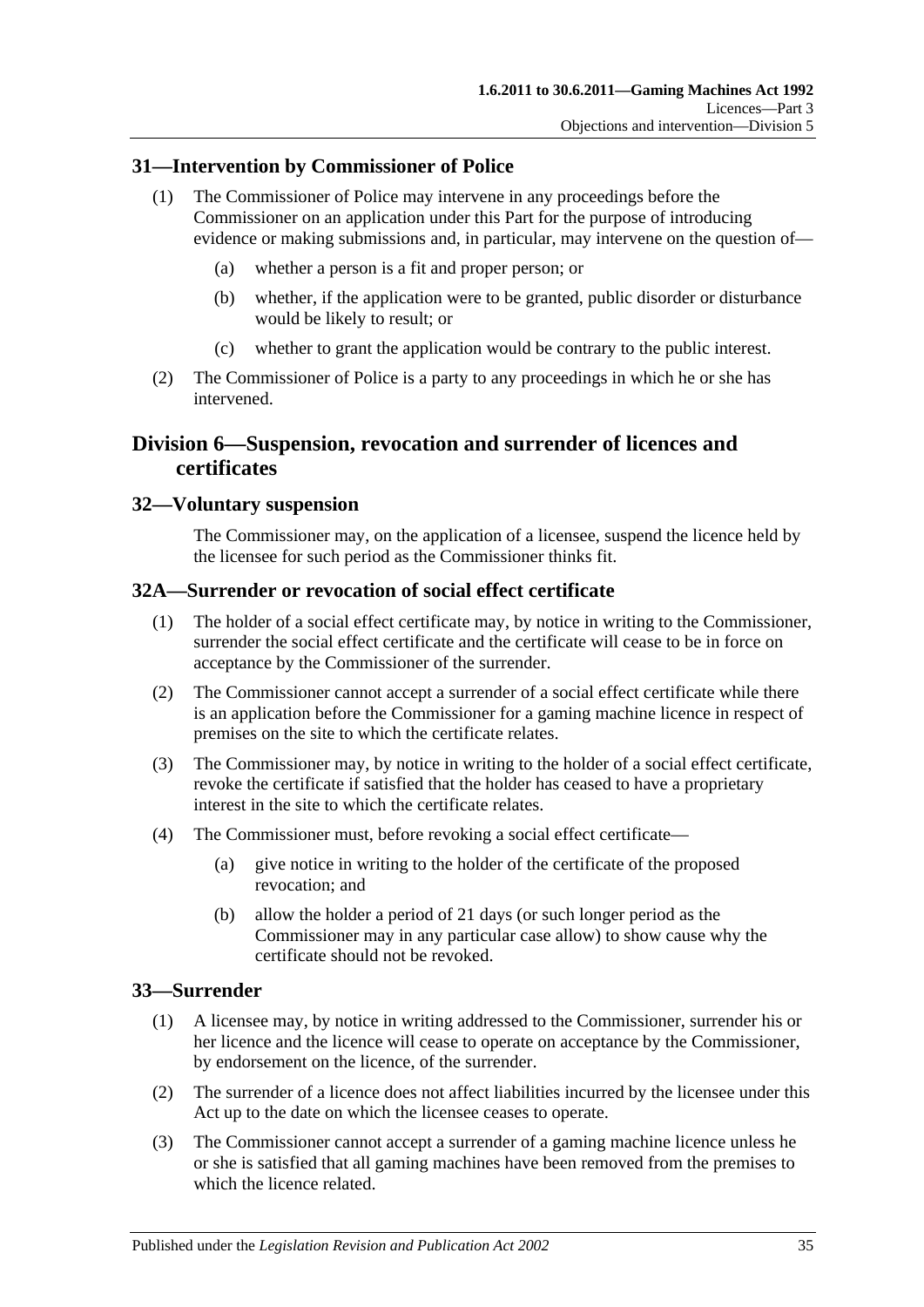## 31—Intervention by Commissioner of Police

(1) The Commissioner of Police may intervene in any proceedings before the Commissioner on an application under this Part for the purpose of introducing evidence or making submissions and, in particular, may intervene on the question of—

(a) whether a person is a fit and proper person; or

(b) whether, if the application were to be granted, public disorder or disturbance would be likely to result; or

(c) whether to grant the application would be contrary to the public interest.

(2) The Commissioner of Police is a party to any proceedings in which he or she has intervened.

# Division 6—Suspension, revocation and surrender of licences and certificates

## 32—Voluntary suspension

The Commissioner may, on the application of a licensee, suspend the licence held by the licensee for such period as the Commissioner thinks fit.

## 32A—Surrender or revocation of social effect certificate

(1) The holder of a social effect certificate may, by notice in writing to the Commissioner, surrender the social effect certificate and the certificate will cease to be in force on acceptance by the Commissioner of the surrender.

(2) The Commissioner cannot accept a surrender of a social effect certificate while there is an application before the Commissioner for a gaming machine licence in respect of premises on the site to which the certificate relates.

(3) The Commissioner may, by notice in writing to the holder of a social effect certificate, revoke the certificate if satisfied that the holder has ceased to have a proprietary interest in the site to which the certificate relates.

(4) The Commissioner must, before revoking a social effect certificate—

(a) give notice in writing to the holder of the certificate of the proposed revocation; and

(b) allow the holder a period of 21 days (or such longer period as the Commissioner may in any particular case allow) to show cause why the certificate should not be revoked.

## 33—Surrender

(1) A licensee may, by notice in writing addressed to the Commissioner, surrender his or her licence and the licence will cease to operate on acceptance by the Commissioner, by endorsement on the licence, of the surrender.

(2) The surrender of a licence does not affect liabilities incurred by the licensee under this Act up to the date on which the licensee ceases to operate.

(3) The Commissioner cannot accept a surrender of a gaming machine licence unless he or she is satisfied that all gaming machines have been removed from the premises to which the licence related.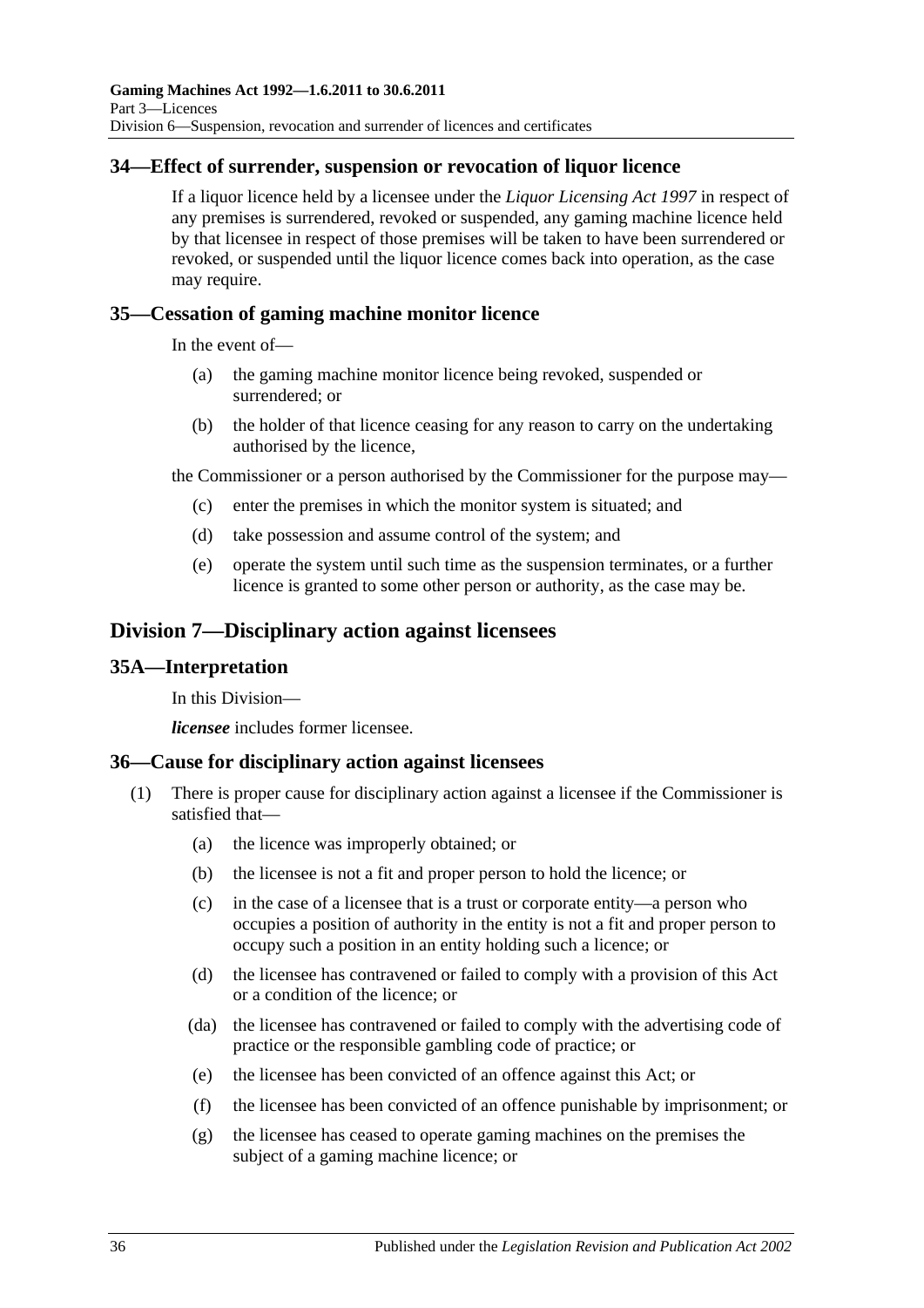## 34—Effect of surrender, suspension or revocation of liquor licence

If a liquor licence held by a licensee under the *Liquor Licensing Act 1997* in respect of any premises is surrendered, revoked or suspended, any gaming machine licence held by that licensee in respect of those premises will be taken to have been surrendered or revoked, or suspended until the liquor licence comes back into operation, as the case may require.

## 35—Cessation of gaming machine monitor licence

In the event of—

(a) the gaming machine monitor licence being revoked, suspended or surrendered; or

(b) the holder of that licence ceasing for any reason to carry on the undertaking authorised by the licence,

the Commissioner or a person authorised by the Commissioner for the purpose may—

(c) enter the premises in which the monitor system is situated; and

(d) take possession and assume control of the system; and

(e) operate the system until such time as the suspension terminates, or a further licence is granted to some other person or authority, as the case may be.

# Division 7—Disciplinary action against licensees

## 35A—Interpretation

In this Division—

***licensee*** includes former licensee.

## 36—Cause for disciplinary action against licensees

(1) There is proper cause for disciplinary action against a licensee if the Commissioner is satisfied that—

(a) the licence was improperly obtained; or

(b) the licensee is not a fit and proper person to hold the licence; or

(c) in the case of a licensee that is a trust or corporate entity—a person who occupies a position of authority in the entity is not a fit and proper person to occupy such a position in an entity holding such a licence; or

(d) the licensee has contravened or failed to comply with a provision of this Act or a condition of the licence; or

(da) the licensee has contravened or failed to comply with the advertising code of practice or the responsible gambling code of practice; or

(e) the licensee has been convicted of an offence against this Act; or

(f) the licensee has been convicted of an offence punishable by imprisonment; or

(g) the licensee has ceased to operate gaming machines on the premises the subject of a gaming machine licence; or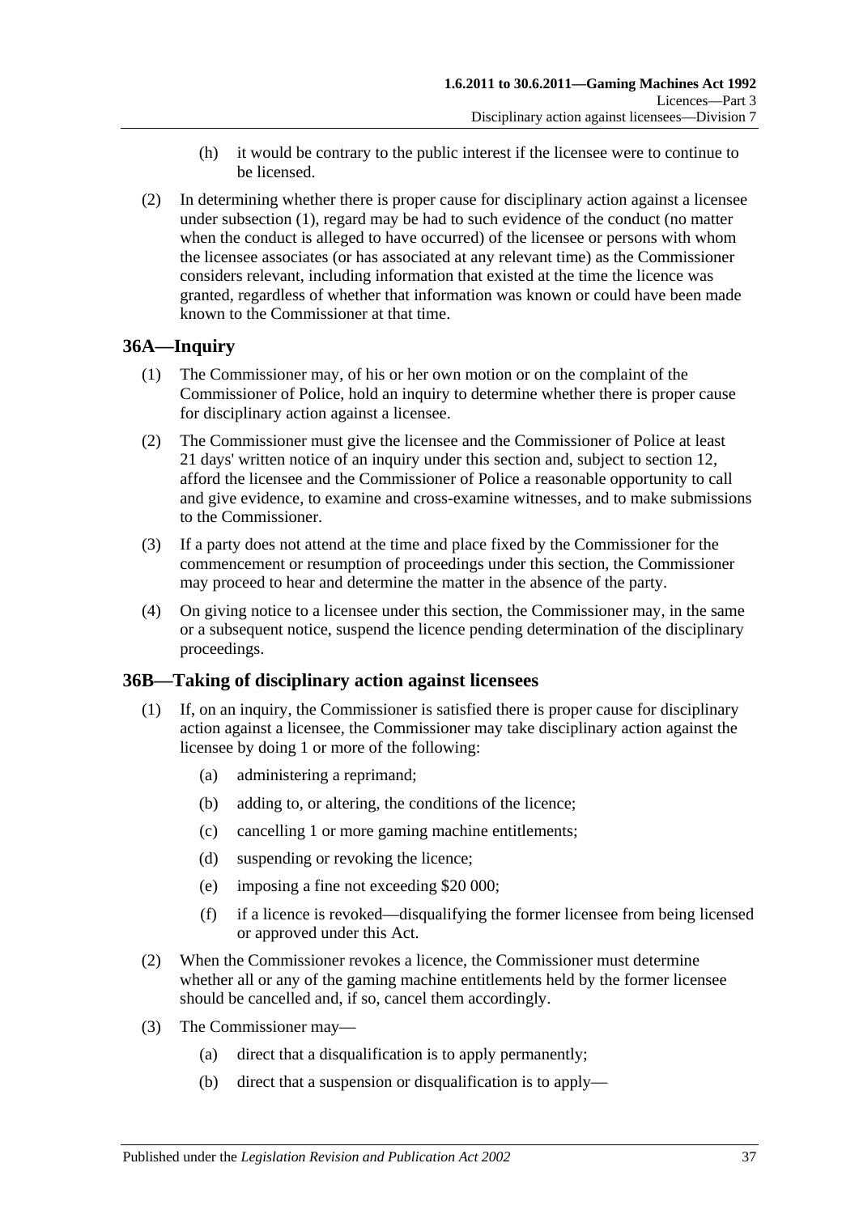(h) it would be contrary to the public interest if the licensee were to continue to be licensed.

(2) In determining whether there is proper cause for disciplinary action against a licensee under subsection (1), regard may be had to such evidence of the conduct (no matter when the conduct is alleged to have occurred) of the licensee or persons with whom the licensee associates (or has associated at any relevant time) as the Commissioner considers relevant, including information that existed at the time the licence was granted, regardless of whether that information was known or could have been made known to the Commissioner at that time.

## 36A—Inquiry

(1) The Commissioner may, of his or her own motion or on the complaint of the Commissioner of Police, hold an inquiry to determine whether there is proper cause for disciplinary action against a licensee.

(2) The Commissioner must give the licensee and the Commissioner of Police at least 21 days' written notice of an inquiry under this section and, subject to section 12, afford the licensee and the Commissioner of Police a reasonable opportunity to call and give evidence, to examine and cross-examine witnesses, and to make submissions to the Commissioner.

(3) If a party does not attend at the time and place fixed by the Commissioner for the commencement or resumption of proceedings under this section, the Commissioner may proceed to hear and determine the matter in the absence of the party.

(4) On giving notice to a licensee under this section, the Commissioner may, in the same or a subsequent notice, suspend the licence pending determination of the disciplinary proceedings.

## 36B—Taking of disciplinary action against licensees

(1) If, on an inquiry, the Commissioner is satisfied there is proper cause for disciplinary action against a licensee, the Commissioner may take disciplinary action against the licensee by doing 1 or more of the following:

(a) administering a reprimand;

(b) adding to, or altering, the conditions of the licence;

(c) cancelling 1 or more gaming machine entitlements;

(d) suspending or revoking the licence;

(e) imposing a fine not exceeding $20 000;

(f) if a licence is revoked—disqualifying the former licensee from being licensed or approved under this Act.

(2) When the Commissioner revokes a licence, the Commissioner must determine whether all or any of the gaming machine entitlements held by the former licensee should be cancelled and, if so, cancel them accordingly.

(3) The Commissioner may—

(a) direct that a disqualification is to apply permanently;

(b) direct that a suspension or disqualification is to apply—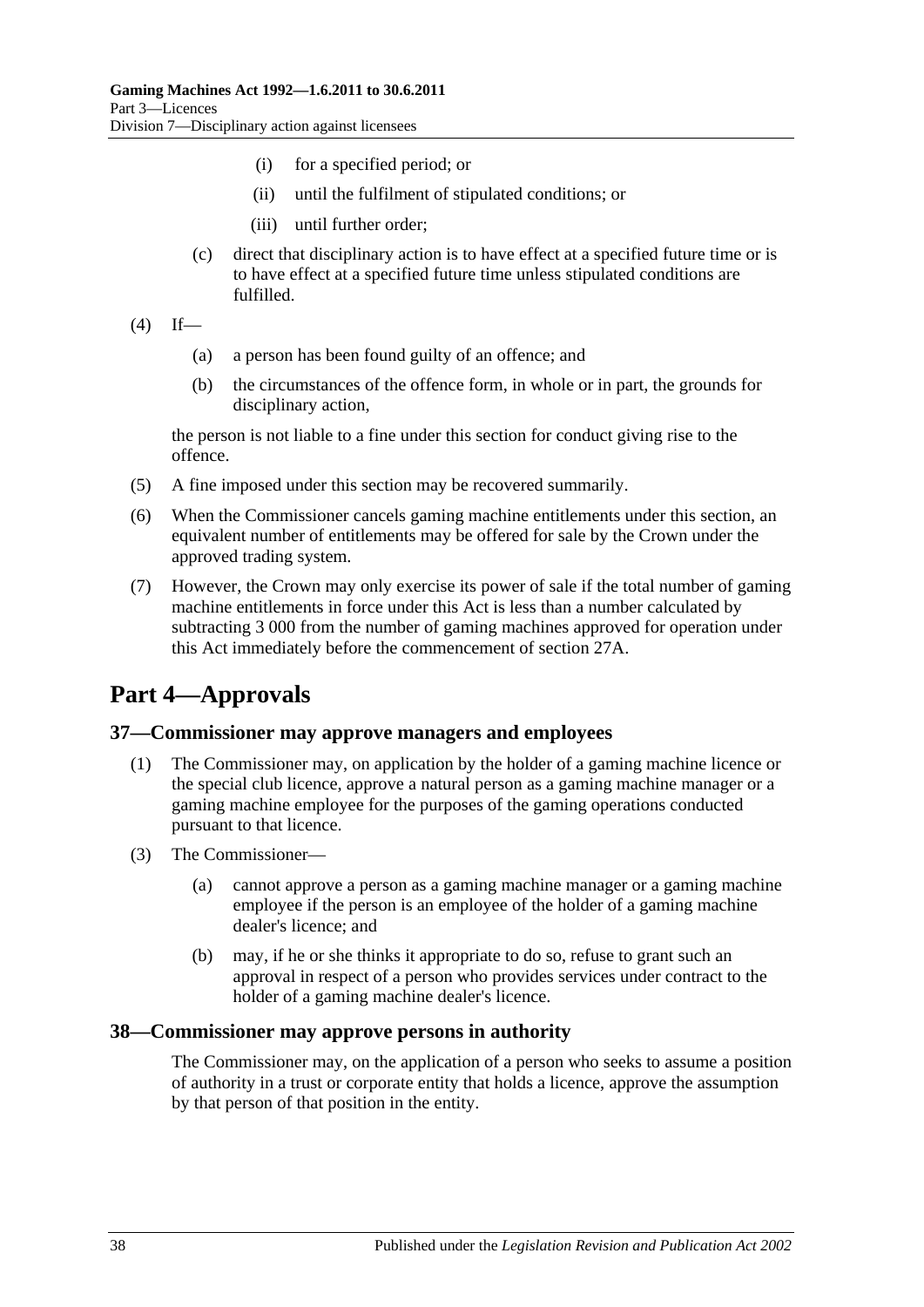(i) for a specified period; or

(ii) until the fulfilment of stipulated conditions; or

(iii) until further order;

(c) direct that disciplinary action is to have effect at a specified future time or is to have effect at a specified future time unless stipulated conditions are fulfilled.

(4) If—

(a) a person has been found guilty of an offence; and

(b) the circumstances of the offence form, in whole or in part, the grounds for disciplinary action,

the person is not liable to a fine under this section for conduct giving rise to the offence.

(5) A fine imposed under this section may be recovered summarily.

(6) When the Commissioner cancels gaming machine entitlements under this section, an equivalent number of entitlements may be offered for sale by the Crown under the approved trading system.

(7) However, the Crown may only exercise its power of sale if the total number of gaming machine entitlements in force under this Act is less than a number calculated by subtracting 3 000 from the number of gaming machines approved for operation under this Act immediately before the commencement of section 27A.

# Part 4—Approvals

## 37—Commissioner may approve managers and employees

(1) The Commissioner may, on application by the holder of a gaming machine licence or the special club licence, approve a natural person as a gaming machine manager or a gaming machine employee for the purposes of the gaming operations conducted pursuant to that licence.

(3) The Commissioner—

(a) cannot approve a person as a gaming machine manager or a gaming machine employee if the person is an employee of the holder of a gaming machine dealer's licence; and

(b) may, if he or she thinks it appropriate to do so, refuse to grant such an approval in respect of a person who provides services under contract to the holder of a gaming machine dealer's licence.

## 38—Commissioner may approve persons in authority

The Commissioner may, on the application of a person who seeks to assume a position of authority in a trust or corporate entity that holds a licence, approve the assumption by that person of that position in the entity.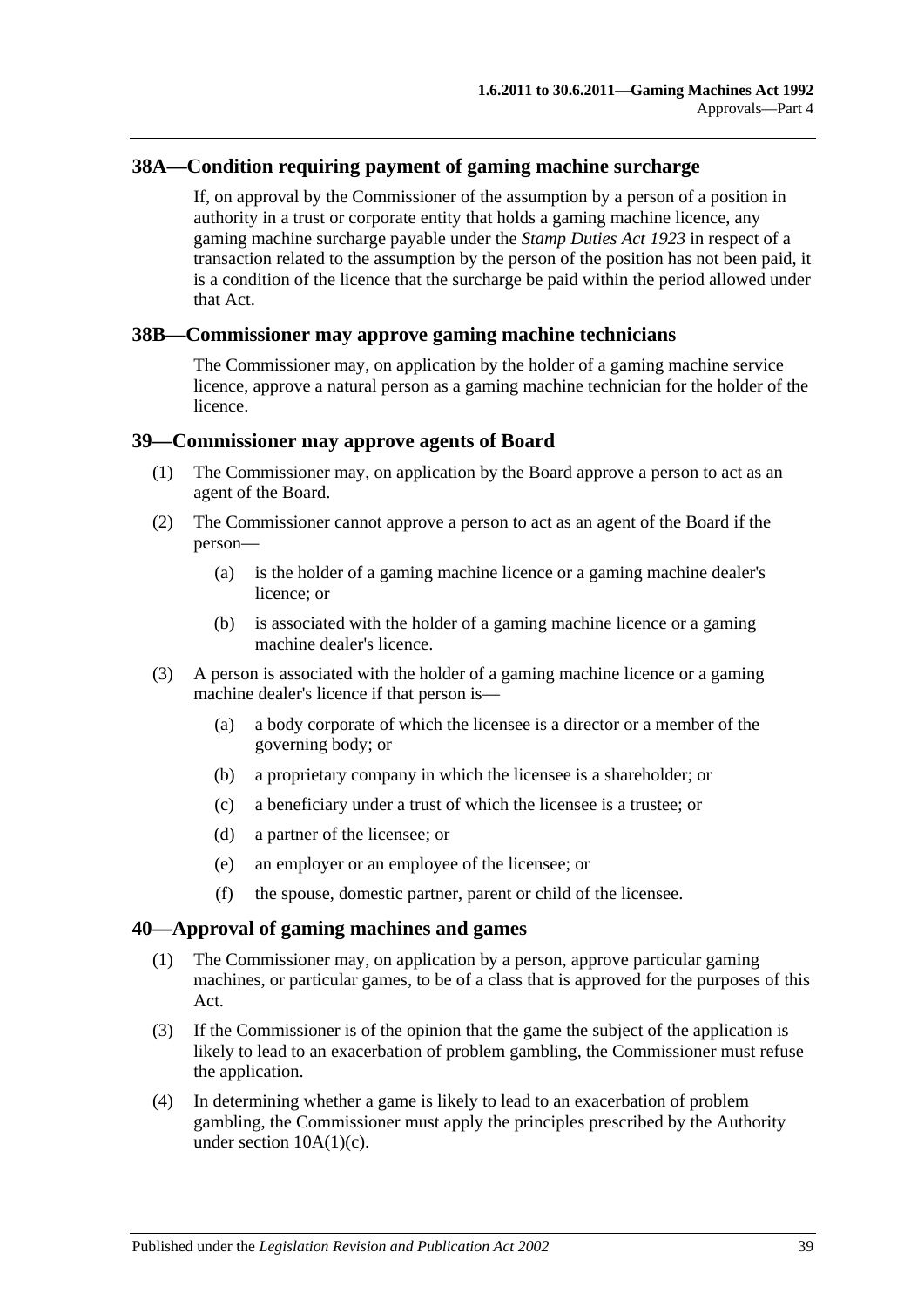## 38A—Condition requiring payment of gaming machine surcharge

If, on approval by the Commissioner of the assumption by a person of a position in authority in a trust or corporate entity that holds a gaming machine licence, any gaming machine surcharge payable under the *Stamp Duties Act 1923* in respect of a transaction related to the assumption by the person of the position has not been paid, it is a condition of the licence that the surcharge be paid within the period allowed under that Act.

## 38B—Commissioner may approve gaming machine technicians

The Commissioner may, on application by the holder of a gaming machine service licence, approve a natural person as a gaming machine technician for the holder of the licence.

## 39—Commissioner may approve agents of Board

(1) The Commissioner may, on application by the Board approve a person to act as an agent of the Board.

(2) The Commissioner cannot approve a person to act as an agent of the Board if the person—

(a) is the holder of a gaming machine licence or a gaming machine dealer's licence; or

(b) is associated with the holder of a gaming machine licence or a gaming machine dealer's licence.

(3) A person is associated with the holder of a gaming machine licence or a gaming machine dealer's licence if that person is—

(a) a body corporate of which the licensee is a director or a member of the governing body; or

(b) a proprietary company in which the licensee is a shareholder; or

(c) a beneficiary under a trust of which the licensee is a trustee; or

(d) a partner of the licensee; or

(e) an employer or an employee of the licensee; or

(f) the spouse, domestic partner, parent or child of the licensee.

## 40—Approval of gaming machines and games

(1) The Commissioner may, on application by a person, approve particular gaming machines, or particular games, to be of a class that is approved for the purposes of this Act.

(3) If the Commissioner is of the opinion that the game the subject of the application is likely to lead to an exacerbation of problem gambling, the Commissioner must refuse the application.

(4) In determining whether a game is likely to lead to an exacerbation of problem gambling, the Commissioner must apply the principles prescribed by the Authority under section 10A(1)(c).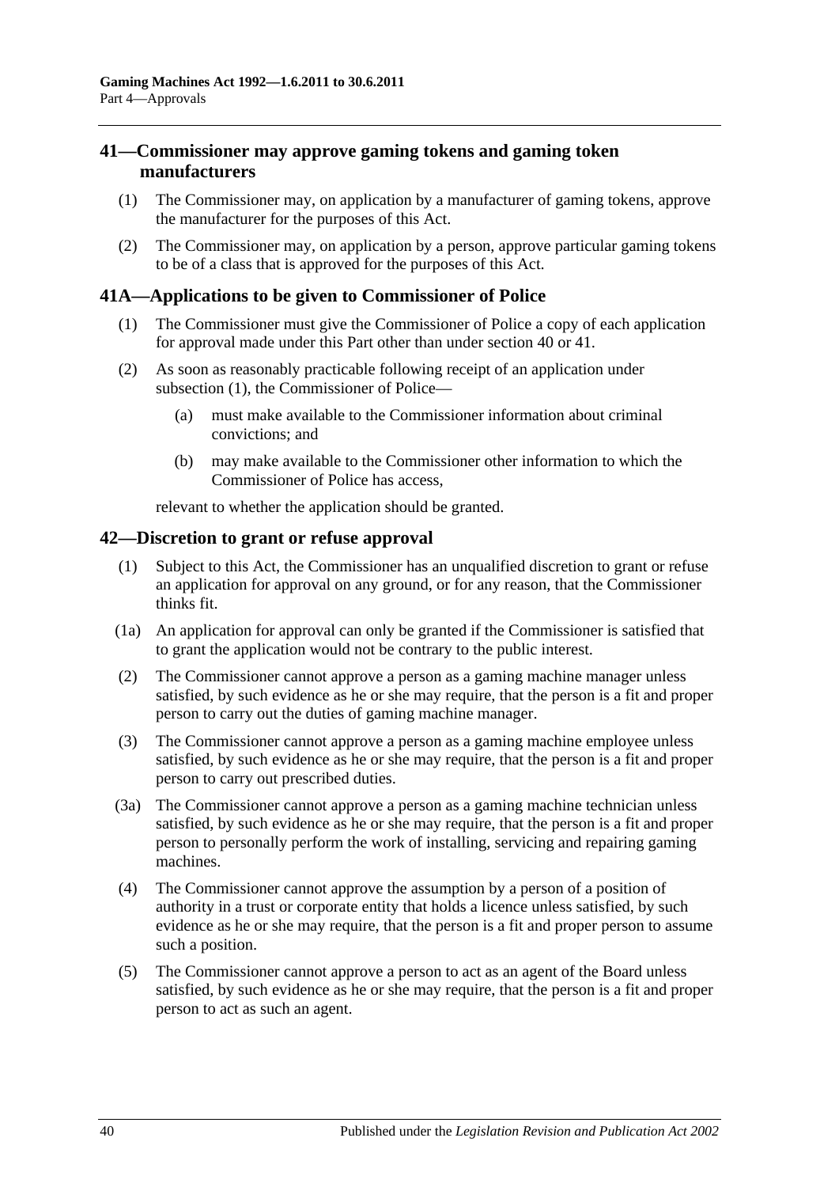## 41—Commissioner may approve gaming tokens and gaming token manufacturers

(1) The Commissioner may, on application by a manufacturer of gaming tokens, approve the manufacturer for the purposes of this Act.

(2) The Commissioner may, on application by a person, approve particular gaming tokens to be of a class that is approved for the purposes of this Act.

## 41A—Applications to be given to Commissioner of Police

(1) The Commissioner must give the Commissioner of Police a copy of each application for approval made under this Part other than under section 40 or 41.

(2) As soon as reasonably practicable following receipt of an application under subsection (1), the Commissioner of Police—

(a) must make available to the Commissioner information about criminal convictions; and

(b) may make available to the Commissioner other information to which the Commissioner of Police has access,

relevant to whether the application should be granted.

## 42—Discretion to grant or refuse approval

(1) Subject to this Act, the Commissioner has an unqualified discretion to grant or refuse an application for approval on any ground, or for any reason, that the Commissioner thinks fit.

(1a) An application for approval can only be granted if the Commissioner is satisfied that to grant the application would not be contrary to the public interest.

(2) The Commissioner cannot approve a person as a gaming machine manager unless satisfied, by such evidence as he or she may require, that the person is a fit and proper person to carry out the duties of gaming machine manager.

(3) The Commissioner cannot approve a person as a gaming machine employee unless satisfied, by such evidence as he or she may require, that the person is a fit and proper person to carry out prescribed duties.

(3a) The Commissioner cannot approve a person as a gaming machine technician unless satisfied, by such evidence as he or she may require, that the person is a fit and proper person to personally perform the work of installing, servicing and repairing gaming machines.

(4) The Commissioner cannot approve the assumption by a person of a position of authority in a trust or corporate entity that holds a licence unless satisfied, by such evidence as he or she may require, that the person is a fit and proper person to assume such a position.

(5) The Commissioner cannot approve a person to act as an agent of the Board unless satisfied, by such evidence as he or she may require, that the person is a fit and proper person to act as such an agent.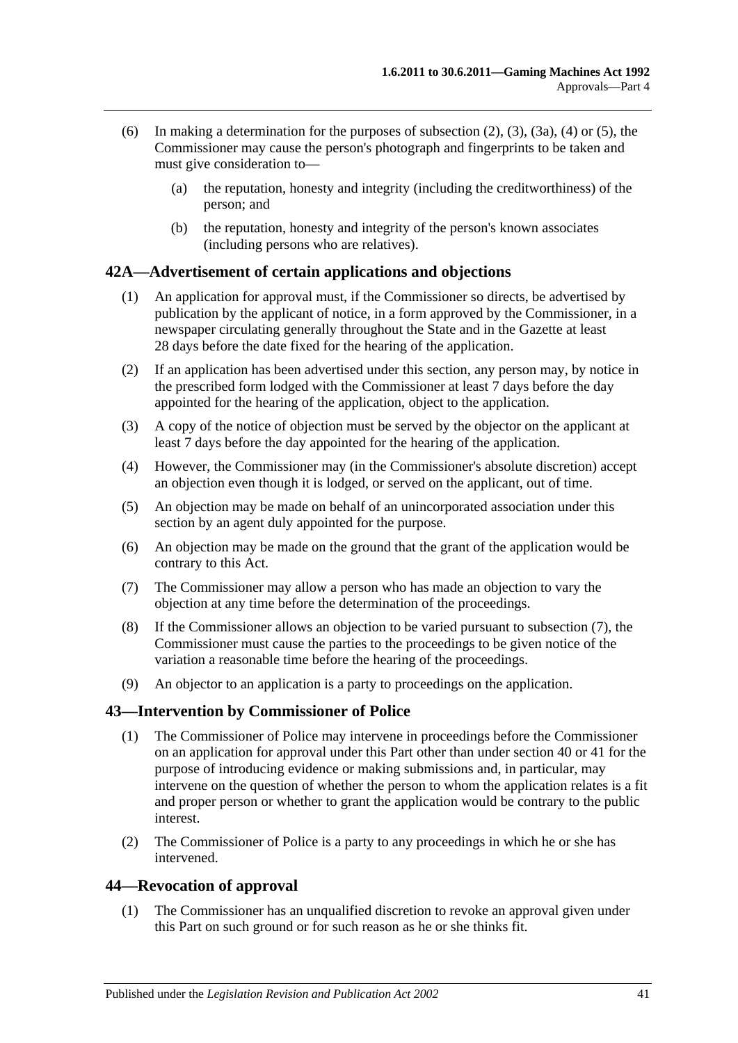(6) In making a determination for the purposes of subsection (2), (3), (3a), (4) or (5), the Commissioner may cause the person's photograph and fingerprints to be taken and must give consideration to—

 (a) the reputation, honesty and integrity (including the creditworthiness) of the person; and

 (b) the reputation, honesty and integrity of the person's known associates (including persons who are relatives).

## 42A—Advertisement of certain applications and objections

(1) An application for approval must, if the Commissioner so directs, be advertised by publication by the applicant of notice, in a form approved by the Commissioner, in a newspaper circulating generally throughout the State and in the Gazette at least 28 days before the date fixed for the hearing of the application.

(2) If an application has been advertised under this section, any person may, by notice in the prescribed form lodged with the Commissioner at least 7 days before the day appointed for the hearing of the application, object to the application.

(3) A copy of the notice of objection must be served by the objector on the applicant at least 7 days before the day appointed for the hearing of the application.

(4) However, the Commissioner may (in the Commissioner's absolute discretion) accept an objection even though it is lodged, or served on the applicant, out of time.

(5) An objection may be made on behalf of an unincorporated association under this section by an agent duly appointed for the purpose.

(6) An objection may be made on the ground that the grant of the application would be contrary to this Act.

(7) The Commissioner may allow a person who has made an objection to vary the objection at any time before the determination of the proceedings.

(8) If the Commissioner allows an objection to be varied pursuant to subsection (7), the Commissioner must cause the parties to the proceedings to be given notice of the variation a reasonable time before the hearing of the proceedings.

(9) An objector to an application is a party to proceedings on the application.

## 43—Intervention by Commissioner of Police

(1) The Commissioner of Police may intervene in proceedings before the Commissioner on an application for approval under this Part other than under section 40 or 41 for the purpose of introducing evidence or making submissions and, in particular, may intervene on the question of whether the person to whom the application relates is a fit and proper person or whether to grant the application would be contrary to the public interest.

(2) The Commissioner of Police is a party to any proceedings in which he or she has intervened.

## 44—Revocation of approval

(1) The Commissioner has an unqualified discretion to revoke an approval given under this Part on such ground or for such reason as he or she thinks fit.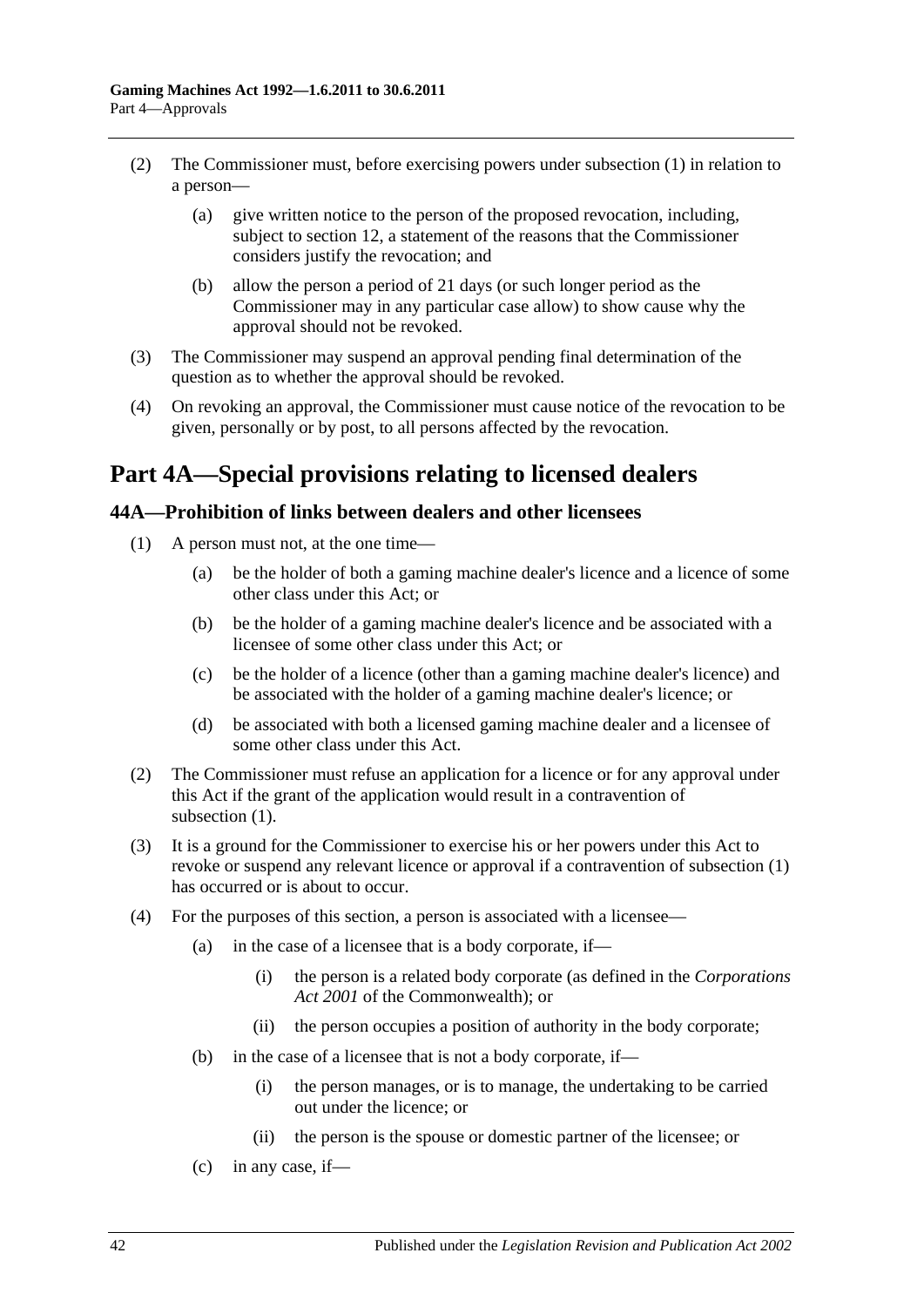(2) The Commissioner must, before exercising powers under subsection (1) in relation to a person—

(a) give written notice to the person of the proposed revocation, including, subject to section 12, a statement of the reasons that the Commissioner considers justify the revocation; and

(b) allow the person a period of 21 days (or such longer period as the Commissioner may in any particular case allow) to show cause why the approval should not be revoked.

(3) The Commissioner may suspend an approval pending final determination of the question as to whether the approval should be revoked.

(4) On revoking an approval, the Commissioner must cause notice of the revocation to be given, personally or by post, to all persons affected by the revocation.

# Part 4A—Special provisions relating to licensed dealers

## 44A—Prohibition of links between dealers and other licensees

(1) A person must not, at the one time—

(a) be the holder of both a gaming machine dealer's licence and a licence of some other class under this Act; or

(b) be the holder of a gaming machine dealer's licence and be associated with a licensee of some other class under this Act; or

(c) be the holder of a licence (other than a gaming machine dealer's licence) and be associated with the holder of a gaming machine dealer's licence; or

(d) be associated with both a licensed gaming machine dealer and a licensee of some other class under this Act.

(2) The Commissioner must refuse an application for a licence or for any approval under this Act if the grant of the application would result in a contravention of subsection (1).

(3) It is a ground for the Commissioner to exercise his or her powers under this Act to revoke or suspend any relevant licence or approval if a contravention of subsection (1) has occurred or is about to occur.

(4) For the purposes of this section, a person is associated with a licensee—

(a) in the case of a licensee that is a body corporate, if—

(i) the person is a related body corporate (as defined in the *Corporations Act 2001* of the Commonwealth); or

(ii) the person occupies a position of authority in the body corporate;

(b) in the case of a licensee that is not a body corporate, if—

(i) the person manages, or is to manage, the undertaking to be carried out under the licence; or

(ii) the person is the spouse or domestic partner of the licensee; or

(c) in any case, if—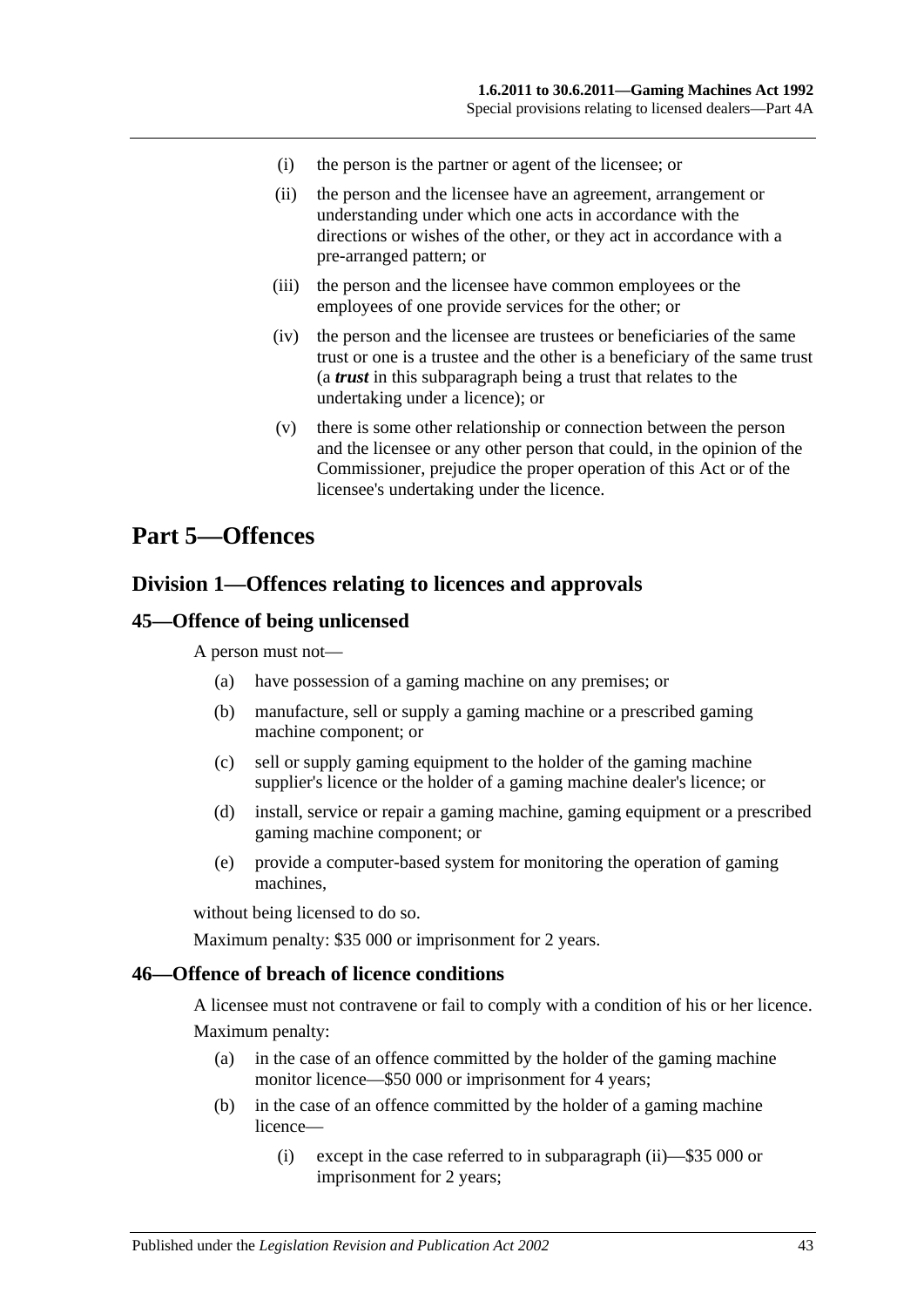(i) the person is the partner or agent of the licensee; or

(ii) the person and the licensee have an agreement, arrangement or understanding under which one acts in accordance with the directions or wishes of the other, or they act in accordance with a pre-arranged pattern; or

(iii) the person and the licensee have common employees or the employees of one provide services for the other; or

(iv) the person and the licensee are trustees or beneficiaries of the same trust or one is a trustee and the other is a beneficiary of the same trust (a ***trust*** in this subparagraph being a trust that relates to the undertaking under a licence); or

(v) there is some other relationship or connection between the person and the licensee or any other person that could, in the opinion of the Commissioner, prejudice the proper operation of this Act or of the licensee's undertaking under the licence.

# Part 5—Offences

## Division 1—Offences relating to licences and approvals

### 45—Offence of being unlicensed

A person must not—

(a) have possession of a gaming machine on any premises; or

(b) manufacture, sell or supply a gaming machine or a prescribed gaming machine component; or

(c) sell or supply gaming equipment to the holder of the gaming machine supplier's licence or the holder of a gaming machine dealer's licence; or

(d) install, service or repair a gaming machine, gaming equipment or a prescribed gaming machine component; or

(e) provide a computer-based system for monitoring the operation of gaming machines,

without being licensed to do so.

Maximum penalty: $35 000 or imprisonment for 2 years.

### 46—Offence of breach of licence conditions

A licensee must not contravene or fail to comply with a condition of his or her licence.

Maximum penalty:

(a) in the case of an offence committed by the holder of the gaming machine monitor licence—$50 000 or imprisonment for 4 years;

(b) in the case of an offence committed by the holder of a gaming machine licence—

(i) except in the case referred to in subparagraph (ii)—$35 000 or imprisonment for 2 years;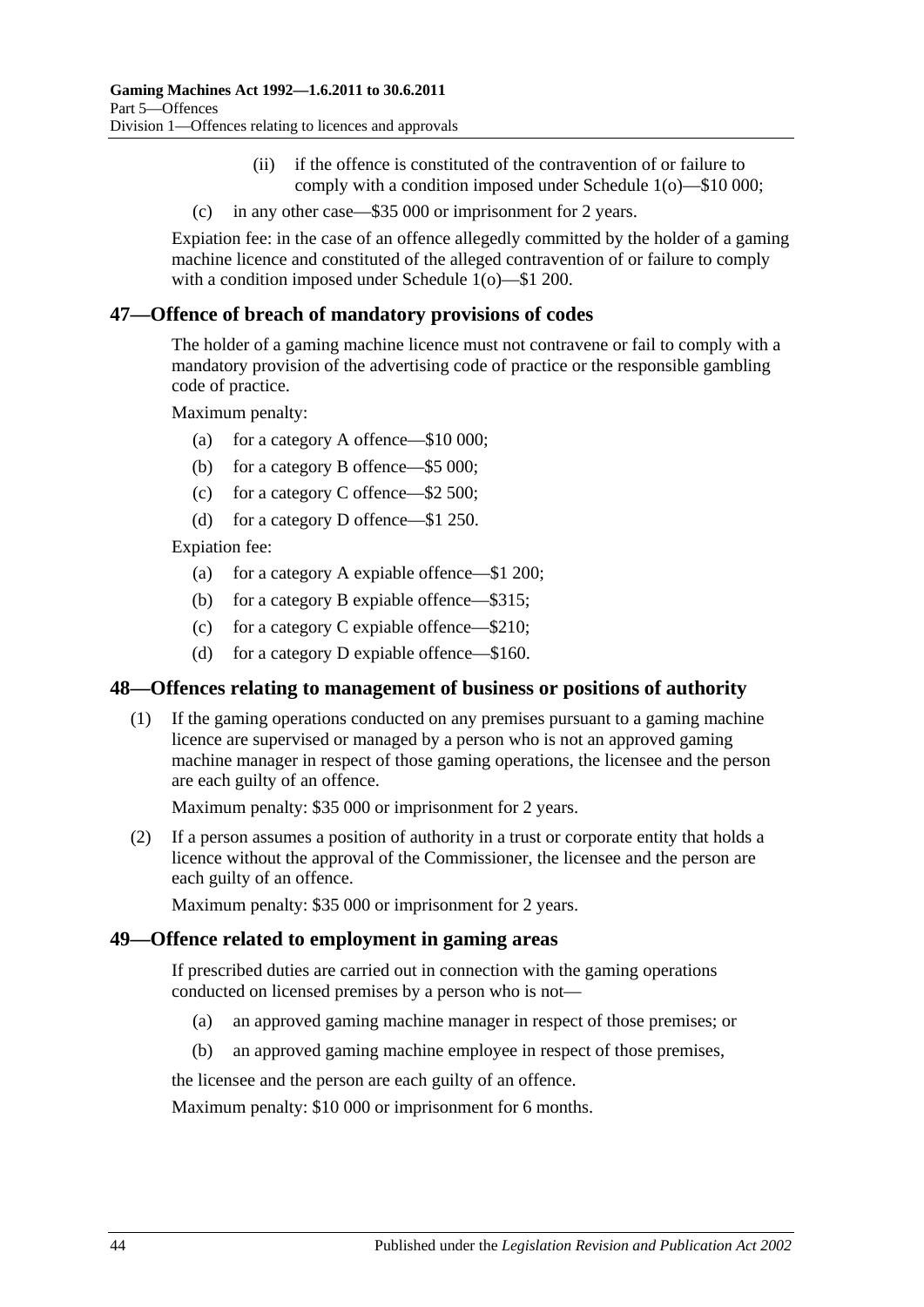(ii) if the offence is constituted of the contravention of or failure to comply with a condition imposed under Schedule 1(o)—$10 000;

(c) in any other case—$35 000 or imprisonment for 2 years.

Expiation fee: in the case of an offence allegedly committed by the holder of a gaming machine licence and constituted of the alleged contravention of or failure to comply with a condition imposed under Schedule 1(o)—$1 200.

## 47—Offence of breach of mandatory provisions of codes

The holder of a gaming machine licence must not contravene or fail to comply with a mandatory provision of the advertising code of practice or the responsible gambling code of practice.

Maximum penalty:

(a) for a category A offence—$10 000;

(b) for a category B offence—$5 000;

(c) for a category C offence—$2 500;

(d) for a category D offence—$1 250.

Expiation fee:

(a) for a category A expiable offence—$1 200;

(b) for a category B expiable offence—$315;

(c) for a category C expiable offence—$210;

(d) for a category D expiable offence—$160.

## 48—Offences relating to management of business or positions of authority

(1) If the gaming operations conducted on any premises pursuant to a gaming machine licence are supervised or managed by a person who is not an approved gaming machine manager in respect of those gaming operations, the licensee and the person are each guilty of an offence.

Maximum penalty: $35 000 or imprisonment for 2 years.

(2) If a person assumes a position of authority in a trust or corporate entity that holds a licence without the approval of the Commissioner, the licensee and the person are each guilty of an offence.

Maximum penalty: $35 000 or imprisonment for 2 years.

## 49—Offence related to employment in gaming areas

If prescribed duties are carried out in connection with the gaming operations conducted on licensed premises by a person who is not—

(a) an approved gaming machine manager in respect of those premises; or

(b) an approved gaming machine employee in respect of those premises,

the licensee and the person are each guilty of an offence.

Maximum penalty: $10 000 or imprisonment for 6 months.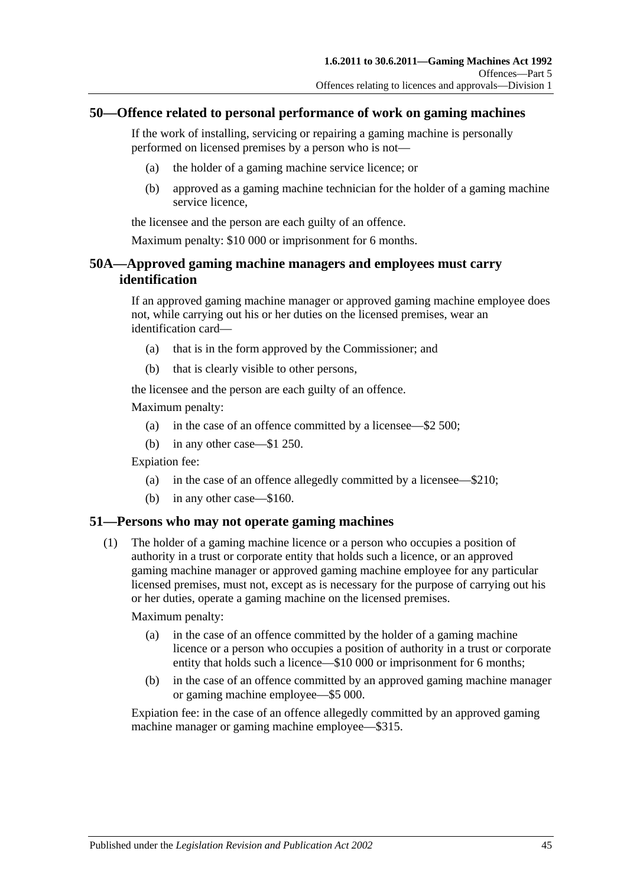## 50—Offence related to personal performance of work on gaming machines

If the work of installing, servicing or repairing a gaming machine is personally performed on licensed premises by a person who is not—

(a) the holder of a gaming machine service licence; or

(b) approved as a gaming machine technician for the holder of a gaming machine service licence,

the licensee and the person are each guilty of an offence.

Maximum penalty: $10 000 or imprisonment for 6 months.

## 50A—Approved gaming machine managers and employees must carry identification

If an approved gaming machine manager or approved gaming machine employee does not, while carrying out his or her duties on the licensed premises, wear an identification card—

(a) that is in the form approved by the Commissioner; and

(b) that is clearly visible to other persons,

the licensee and the person are each guilty of an offence.

Maximum penalty:

(a) in the case of an offence committed by a licensee—$2 500;

(b) in any other case—$1 250.

Expiation fee:

(a) in the case of an offence allegedly committed by a licensee—$210;

(b) in any other case—$160.

## 51—Persons who may not operate gaming machines

(1) The holder of a gaming machine licence or a person who occupies a position of authority in a trust or corporate entity that holds such a licence, or an approved gaming machine manager or approved gaming machine employee for any particular licensed premises, must not, except as is necessary for the purpose of carrying out his or her duties, operate a gaming machine on the licensed premises.

Maximum penalty:

(a) in the case of an offence committed by the holder of a gaming machine licence or a person who occupies a position of authority in a trust or corporate entity that holds such a licence—$10 000 or imprisonment for 6 months;

(b) in the case of an offence committed by an approved gaming machine manager or gaming machine employee—$5 000.

Expiation fee: in the case of an offence allegedly committed by an approved gaming machine manager or gaming machine employee—$315.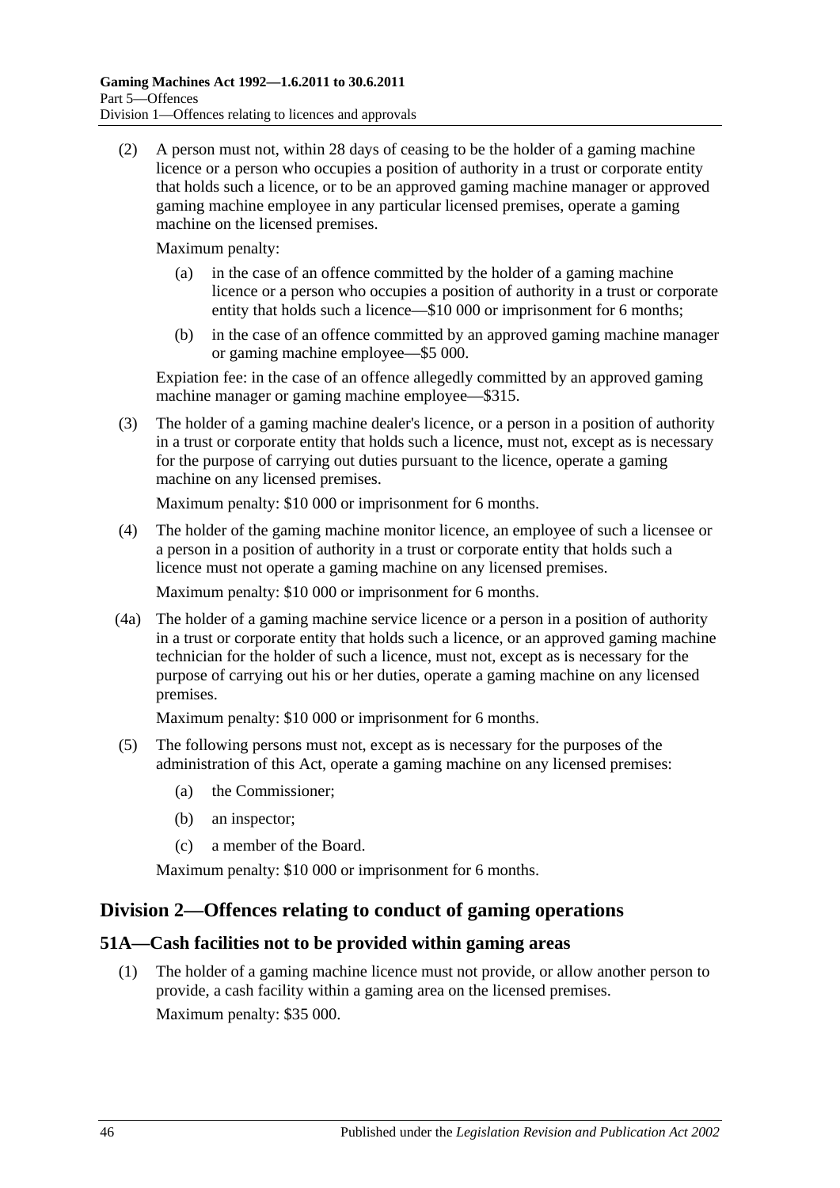(2) A person must not, within 28 days of ceasing to be the holder of a gaming machine licence or a person who occupies a position of authority in a trust or corporate entity that holds such a licence, or to be an approved gaming machine manager or approved gaming machine employee in any particular licensed premises, operate a gaming machine on the licensed premises.

Maximum penalty:

- (a) in the case of an offence committed by the holder of a gaming machine licence or a person who occupies a position of authority in a trust or corporate entity that holds such a licence—$10 000 or imprisonment for 6 months;
- (b) in the case of an offence committed by an approved gaming machine manager or gaming machine employee—$5 000.

Expiation fee: in the case of an offence allegedly committed by an approved gaming machine manager or gaming machine employee—$315.

(3) The holder of a gaming machine dealer's licence, or a person in a position of authority in a trust or corporate entity that holds such a licence, must not, except as is necessary for the purpose of carrying out duties pursuant to the licence, operate a gaming machine on any licensed premises.

Maximum penalty: $10 000 or imprisonment for 6 months.

(4) The holder of the gaming machine monitor licence, an employee of such a licensee or a person in a position of authority in a trust or corporate entity that holds such a licence must not operate a gaming machine on any licensed premises.

Maximum penalty: $10 000 or imprisonment for 6 months.

(4a) The holder of a gaming machine service licence or a person in a position of authority in a trust or corporate entity that holds such a licence, or an approved gaming machine technician for the holder of such a licence, must not, except as is necessary for the purpose of carrying out his or her duties, operate a gaming machine on any licensed premises.

Maximum penalty: $10 000 or imprisonment for 6 months.

(5) The following persons must not, except as is necessary for the purposes of the administration of this Act, operate a gaming machine on any licensed premises:

- (a) the Commissioner;
- (b) an inspector;
- (c) a member of the Board.

Maximum penalty: $10 000 or imprisonment for 6 months.

## Division 2—Offences relating to conduct of gaming operations

### 51A—Cash facilities not to be provided within gaming areas

(1) The holder of a gaming machine licence must not provide, or allow another person to provide, a cash facility within a gaming area on the licensed premises.

Maximum penalty: $35 000.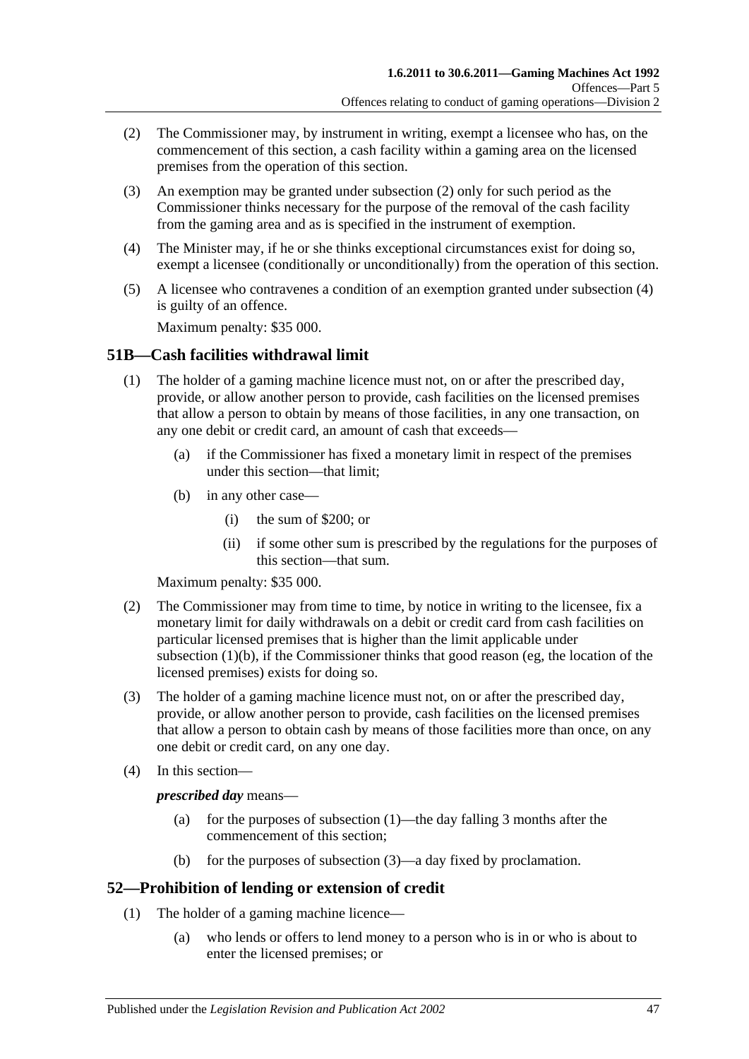(2) The Commissioner may, by instrument in writing, exempt a licensee who has, on the commencement of this section, a cash facility within a gaming area on the licensed premises from the operation of this section.

(3) An exemption may be granted under subsection (2) only for such period as the Commissioner thinks necessary for the purpose of the removal of the cash facility from the gaming area and as is specified in the instrument of exemption.

(4) The Minister may, if he or she thinks exceptional circumstances exist for doing so, exempt a licensee (conditionally or unconditionally) from the operation of this section.

(5) A licensee who contravenes a condition of an exemption granted under subsection (4) is guilty of an offence.

Maximum penalty: $35 000.

## 51B—Cash facilities withdrawal limit

(1) The holder of a gaming machine licence must not, on or after the prescribed day, provide, or allow another person to provide, cash facilities on the licensed premises that allow a person to obtain by means of those facilities, in any one transaction, on any one debit or credit card, an amount of cash that exceeds—

  (a) if the Commissioner has fixed a monetary limit in respect of the premises under this section—that limit;

  (b) in any other case—

    (i) the sum of $200; or

    (ii) if some other sum is prescribed by the regulations for the purposes of this section—that sum.

Maximum penalty: $35 000.

(2) The Commissioner may from time to time, by notice in writing to the licensee, fix a monetary limit for daily withdrawals on a debit or credit card from cash facilities on particular licensed premises that is higher than the limit applicable under subsection (1)(b), if the Commissioner thinks that good reason (eg, the location of the licensed premises) exists for doing so.

(3) The holder of a gaming machine licence must not, on or after the prescribed day, provide, or allow another person to provide, cash facilities on the licensed premises that allow a person to obtain cash by means of those facilities more than once, on any one debit or credit card, on any one day.

(4) In this section—

***prescribed day*** means—

  (a) for the purposes of subsection (1)—the day falling 3 months after the commencement of this section;

  (b) for the purposes of subsection (3)—a day fixed by proclamation.

## 52—Prohibition of lending or extension of credit

(1) The holder of a gaming machine licence—

  (a) who lends or offers to lend money to a person who is in or who is about to enter the licensed premises; or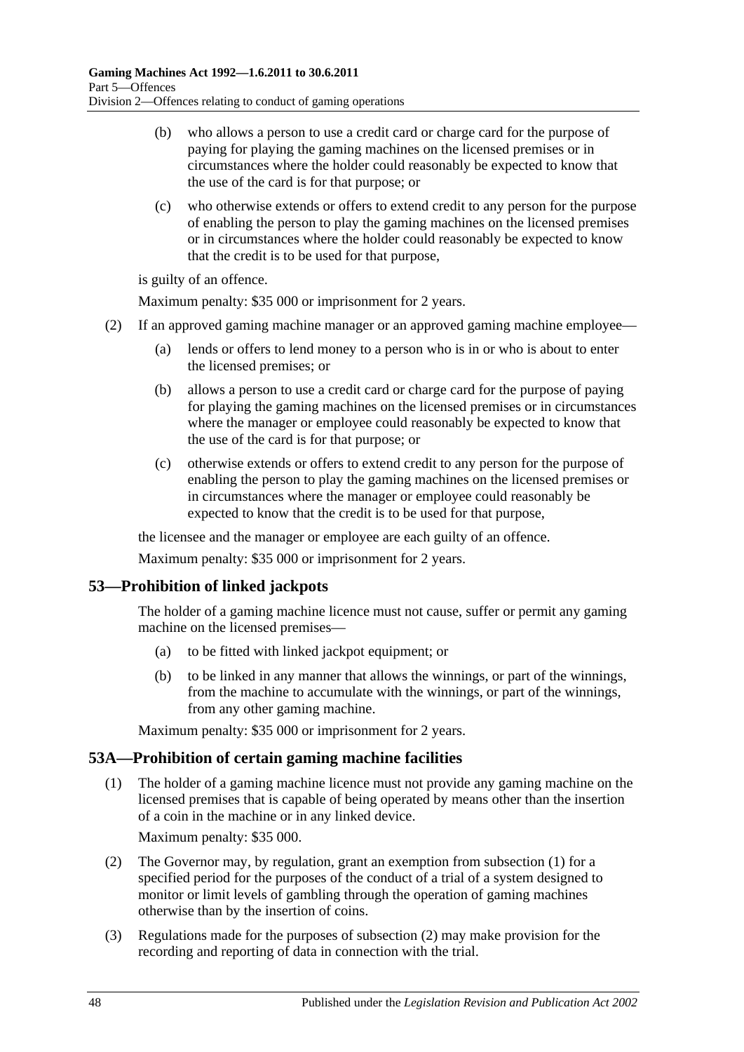(b) who allows a person to use a credit card or charge card for the purpose of paying for playing the gaming machines on the licensed premises or in circumstances where the holder could reasonably be expected to know that the use of the card is for that purpose; or

(c) who otherwise extends or offers to extend credit to any person for the purpose of enabling the person to play the gaming machines on the licensed premises or in circumstances where the holder could reasonably be expected to know that the credit is to be used for that purpose,

is guilty of an offence.

Maximum penalty: $35 000 or imprisonment for 2 years.

(2) If an approved gaming machine manager or an approved gaming machine employee—

(a) lends or offers to lend money to a person who is in or who is about to enter the licensed premises; or

(b) allows a person to use a credit card or charge card for the purpose of paying for playing the gaming machines on the licensed premises or in circumstances where the manager or employee could reasonably be expected to know that the use of the card is for that purpose; or

(c) otherwise extends or offers to extend credit to any person for the purpose of enabling the person to play the gaming machines on the licensed premises or in circumstances where the manager or employee could reasonably be expected to know that the credit is to be used for that purpose,

the licensee and the manager or employee are each guilty of an offence.

Maximum penalty: $35 000 or imprisonment for 2 years.

## 53—Prohibition of linked jackpots

The holder of a gaming machine licence must not cause, suffer or permit any gaming machine on the licensed premises—

(a) to be fitted with linked jackpot equipment; or

(b) to be linked in any manner that allows the winnings, or part of the winnings, from the machine to accumulate with the winnings, or part of the winnings, from any other gaming machine.

Maximum penalty: $35 000 or imprisonment for 2 years.

## 53A—Prohibition of certain gaming machine facilities

(1) The holder of a gaming machine licence must not provide any gaming machine on the licensed premises that is capable of being operated by means other than the insertion of a coin in the machine or in any linked device.

Maximum penalty: $35 000.

(2) The Governor may, by regulation, grant an exemption from subsection (1) for a specified period for the purposes of the conduct of a trial of a system designed to monitor or limit levels of gambling through the operation of gaming machines otherwise than by the insertion of coins.

(3) Regulations made for the purposes of subsection (2) may make provision for the recording and reporting of data in connection with the trial.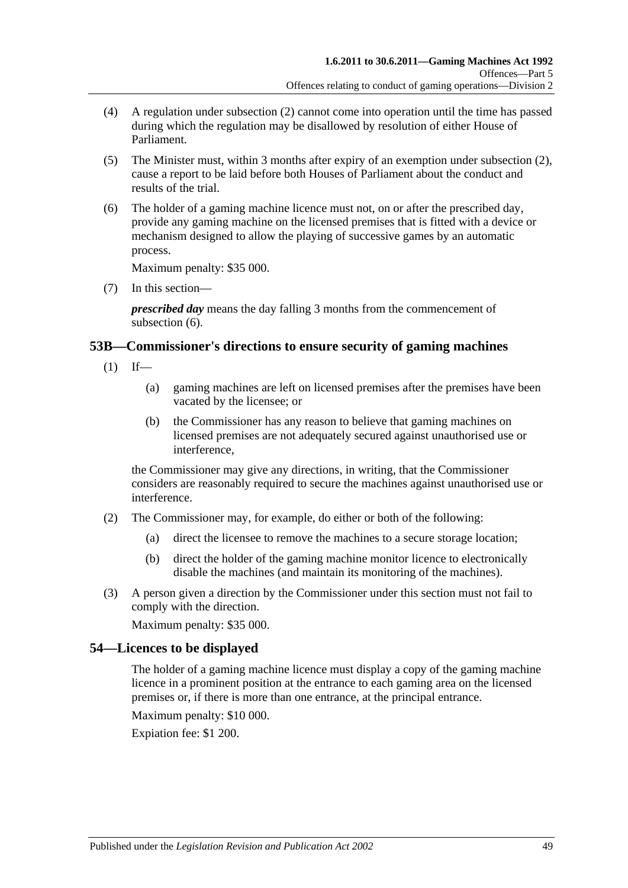(4) A regulation under subsection (2) cannot come into operation until the time has passed during which the regulation may be disallowed by resolution of either House of Parliament.

(5) The Minister must, within 3 months after expiry of an exemption under subsection (2), cause a report to be laid before both Houses of Parliament about the conduct and results of the trial.

(6) The holder of a gaming machine licence must not, on or after the prescribed day, provide any gaming machine on the licensed premises that is fitted with a device or mechanism designed to allow the playing of successive games by an automatic process.

Maximum penalty: $35 000.

(7) In this section—

***prescribed day*** means the day falling 3 months from the commencement of subsection (6).

## 53B—Commissioner's directions to ensure security of gaming machines

(1) If—

(a) gaming machines are left on licensed premises after the premises have been vacated by the licensee; or

(b) the Commissioner has any reason to believe that gaming machines on licensed premises are not adequately secured against unauthorised use or interference,

the Commissioner may give any directions, in writing, that the Commissioner considers are reasonably required to secure the machines against unauthorised use or interference.

(2) The Commissioner may, for example, do either or both of the following:

(a) direct the licensee to remove the machines to a secure storage location;

(b) direct the holder of the gaming machine monitor licence to electronically disable the machines (and maintain its monitoring of the machines).

(3) A person given a direction by the Commissioner under this section must not fail to comply with the direction.

Maximum penalty: $35 000.

## 54—Licences to be displayed

The holder of a gaming machine licence must display a copy of the gaming machine licence in a prominent position at the entrance to each gaming area on the licensed premises or, if there is more than one entrance, at the principal entrance.

Maximum penalty: $10 000.

Expiation fee: $1 200.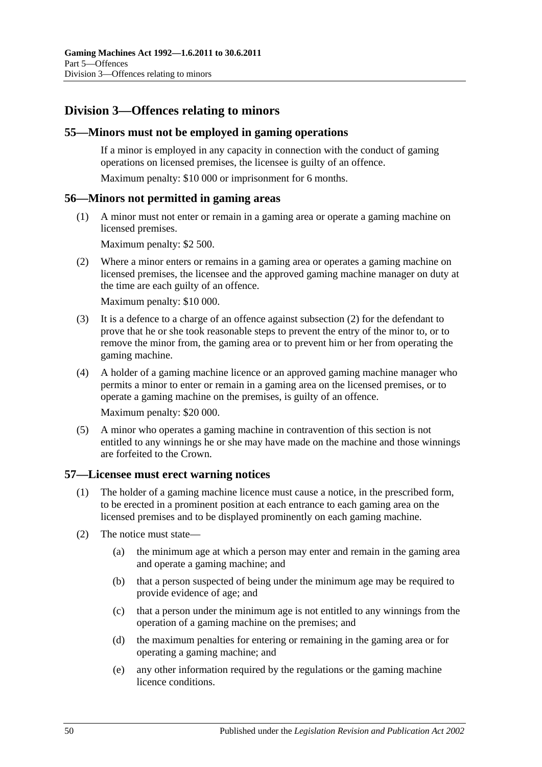## Division 3—Offences relating to minors

### 55—Minors must not be employed in gaming operations

If a minor is employed in any capacity in connection with the conduct of gaming operations on licensed premises, the licensee is guilty of an offence.

Maximum penalty: $10 000 or imprisonment for 6 months.

### 56—Minors not permitted in gaming areas

(1) A minor must not enter or remain in a gaming area or operate a gaming machine on licensed premises.

Maximum penalty: $2 500.

(2) Where a minor enters or remains in a gaming area or operates a gaming machine on licensed premises, the licensee and the approved gaming machine manager on duty at the time are each guilty of an offence.

Maximum penalty: $10 000.

(3) It is a defence to a charge of an offence against subsection (2) for the defendant to prove that he or she took reasonable steps to prevent the entry of the minor to, or to remove the minor from, the gaming area or to prevent him or her from operating the gaming machine.

(4) A holder of a gaming machine licence or an approved gaming machine manager who permits a minor to enter or remain in a gaming area on the licensed premises, or to operate a gaming machine on the premises, is guilty of an offence.

Maximum penalty: $20 000.

(5) A minor who operates a gaming machine in contravention of this section is not entitled to any winnings he or she may have made on the machine and those winnings are forfeited to the Crown.

### 57—Licensee must erect warning notices

(1) The holder of a gaming machine licence must cause a notice, in the prescribed form, to be erected in a prominent position at each entrance to each gaming area on the licensed premises and to be displayed prominently on each gaming machine.

(2) The notice must state—

(a) the minimum age at which a person may enter and remain in the gaming area and operate a gaming machine; and

(b) that a person suspected of being under the minimum age may be required to provide evidence of age; and

(c) that a person under the minimum age is not entitled to any winnings from the operation of a gaming machine on the premises; and

(d) the maximum penalties for entering or remaining in the gaming area or for operating a gaming machine; and

(e) any other information required by the regulations or the gaming machine licence conditions.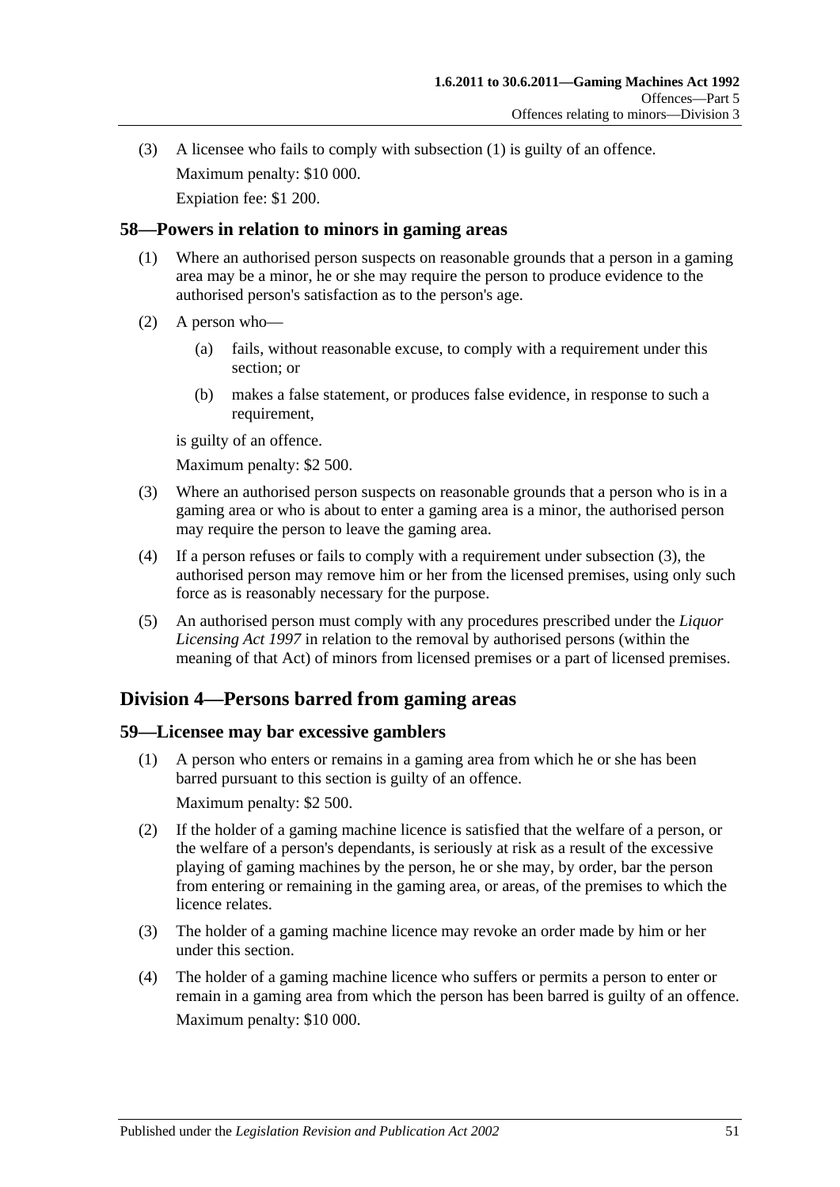(3) A licensee who fails to comply with subsection (1) is guilty of an offence.

Maximum penalty: $10 000.

Expiation fee: $1 200.

## 58—Powers in relation to minors in gaming areas

(1) Where an authorised person suspects on reasonable grounds that a person in a gaming area may be a minor, he or she may require the person to produce evidence to the authorised person's satisfaction as to the person's age.

(2) A person who—

(a) fails, without reasonable excuse, to comply with a requirement under this section; or

(b) makes a false statement, or produces false evidence, in response to such a requirement,

is guilty of an offence.

Maximum penalty: $2 500.

(3) Where an authorised person suspects on reasonable grounds that a person who is in a gaming area or who is about to enter a gaming area is a minor, the authorised person may require the person to leave the gaming area.

(4) If a person refuses or fails to comply with a requirement under subsection (3), the authorised person may remove him or her from the licensed premises, using only such force as is reasonably necessary for the purpose.

(5) An authorised person must comply with any procedures prescribed under the *Liquor Licensing Act 1997* in relation to the removal by authorised persons (within the meaning of that Act) of minors from licensed premises or a part of licensed premises.

# Division 4—Persons barred from gaming areas

## 59—Licensee may bar excessive gamblers

(1) A person who enters or remains in a gaming area from which he or she has been barred pursuant to this section is guilty of an offence.

Maximum penalty: $2 500.

(2) If the holder of a gaming machine licence is satisfied that the welfare of a person, or the welfare of a person's dependants, is seriously at risk as a result of the excessive playing of gaming machines by the person, he or she may, by order, bar the person from entering or remaining in the gaming area, or areas, of the premises to which the licence relates.

(3) The holder of a gaming machine licence may revoke an order made by him or her under this section.

(4) The holder of a gaming machine licence who suffers or permits a person to enter or remain in a gaming area from which the person has been barred is guilty of an offence.

Maximum penalty: $10 000.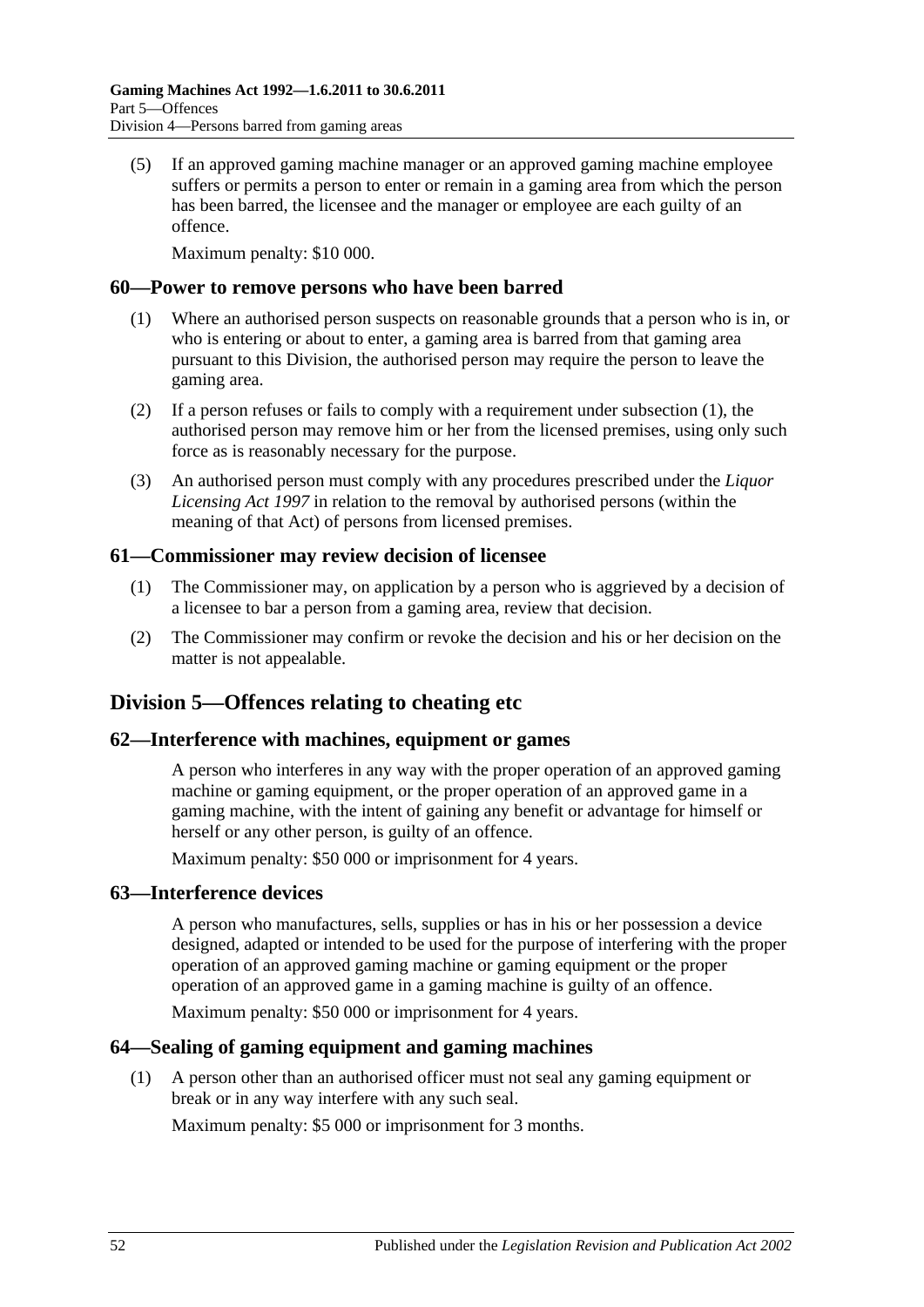(5) If an approved gaming machine manager or an approved gaming machine employee suffers or permits a person to enter or remain in a gaming area from which the person has been barred, the licensee and the manager or employee are each guilty of an offence.

Maximum penalty: $10 000.

### 60—Power to remove persons who have been barred

(1) Where an authorised person suspects on reasonable grounds that a person who is in, or who is entering or about to enter, a gaming area is barred from that gaming area pursuant to this Division, the authorised person may require the person to leave the gaming area.

(2) If a person refuses or fails to comply with a requirement under subsection (1), the authorised person may remove him or her from the licensed premises, using only such force as is reasonably necessary for the purpose.

(3) An authorised person must comply with any procedures prescribed under the *Liquor Licensing Act 1997* in relation to the removal by authorised persons (within the meaning of that Act) of persons from licensed premises.

### 61—Commissioner may review decision of licensee

(1) The Commissioner may, on application by a person who is aggrieved by a decision of a licensee to bar a person from a gaming area, review that decision.

(2) The Commissioner may confirm or revoke the decision and his or her decision on the matter is not appealable.

## Division 5—Offences relating to cheating etc

### 62—Interference with machines, equipment or games

A person who interferes in any way with the proper operation of an approved gaming machine or gaming equipment, or the proper operation of an approved game in a gaming machine, with the intent of gaining any benefit or advantage for himself or herself or any other person, is guilty of an offence.

Maximum penalty: $50 000 or imprisonment for 4 years.

### 63—Interference devices

A person who manufactures, sells, supplies or has in his or her possession a device designed, adapted or intended to be used for the purpose of interfering with the proper operation of an approved gaming machine or gaming equipment or the proper operation of an approved game in a gaming machine is guilty of an offence.

Maximum penalty: $50 000 or imprisonment for 4 years.

### 64—Sealing of gaming equipment and gaming machines

(1) A person other than an authorised officer must not seal any gaming equipment or break or in any way interfere with any such seal.

Maximum penalty: $5 000 or imprisonment for 3 months.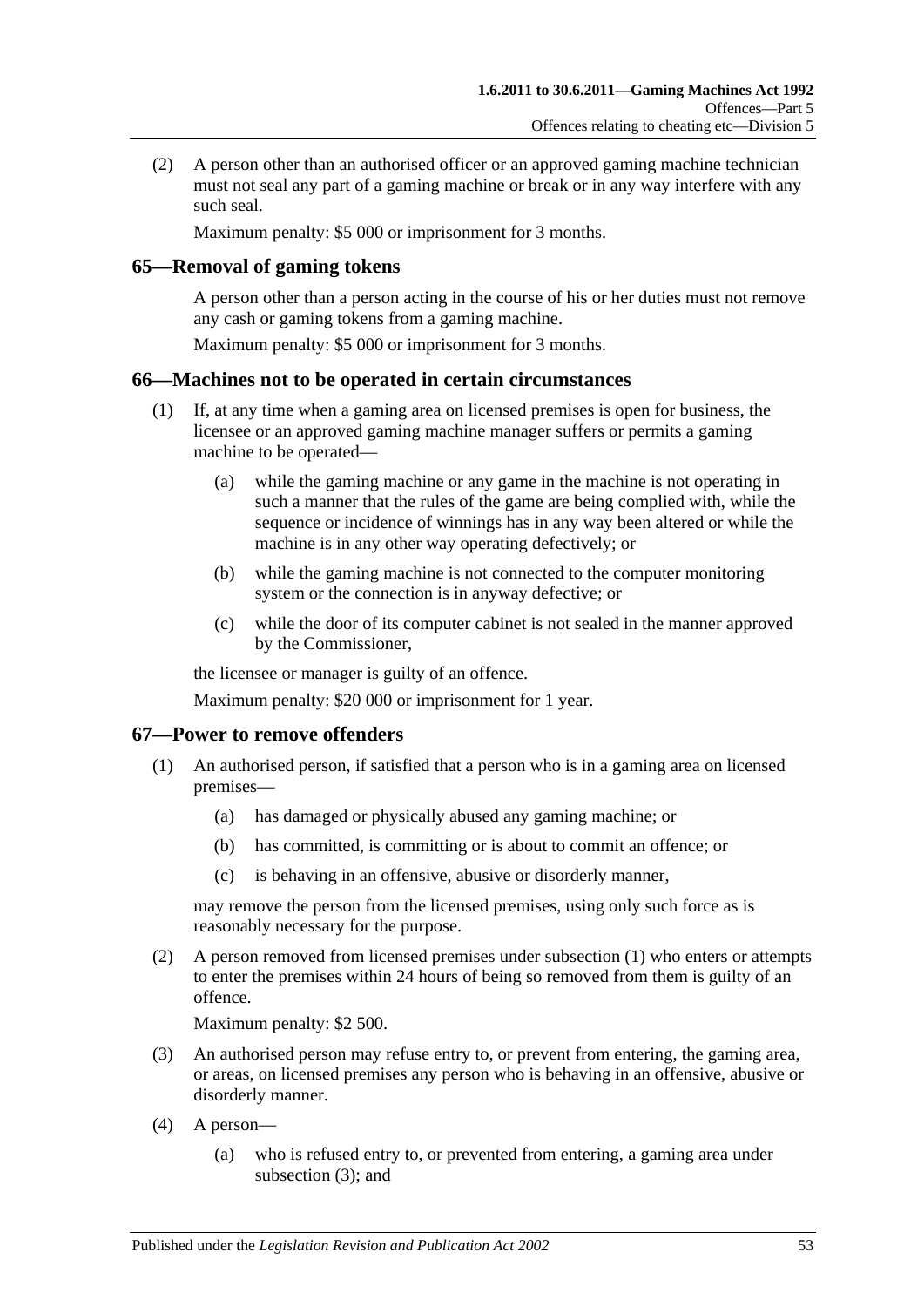(2) A person other than an authorised officer or an approved gaming machine technician must not seal any part of a gaming machine or break or in any way interfere with any such seal.

Maximum penalty: $5 000 or imprisonment for 3 months.

## 65—Removal of gaming tokens

A person other than a person acting in the course of his or her duties must not remove any cash or gaming tokens from a gaming machine.

Maximum penalty: $5 000 or imprisonment for 3 months.

## 66—Machines not to be operated in certain circumstances

(1) If, at any time when a gaming area on licensed premises is open for business, the licensee or an approved gaming machine manager suffers or permits a gaming machine to be operated—

(a) while the gaming machine or any game in the machine is not operating in such a manner that the rules of the game are being complied with, while the sequence or incidence of winnings has in any way been altered or while the machine is in any other way operating defectively; or

(b) while the gaming machine is not connected to the computer monitoring system or the connection is in anyway defective; or

(c) while the door of its computer cabinet is not sealed in the manner approved by the Commissioner,

the licensee or manager is guilty of an offence.

Maximum penalty: $20 000 or imprisonment for 1 year.

## 67—Power to remove offenders

(1) An authorised person, if satisfied that a person who is in a gaming area on licensed premises—

(a) has damaged or physically abused any gaming machine; or

(b) has committed, is committing or is about to commit an offence; or

(c) is behaving in an offensive, abusive or disorderly manner,

may remove the person from the licensed premises, using only such force as is reasonably necessary for the purpose.

(2) A person removed from licensed premises under subsection (1) who enters or attempts to enter the premises within 24 hours of being so removed from them is guilty of an offence.

Maximum penalty: $2 500.

(3) An authorised person may refuse entry to, or prevent from entering, the gaming area, or areas, on licensed premises any person who is behaving in an offensive, abusive or disorderly manner.

(4) A person—

(a) who is refused entry to, or prevented from entering, a gaming area under subsection (3); and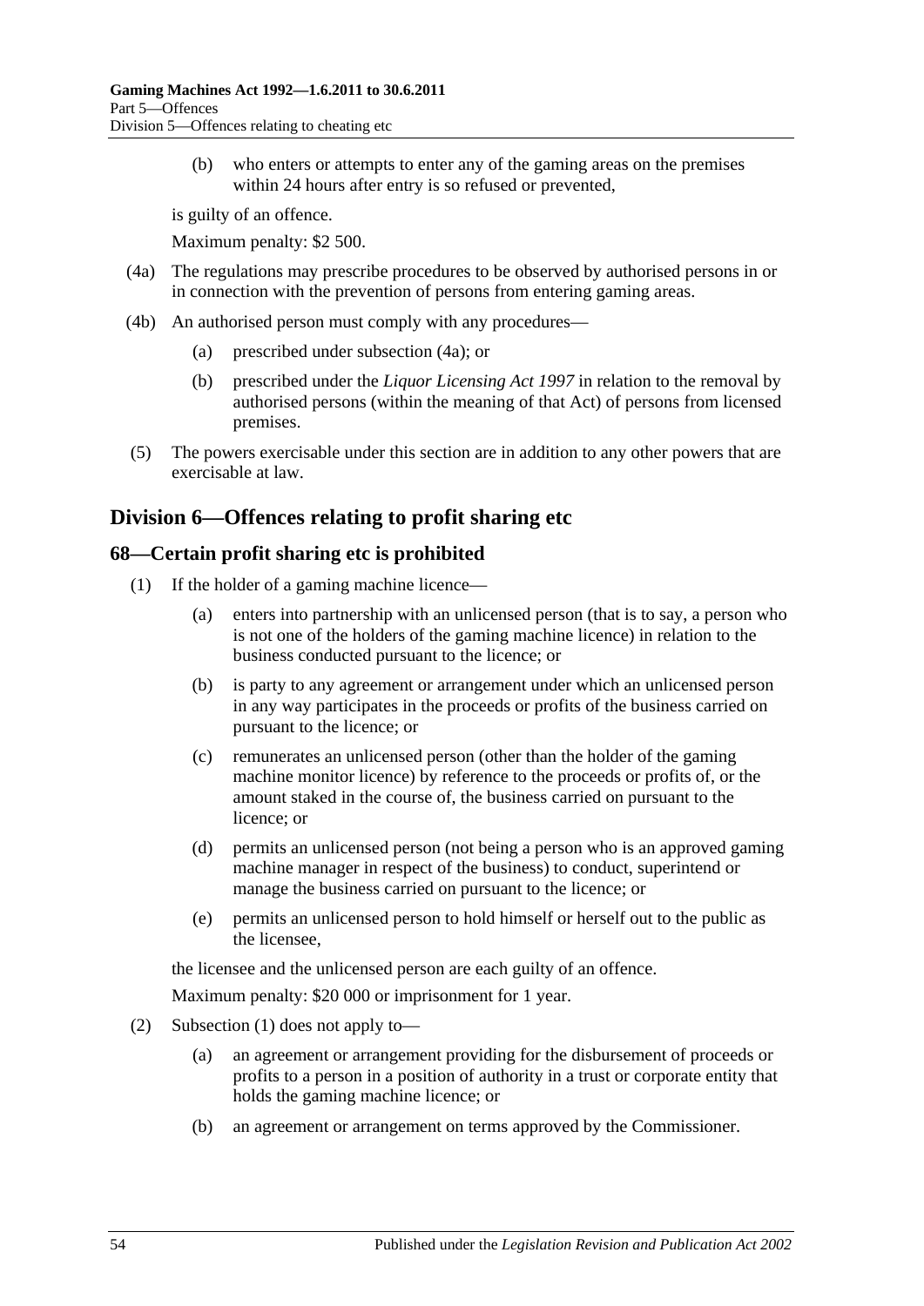(b) who enters or attempts to enter any of the gaming areas on the premises within 24 hours after entry is so refused or prevented,

is guilty of an offence.

Maximum penalty: $2 500.

(4a) The regulations may prescribe procedures to be observed by authorised persons in or in connection with the prevention of persons from entering gaming areas.

(4b) An authorised person must comply with any procedures—

(a) prescribed under subsection (4a); or

(b) prescribed under the *Liquor Licensing Act 1997* in relation to the removal by authorised persons (within the meaning of that Act) of persons from licensed premises.

(5) The powers exercisable under this section are in addition to any other powers that are exercisable at law.

## Division 6—Offences relating to profit sharing etc

### 68—Certain profit sharing etc is prohibited

(1) If the holder of a gaming machine licence—

(a) enters into partnership with an unlicensed person (that is to say, a person who is not one of the holders of the gaming machine licence) in relation to the business conducted pursuant to the licence; or

(b) is party to any agreement or arrangement under which an unlicensed person in any way participates in the proceeds or profits of the business carried on pursuant to the licence; or

(c) remunerates an unlicensed person (other than the holder of the gaming machine monitor licence) by reference to the proceeds or profits of, or the amount staked in the course of, the business carried on pursuant to the licence; or

(d) permits an unlicensed person (not being a person who is an approved gaming machine manager in respect of the business) to conduct, superintend or manage the business carried on pursuant to the licence; or

(e) permits an unlicensed person to hold himself or herself out to the public as the licensee,

the licensee and the unlicensed person are each guilty of an offence.

Maximum penalty: $20 000 or imprisonment for 1 year.

(2) Subsection (1) does not apply to—

(a) an agreement or arrangement providing for the disbursement of proceeds or profits to a person in a position of authority in a trust or corporate entity that holds the gaming machine licence; or

(b) an agreement or arrangement on terms approved by the Commissioner.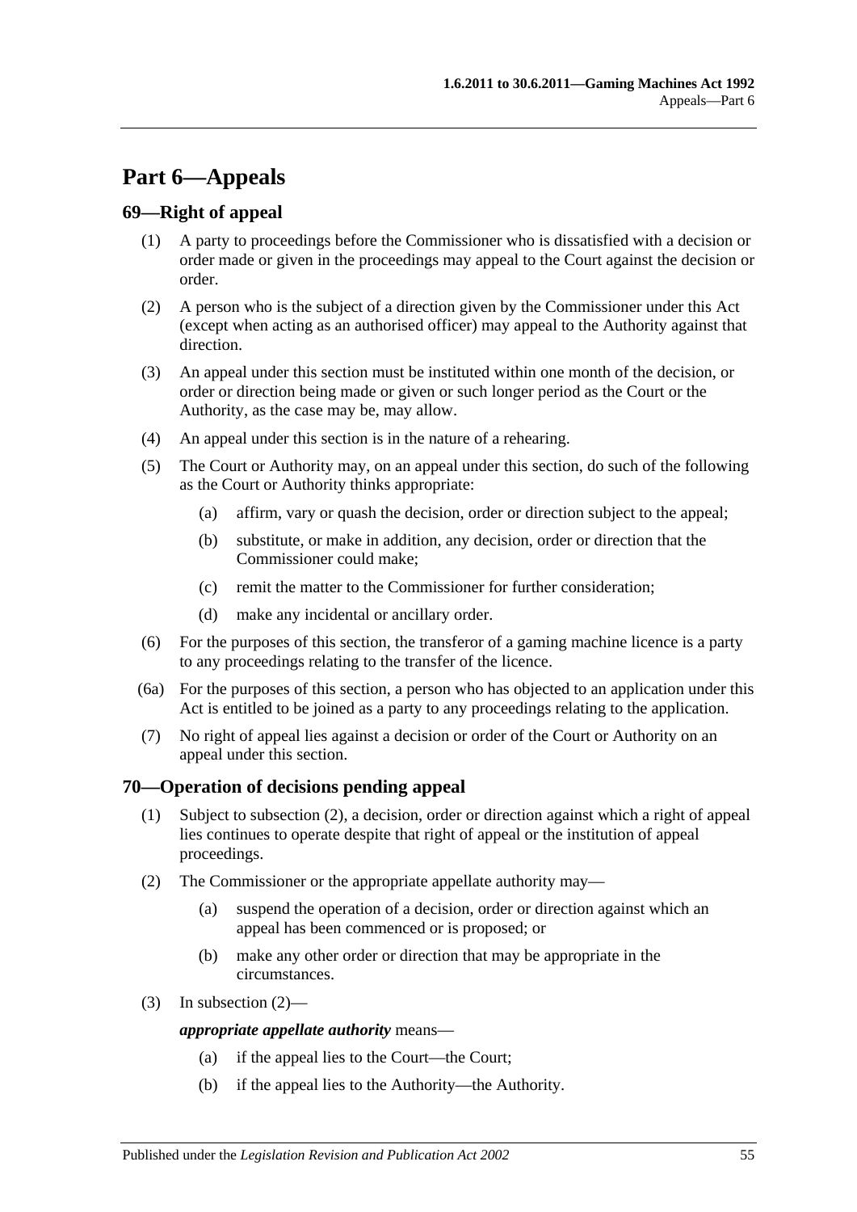# Part 6—Appeals

## 69—Right of appeal

(1) A party to proceedings before the Commissioner who is dissatisfied with a decision or order made or given in the proceedings may appeal to the Court against the decision or order.

(2) A person who is the subject of a direction given by the Commissioner under this Act (except when acting as an authorised officer) may appeal to the Authority against that direction.

(3) An appeal under this section must be instituted within one month of the decision, or order or direction being made or given or such longer period as the Court or the Authority, as the case may be, may allow.

(4) An appeal under this section is in the nature of a rehearing.

(5) The Court or Authority may, on an appeal under this section, do such of the following as the Court or Authority thinks appropriate:

- (a) affirm, vary or quash the decision, order or direction subject to the appeal;
- (b) substitute, or make in addition, any decision, order or direction that the Commissioner could make;
- (c) remit the matter to the Commissioner for further consideration;
- (d) make any incidental or ancillary order.

(6) For the purposes of this section, the transferor of a gaming machine licence is a party to any proceedings relating to the transfer of the licence.

(6a) For the purposes of this section, a person who has objected to an application under this Act is entitled to be joined as a party to any proceedings relating to the application.

(7) No right of appeal lies against a decision or order of the Court or Authority on an appeal under this section.

## 70—Operation of decisions pending appeal

(1) Subject to subsection (2), a decision, order or direction against which a right of appeal lies continues to operate despite that right of appeal or the institution of appeal proceedings.

(2) The Commissioner or the appropriate appellate authority may—

- (a) suspend the operation of a decision, order or direction against which an appeal has been commenced or is proposed; or
- (b) make any other order or direction that may be appropriate in the circumstances.

(3) In subsection (2)—

***appropriate appellate authority*** means—

- (a) if the appeal lies to the Court—the Court;
- (b) if the appeal lies to the Authority—the Authority.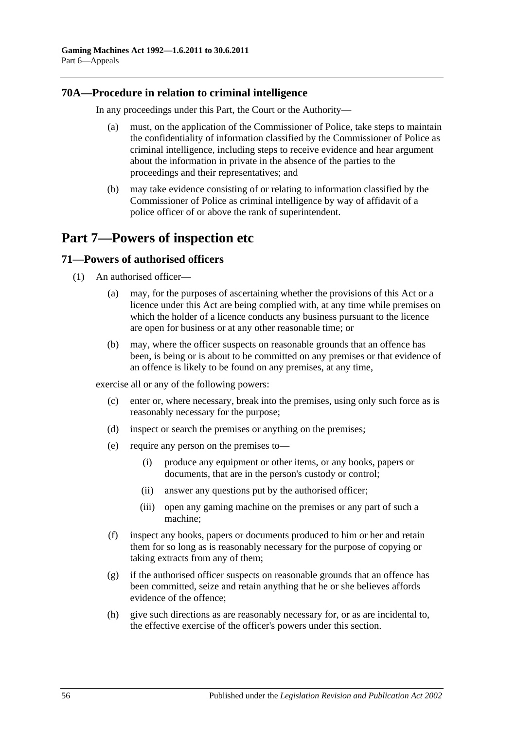## 70A—Procedure in relation to criminal intelligence

In any proceedings under this Part, the Court or the Authority—

(a) must, on the application of the Commissioner of Police, take steps to maintain the confidentiality of information classified by the Commissioner of Police as criminal intelligence, including steps to receive evidence and hear argument about the information in private in the absence of the parties to the proceedings and their representatives; and

(b) may take evidence consisting of or relating to information classified by the Commissioner of Police as criminal intelligence by way of affidavit of a police officer of or above the rank of superintendent.

# Part 7—Powers of inspection etc

## 71—Powers of authorised officers

(1) An authorised officer—

(a) may, for the purposes of ascertaining whether the provisions of this Act or a licence under this Act are being complied with, at any time while premises on which the holder of a licence conducts any business pursuant to the licence are open for business or at any other reasonable time; or

(b) may, where the officer suspects on reasonable grounds that an offence has been, is being or is about to be committed on any premises or that evidence of an offence is likely to be found on any premises, at any time,

exercise all or any of the following powers:

(c) enter or, where necessary, break into the premises, using only such force as is reasonably necessary for the purpose;

(d) inspect or search the premises or anything on the premises;

(e) require any person on the premises to—

(i) produce any equipment or other items, or any books, papers or documents, that are in the person's custody or control;

(ii) answer any questions put by the authorised officer;

(iii) open any gaming machine on the premises or any part of such a machine;

(f) inspect any books, papers or documents produced to him or her and retain them for so long as is reasonably necessary for the purpose of copying or taking extracts from any of them;

(g) if the authorised officer suspects on reasonable grounds that an offence has been committed, seize and retain anything that he or she believes affords evidence of the offence;

(h) give such directions as are reasonably necessary for, or as are incidental to, the effective exercise of the officer's powers under this section.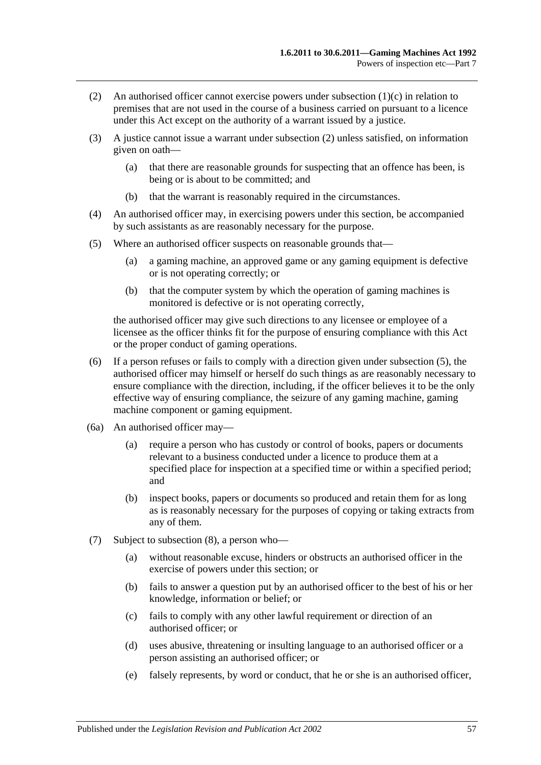(2) An authorised officer cannot exercise powers under subsection (1)(c) in relation to premises that are not used in the course of a business carried on pursuant to a licence under this Act except on the authority of a warrant issued by a justice.

(3) A justice cannot issue a warrant under subsection (2) unless satisfied, on information given on oath—

(a) that there are reasonable grounds for suspecting that an offence has been, is being or is about to be committed; and

(b) that the warrant is reasonably required in the circumstances.

(4) An authorised officer may, in exercising powers under this section, be accompanied by such assistants as are reasonably necessary for the purpose.

(5) Where an authorised officer suspects on reasonable grounds that—

(a) a gaming machine, an approved game or any gaming equipment is defective or is not operating correctly; or

(b) that the computer system by which the operation of gaming machines is monitored is defective or is not operating correctly,

the authorised officer may give such directions to any licensee or employee of a licensee as the officer thinks fit for the purpose of ensuring compliance with this Act or the proper conduct of gaming operations.

(6) If a person refuses or fails to comply with a direction given under subsection (5), the authorised officer may himself or herself do such things as are reasonably necessary to ensure compliance with the direction, including, if the officer believes it to be the only effective way of ensuring compliance, the seizure of any gaming machine, gaming machine component or gaming equipment.

(6a) An authorised officer may—

(a) require a person who has custody or control of books, papers or documents relevant to a business conducted under a licence to produce them at a specified place for inspection at a specified time or within a specified period; and

(b) inspect books, papers or documents so produced and retain them for as long as is reasonably necessary for the purposes of copying or taking extracts from any of them.

(7) Subject to subsection (8), a person who—

(a) without reasonable excuse, hinders or obstructs an authorised officer in the exercise of powers under this section; or

(b) fails to answer a question put by an authorised officer to the best of his or her knowledge, information or belief; or

(c) fails to comply with any other lawful requirement or direction of an authorised officer; or

(d) uses abusive, threatening or insulting language to an authorised officer or a person assisting an authorised officer; or

(e) falsely represents, by word or conduct, that he or she is an authorised officer,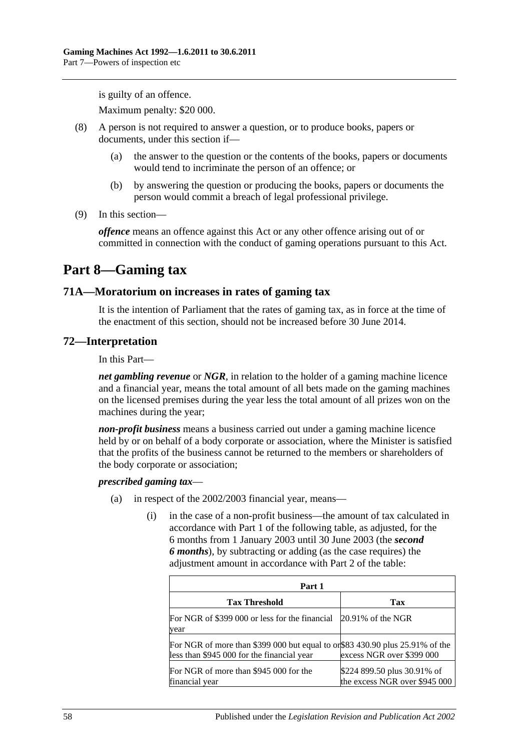is guilty of an offence.

Maximum penalty: $20 000.

(8) A person is not required to answer a question, or to produce books, papers or documents, under this section if—

(a) the answer to the question or the contents of the books, papers or documents would tend to incriminate the person of an offence; or

(b) by answering the question or producing the books, papers or documents the person would commit a breach of legal professional privilege.

(9) In this section—

***offence*** means an offence against this Act or any other offence arising out of or committed in connection with the conduct of gaming operations pursuant to this Act.

# Part 8—Gaming tax

## 71A—Moratorium on increases in rates of gaming tax

It is the intention of Parliament that the rates of gaming tax, as in force at the time of the enactment of this section, should not be increased before 30 June 2014.

## 72—Interpretation

In this Part—

***net gambling revenue*** or ***NGR***, in relation to the holder of a gaming machine licence and a financial year, means the total amount of all bets made on the gaming machines on the licensed premises during the year less the total amount of all prizes won on the machines during the year;

***non-profit business*** means a business carried out under a gaming machine licence held by or on behalf of a body corporate or association, where the Minister is satisfied that the profits of the business cannot be returned to the members or shareholders of the body corporate or association;

***prescribed gaming tax***—

(a) in respect of the 2002/2003 financial year, means—

(i) in the case of a non-profit business—the amount of tax calculated in accordance with Part 1 of the following table, as adjusted, for the 6 months from 1 January 2003 until 30 June 2003 (the ***second 6 months***), by subtracting or adding (as the case requires) the adjustment amount in accordance with Part 2 of the table:

| Part 1 | |
|---|---|
| **Tax Threshold** | **Tax** |
| For NGR of $399 000 or less for the financial year | 20.91% of the NGR |
| For NGR of more than $399 000 but equal to or less than $945 000 for the financial year | $83 430.90 plus 25.91% of the excess NGR over $399 000 |
| For NGR of more than $945 000 for the financial year | $224 899.50 plus 30.91% of the excess NGR over $945 000 |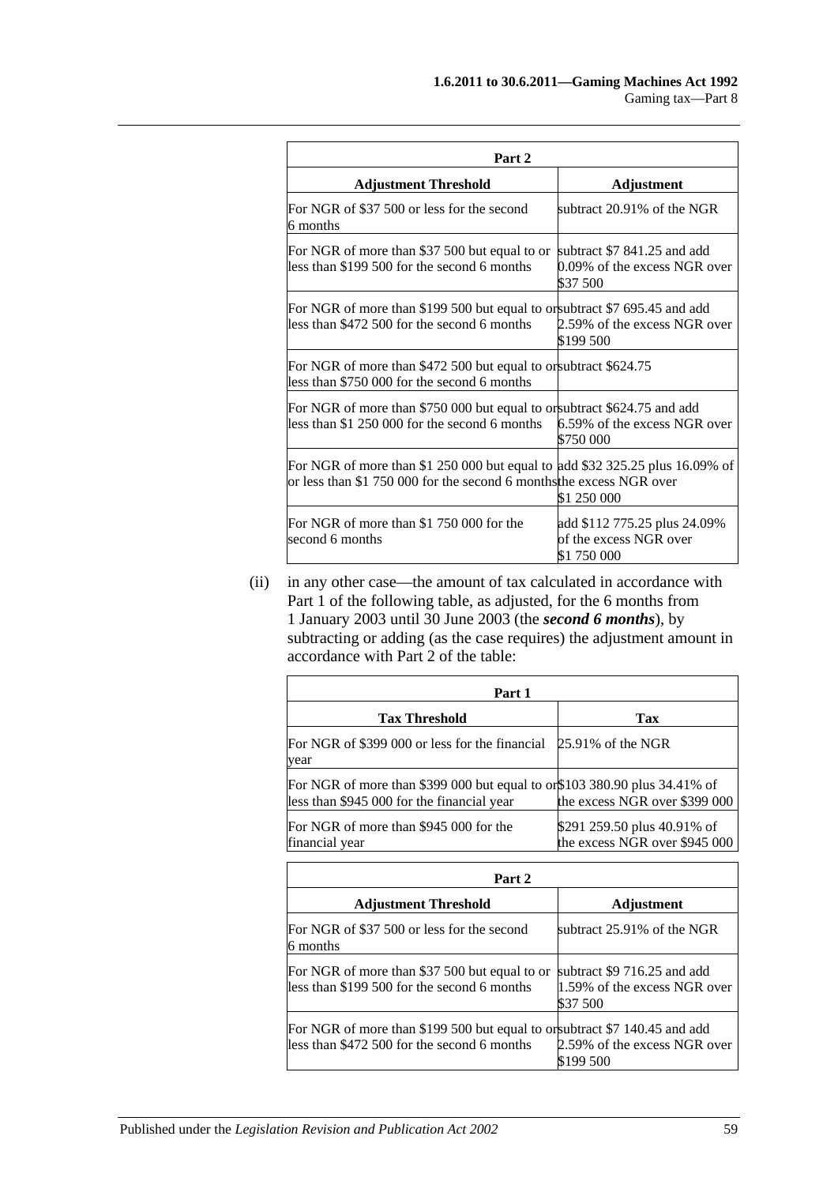| Part 2 | |
|---|---|
| **Adjustment Threshold** | **Adjustment** |
| For NGR of $37 500 or less for the second 6 months | subtract 20.91% of the NGR |
| For NGR of more than $37 500 but equal to or less than $199 500 for the second 6 months | subtract $7 841.25 and add 0.09% of the excess NGR over $37 500 |
| For NGR of more than $199 500 but equal to or less than $472 500 for the second 6 months | subtract $7 695.45 and add 2.59% of the excess NGR over $199 500 |
| For NGR of more than $472 500 but equal to or less than $750 000 for the second 6 months | subtract $624.75 |
| For NGR of more than $750 000 but equal to or less than $1 250 000 for the second 6 months | subtract $624.75 and add 6.59% of the excess NGR over $750 000 |
| For NGR of more than $1 250 000 but equal to or less than $1 750 000 for the second 6 months | add $32 325.25 plus 16.09% of the excess NGR over $1 250 000 |
| For NGR of more than $1 750 000 for the second 6 months | add $112 775.25 plus 24.09% of the excess NGR over $1 750 000 |

(ii) in any other case—the amount of tax calculated in accordance with Part 1 of the following table, as adjusted, for the 6 months from 1 January 2003 until 30 June 2003 (the ***second 6 months***), by subtracting or adding (as the case requires) the adjustment amount in accordance with Part 2 of the table:

| Part 1 | |
|---|---|
| **Tax Threshold** | **Tax** |
| For NGR of $399 000 or less for the financial year | 25.91% of the NGR |
| For NGR of more than $399 000 but equal to or less than $945 000 for the financial year | $103 380.90 plus 34.41% of the excess NGR over $399 000 |
| For NGR of more than $945 000 for the financial year | $291 259.50 plus 40.91% of the excess NGR over $945 000 |

| Part 2 | |
|---|---|
| **Adjustment Threshold** | **Adjustment** |
| For NGR of $37 500 or less for the second 6 months | subtract 25.91% of the NGR |
| For NGR of more than $37 500 but equal to or less than $199 500 for the second 6 months | subtract $9 716.25 and add 1.59% of the excess NGR over $37 500 |
| For NGR of more than $199 500 but equal to or less than $472 500 for the second 6 months | subtract $7 140.45 and add 2.59% of the excess NGR over $199 500 |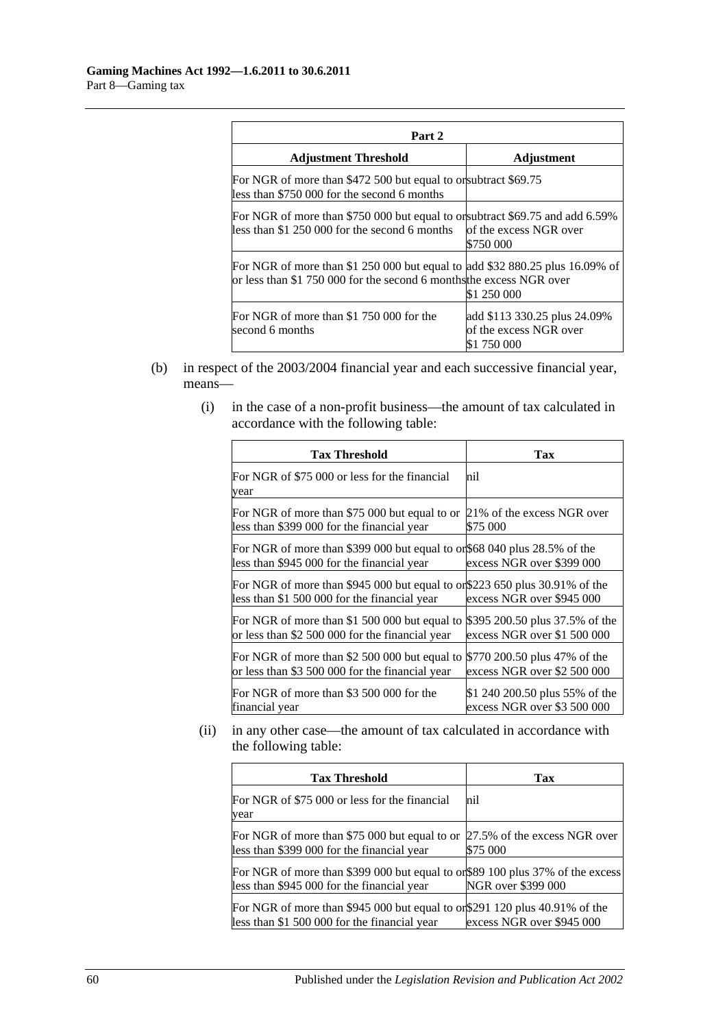| Part 2 | |
|---|---|
| **Adjustment Threshold** | **Adjustment** |
| For NGR of more than \$472 500 but equal to or less than \$750 000 for the second 6 months | subtract \$69.75 |
| For NGR of more than \$750 000 but equal to or less than \$1 250 000 for the second 6 months | subtract \$69.75 and add 6.59% of the excess NGR over \$750 000 |
| For NGR of more than \$1 250 000 but equal to or less than \$1 750 000 for the second 6 months | add \$32 880.25 plus 16.09% of the excess NGR over \$1 250 000 |
| For NGR of more than \$1 750 000 for the second 6 months | add \$113 330.25 plus 24.09% of the excess NGR over \$1 750 000 |

(b) in respect of the 2003/2004 financial year and each successive financial year, means—

(i) in the case of a non-profit business—the amount of tax calculated in accordance with the following table:

| Tax Threshold | Tax |
|---|---|
| For NGR of \$75 000 or less for the financial year | nil |
| For NGR of more than \$75 000 but equal to or less than \$399 000 for the financial year | 21% of the excess NGR over \$75 000 |
| For NGR of more than \$399 000 but equal to or less than \$945 000 for the financial year | \$68 040 plus 28.5% of the excess NGR over \$399 000 |
| For NGR of more than \$945 000 but equal to or less than \$1 500 000 for the financial year | \$223 650 plus 30.91% of the excess NGR over \$945 000 |
| For NGR of more than \$1 500 000 but equal to or less than \$2 500 000 for the financial year | \$395 200.50 plus 37.5% of the excess NGR over \$1 500 000 |
| For NGR of more than \$2 500 000 but equal to or less than \$3 500 000 for the financial year | \$770 200.50 plus 47% of the excess NGR over \$2 500 000 |
| For NGR of more than \$3 500 000 for the financial year | \$1 240 200.50 plus 55% of the excess NGR over \$3 500 000 |

(ii) in any other case—the amount of tax calculated in accordance with the following table:

| Tax Threshold | Tax |
|---|---|
| For NGR of \$75 000 or less for the financial year | nil |
| For NGR of more than \$75 000 but equal to or less than \$399 000 for the financial year | 27.5% of the excess NGR over \$75 000 |
| For NGR of more than \$399 000 but equal to or less than \$945 000 for the financial year | \$89 100 plus 37% of the excess NGR over \$399 000 |
| For NGR of more than \$945 000 but equal to or less than \$1 500 000 for the financial year | \$291 120 plus 40.91% of the excess NGR over \$945 000 |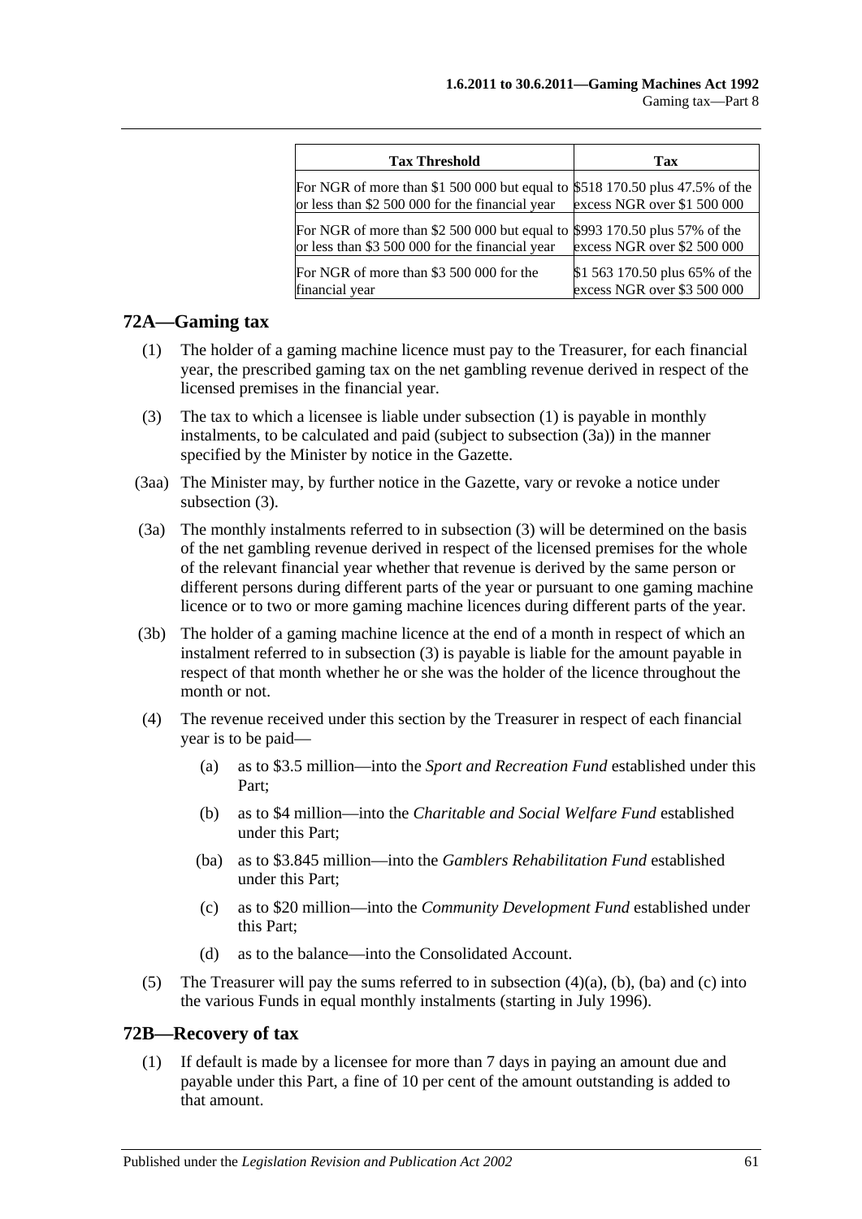| Tax Threshold | Tax |
| --- | --- |
| For NGR of more than $1 500 000 but equal to or less than $2 500 000 for the financial year | $518 170.50 plus 47.5% of the excess NGR over $1 500 000 |
| For NGR of more than $2 500 000 but equal to or less than $3 500 000 for the financial year | $993 170.50 plus 57% of the excess NGR over $2 500 000 |
| For NGR of more than $3 500 000 for the financial year | $1 563 170.50 plus 65% of the excess NGR over $3 500 000 |

## 72A—Gaming tax

(1) The holder of a gaming machine licence must pay to the Treasurer, for each financial year, the prescribed gaming tax on the net gambling revenue derived in respect of the licensed premises in the financial year.

(3) The tax to which a licensee is liable under subsection (1) is payable in monthly instalments, to be calculated and paid (subject to subsection (3a)) in the manner specified by the Minister by notice in the Gazette.

(3aa) The Minister may, by further notice in the Gazette, vary or revoke a notice under subsection (3).

(3a) The monthly instalments referred to in subsection (3) will be determined on the basis of the net gambling revenue derived in respect of the licensed premises for the whole of the relevant financial year whether that revenue is derived by the same person or different persons during different parts of the year or pursuant to one gaming machine licence or to two or more gaming machine licences during different parts of the year.

(3b) The holder of a gaming machine licence at the end of a month in respect of which an instalment referred to in subsection (3) is payable is liable for the amount payable in respect of that month whether he or she was the holder of the licence throughout the month or not.

(4) The revenue received under this section by the Treasurer in respect of each financial year is to be paid—

(a) as to $3.5 million—into the *Sport and Recreation Fund* established under this Part;

(b) as to $4 million—into the *Charitable and Social Welfare Fund* established under this Part;

(ba) as to $3.845 million—into the *Gamblers Rehabilitation Fund* established under this Part;

(c) as to $20 million—into the *Community Development Fund* established under this Part;

(d) as to the balance—into the Consolidated Account.

(5) The Treasurer will pay the sums referred to in subsection (4)(a), (b), (ba) and (c) into the various Funds in equal monthly instalments (starting in July 1996).

## 72B—Recovery of tax

(1) If default is made by a licensee for more than 7 days in paying an amount due and payable under this Part, a fine of 10 per cent of the amount outstanding is added to that amount.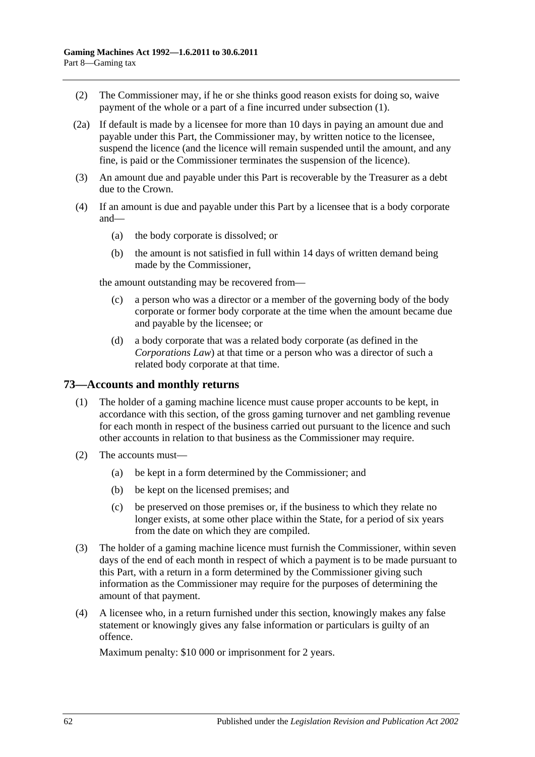(2) The Commissioner may, if he or she thinks good reason exists for doing so, waive payment of the whole or a part of a fine incurred under subsection (1).

(2a) If default is made by a licensee for more than 10 days in paying an amount due and payable under this Part, the Commissioner may, by written notice to the licensee, suspend the licence (and the licence will remain suspended until the amount, and any fine, is paid or the Commissioner terminates the suspension of the licence).

(3) An amount due and payable under this Part is recoverable by the Treasurer as a debt due to the Crown.

(4) If an amount is due and payable under this Part by a licensee that is a body corporate and—

(a) the body corporate is dissolved; or

(b) the amount is not satisfied in full within 14 days of written demand being made by the Commissioner,

the amount outstanding may be recovered from—

(c) a person who was a director or a member of the governing body of the body corporate or former body corporate at the time when the amount became due and payable by the licensee; or

(d) a body corporate that was a related body corporate (as defined in the *Corporations Law*) at that time or a person who was a director of such a related body corporate at that time.

## 73—Accounts and monthly returns

(1) The holder of a gaming machine licence must cause proper accounts to be kept, in accordance with this section, of the gross gaming turnover and net gambling revenue for each month in respect of the business carried out pursuant to the licence and such other accounts in relation to that business as the Commissioner may require.

(2) The accounts must—

(a) be kept in a form determined by the Commissioner; and

(b) be kept on the licensed premises; and

(c) be preserved on those premises or, if the business to which they relate no longer exists, at some other place within the State, for a period of six years from the date on which they are compiled.

(3) The holder of a gaming machine licence must furnish the Commissioner, within seven days of the end of each month in respect of which a payment is to be made pursuant to this Part, with a return in a form determined by the Commissioner giving such information as the Commissioner may require for the purposes of determining the amount of that payment.

(4) A licensee who, in a return furnished under this section, knowingly makes any false statement or knowingly gives any false information or particulars is guilty of an offence.

Maximum penalty: $10 000 or imprisonment for 2 years.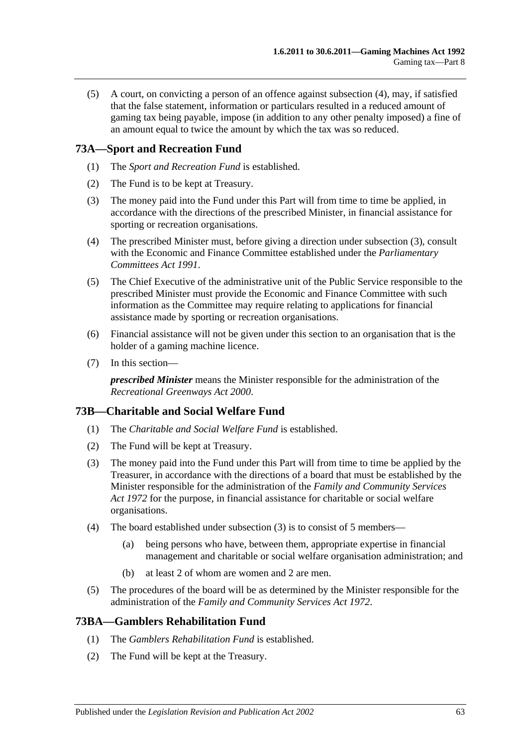(5) A court, on convicting a person of an offence against subsection (4), may, if satisfied that the false statement, information or particulars resulted in a reduced amount of gaming tax being payable, impose (in addition to any other penalty imposed) a fine of an amount equal to twice the amount by which the tax was so reduced.

## 73A—Sport and Recreation Fund

(1) The *Sport and Recreation Fund* is established.

(2) The Fund is to be kept at Treasury.

(3) The money paid into the Fund under this Part will from time to time be applied, in accordance with the directions of the prescribed Minister, in financial assistance for sporting or recreation organisations.

(4) The prescribed Minister must, before giving a direction under subsection (3), consult with the Economic and Finance Committee established under the *Parliamentary Committees Act 1991*.

(5) The Chief Executive of the administrative unit of the Public Service responsible to the prescribed Minister must provide the Economic and Finance Committee with such information as the Committee may require relating to applications for financial assistance made by sporting or recreation organisations.

(6) Financial assistance will not be given under this section to an organisation that is the holder of a gaming machine licence.

(7) In this section—

***prescribed Minister*** means the Minister responsible for the administration of the *Recreational Greenways Act 2000*.

## 73B—Charitable and Social Welfare Fund

(1) The *Charitable and Social Welfare Fund* is established.

(2) The Fund will be kept at Treasury.

(3) The money paid into the Fund under this Part will from time to time be applied by the Treasurer, in accordance with the directions of a board that must be established by the Minister responsible for the administration of the *Family and Community Services Act 1972* for the purpose, in financial assistance for charitable or social welfare organisations.

(4) The board established under subsection (3) is to consist of 5 members—

- (a) being persons who have, between them, appropriate expertise in financial management and charitable or social welfare organisation administration; and
- (b) at least 2 of whom are women and 2 are men.

(5) The procedures of the board will be as determined by the Minister responsible for the administration of the *Family and Community Services Act 1972*.

## 73BA—Gamblers Rehabilitation Fund

(1) The *Gamblers Rehabilitation Fund* is established.

(2) The Fund will be kept at the Treasury.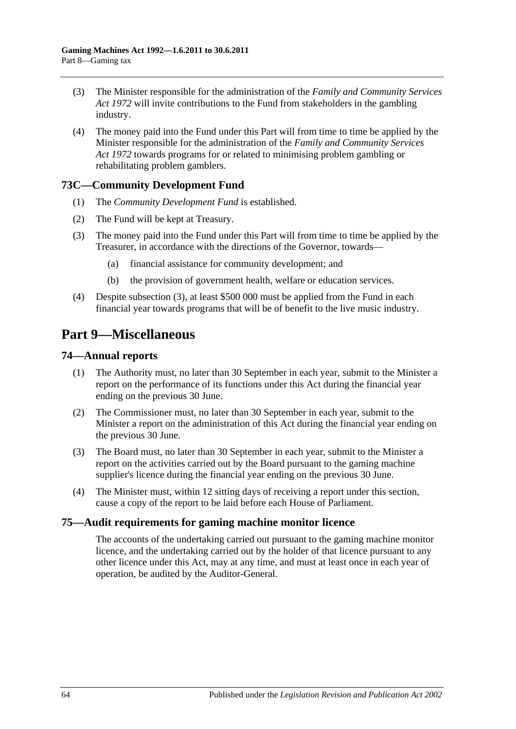(3) The Minister responsible for the administration of the *Family and Community Services Act 1972* will invite contributions to the Fund from stakeholders in the gambling industry.

(4) The money paid into the Fund under this Part will from time to time be applied by the Minister responsible for the administration of the *Family and Community Services Act 1972* towards programs for or related to minimising problem gambling or rehabilitating problem gamblers.

### 73C—Community Development Fund

(1) The *Community Development Fund* is established.

(2) The Fund will be kept at Treasury.

(3) The money paid into the Fund under this Part will from time to time be applied by the Treasurer, in accordance with the directions of the Governor, towards—

- (a) financial assistance for community development; and
- (b) the provision of government health, welfare or education services.

(4) Despite subsection (3), at least $500 000 must be applied from the Fund in each financial year towards programs that will be of benefit to the live music industry.

## Part 9—Miscellaneous

### 74—Annual reports

(1) The Authority must, no later than 30 September in each year, submit to the Minister a report on the performance of its functions under this Act during the financial year ending on the previous 30 June.

(2) The Commissioner must, no later than 30 September in each year, submit to the Minister a report on the administration of this Act during the financial year ending on the previous 30 June.

(3) The Board must, no later than 30 September in each year, submit to the Minister a report on the activities carried out by the Board pursuant to the gaming machine supplier's licence during the financial year ending on the previous 30 June.

(4) The Minister must, within 12 sitting days of receiving a report under this section, cause a copy of the report to be laid before each House of Parliament.

### 75—Audit requirements for gaming machine monitor licence

The accounts of the undertaking carried out pursuant to the gaming machine monitor licence, and the undertaking carried out by the holder of that licence pursuant to any other licence under this Act, may at any time, and must at least once in each year of operation, be audited by the Auditor-General.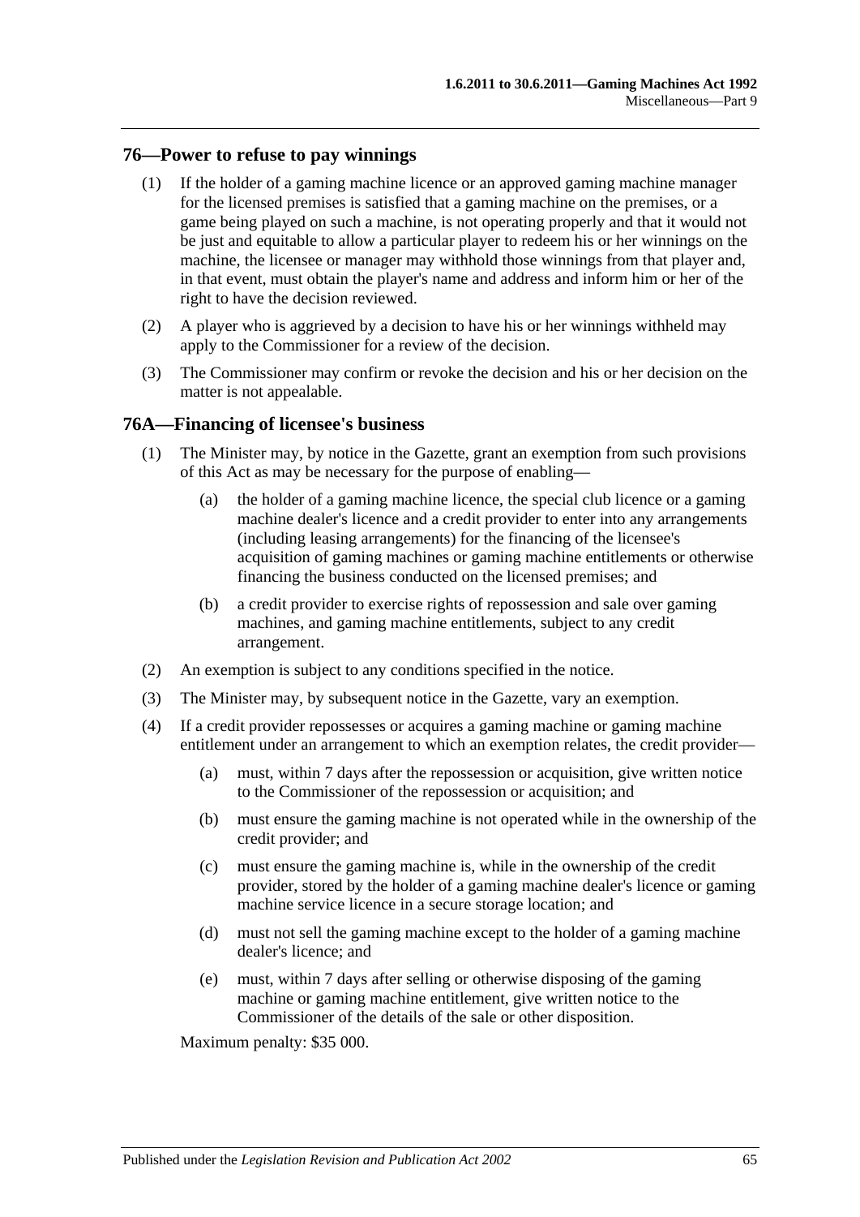## 76—Power to refuse to pay winnings

(1) If the holder of a gaming machine licence or an approved gaming machine manager for the licensed premises is satisfied that a gaming machine on the premises, or a game being played on such a machine, is not operating properly and that it would not be just and equitable to allow a particular player to redeem his or her winnings on the machine, the licensee or manager may withhold those winnings from that player and, in that event, must obtain the player's name and address and inform him or her of the right to have the decision reviewed.

(2) A player who is aggrieved by a decision to have his or her winnings withheld may apply to the Commissioner for a review of the decision.

(3) The Commissioner may confirm or revoke the decision and his or her decision on the matter is not appealable.

## 76A—Financing of licensee's business

(1) The Minister may, by notice in the Gazette, grant an exemption from such provisions of this Act as may be necessary for the purpose of enabling—

(a) the holder of a gaming machine licence, the special club licence or a gaming machine dealer's licence and a credit provider to enter into any arrangements (including leasing arrangements) for the financing of the licensee's acquisition of gaming machines or gaming machine entitlements or otherwise financing the business conducted on the licensed premises; and

(b) a credit provider to exercise rights of repossession and sale over gaming machines, and gaming machine entitlements, subject to any credit arrangement.

(2) An exemption is subject to any conditions specified in the notice.

(3) The Minister may, by subsequent notice in the Gazette, vary an exemption.

(4) If a credit provider repossesses or acquires a gaming machine or gaming machine entitlement under an arrangement to which an exemption relates, the credit provider—

(a) must, within 7 days after the repossession or acquisition, give written notice to the Commissioner of the repossession or acquisition; and

(b) must ensure the gaming machine is not operated while in the ownership of the credit provider; and

(c) must ensure the gaming machine is, while in the ownership of the credit provider, stored by the holder of a gaming machine dealer's licence or gaming machine service licence in a secure storage location; and

(d) must not sell the gaming machine except to the holder of a gaming machine dealer's licence; and

(e) must, within 7 days after selling or otherwise disposing of the gaming machine or gaming machine entitlement, give written notice to the Commissioner of the details of the sale or other disposition.

Maximum penalty: $35 000.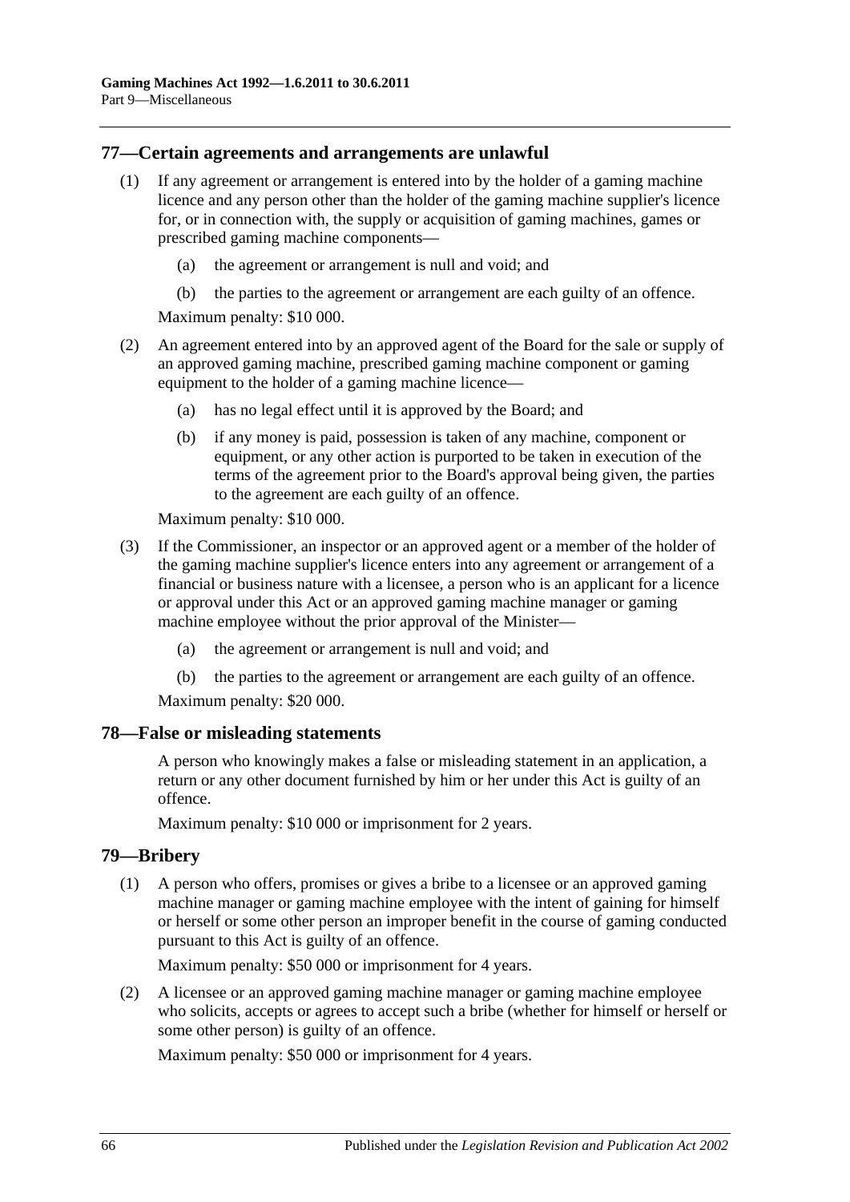## 77—Certain agreements and arrangements are unlawful

(1) If any agreement or arrangement is entered into by the holder of a gaming machine licence and any person other than the holder of the gaming machine supplier's licence for, or in connection with, the supply or acquisition of gaming machines, games or prescribed gaming machine components—

  (a) the agreement or arrangement is null and void; and

  (b) the parties to the agreement or arrangement are each guilty of an offence.

Maximum penalty: $10 000.

(2) An agreement entered into by an approved agent of the Board for the sale or supply of an approved gaming machine, prescribed gaming machine component or gaming equipment to the holder of a gaming machine licence—

  (a) has no legal effect until it is approved by the Board; and

  (b) if any money is paid, possession is taken of any machine, component or equipment, or any other action is purported to be taken in execution of the terms of the agreement prior to the Board's approval being given, the parties to the agreement are each guilty of an offence.

Maximum penalty: $10 000.

(3) If the Commissioner, an inspector or an approved agent or a member of the holder of the gaming machine supplier's licence enters into any agreement or arrangement of a financial or business nature with a licensee, a person who is an applicant for a licence or approval under this Act or an approved gaming machine manager or gaming machine employee without the prior approval of the Minister—

  (a) the agreement or arrangement is null and void; and

  (b) the parties to the agreement or arrangement are each guilty of an offence.

Maximum penalty: $20 000.

## 78—False or misleading statements

A person who knowingly makes a false or misleading statement in an application, a return or any other document furnished by him or her under this Act is guilty of an offence.

Maximum penalty: $10 000 or imprisonment for 2 years.

## 79—Bribery

(1) A person who offers, promises or gives a bribe to a licensee or an approved gaming machine manager or gaming machine employee with the intent of gaining for himself or herself or some other person an improper benefit in the course of gaming conducted pursuant to this Act is guilty of an offence.

Maximum penalty: $50 000 or imprisonment for 4 years.

(2) A licensee or an approved gaming machine manager or gaming machine employee who solicits, accepts or agrees to accept such a bribe (whether for himself or herself or some other person) is guilty of an offence.

Maximum penalty: $50 000 or imprisonment for 4 years.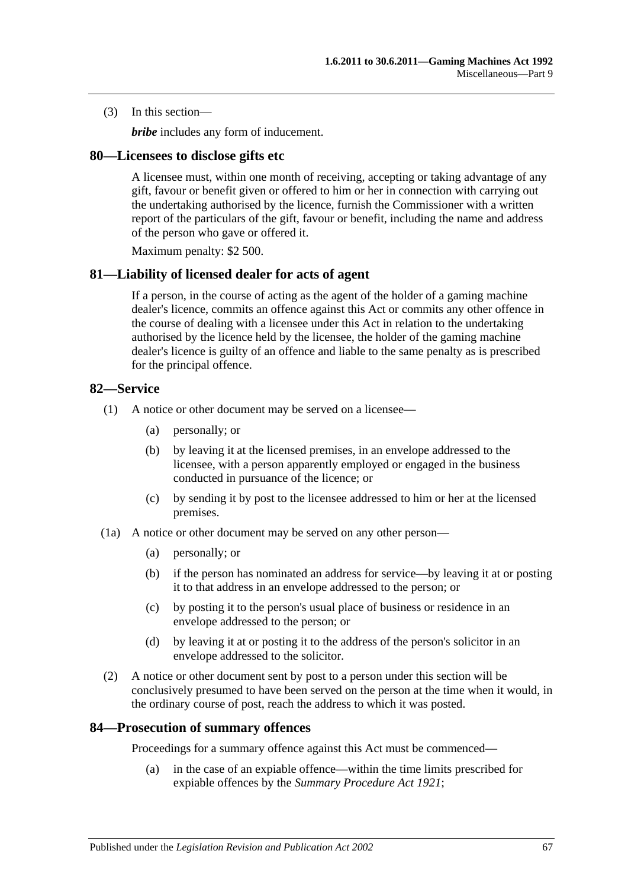(3) In this section—

***bribe*** includes any form of inducement.

## 80—Licensees to disclose gifts etc

A licensee must, within one month of receiving, accepting or taking advantage of any gift, favour or benefit given or offered to him or her in connection with carrying out the undertaking authorised by the licence, furnish the Commissioner with a written report of the particulars of the gift, favour or benefit, including the name and address of the person who gave or offered it.

Maximum penalty: $2 500.

## 81—Liability of licensed dealer for acts of agent

If a person, in the course of acting as the agent of the holder of a gaming machine dealer's licence, commits an offence against this Act or commits any other offence in the course of dealing with a licensee under this Act in relation to the undertaking authorised by the licence held by the licensee, the holder of the gaming machine dealer's licence is guilty of an offence and liable to the same penalty as is prescribed for the principal offence.

## 82—Service

(1) A notice or other document may be served on a licensee—

- (a) personally; or
- (b) by leaving it at the licensed premises, in an envelope addressed to the licensee, with a person apparently employed or engaged in the business conducted in pursuance of the licence; or
- (c) by sending it by post to the licensee addressed to him or her at the licensed premises.

(1a) A notice or other document may be served on any other person—

- (a) personally; or
- (b) if the person has nominated an address for service—by leaving it at or posting it to that address in an envelope addressed to the person; or
- (c) by posting it to the person's usual place of business or residence in an envelope addressed to the person; or
- (d) by leaving it at or posting it to the address of the person's solicitor in an envelope addressed to the solicitor.

(2) A notice or other document sent by post to a person under this section will be conclusively presumed to have been served on the person at the time when it would, in the ordinary course of post, reach the address to which it was posted.

## 84—Prosecution of summary offences

Proceedings for a summary offence against this Act must be commenced—

- (a) in the case of an expiable offence—within the time limits prescribed for expiable offences by the *Summary Procedure Act 1921*;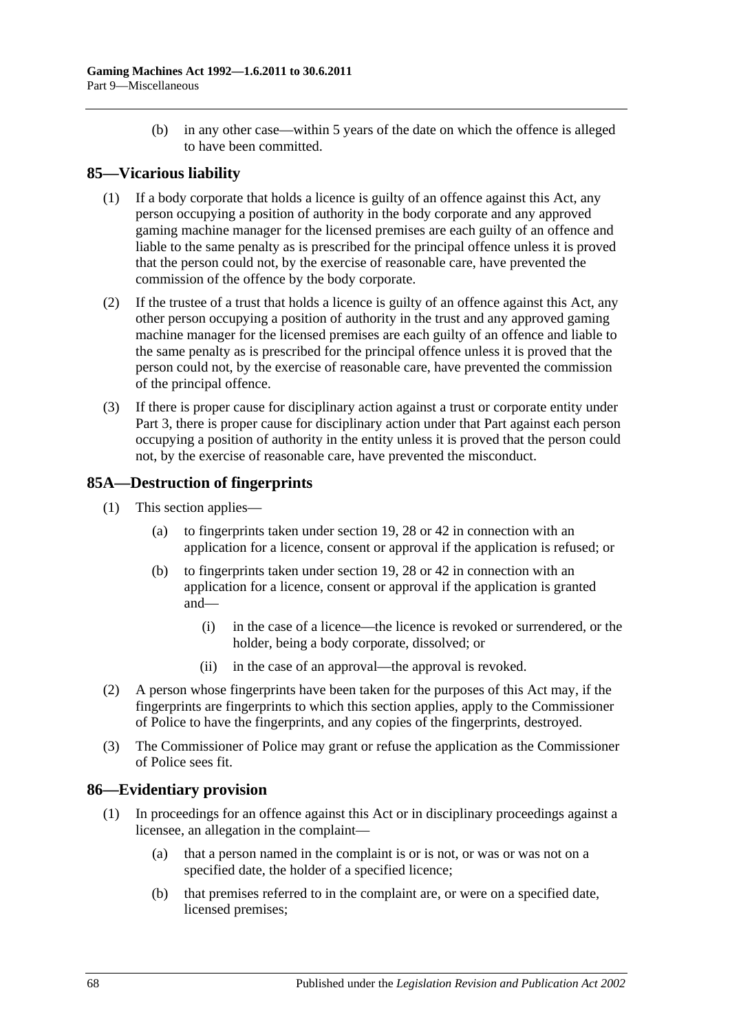(b) in any other case—within 5 years of the date on which the offence is alleged to have been committed.

## 85—Vicarious liability

(1) If a body corporate that holds a licence is guilty of an offence against this Act, any person occupying a position of authority in the body corporate and any approved gaming machine manager for the licensed premises are each guilty of an offence and liable to the same penalty as is prescribed for the principal offence unless it is proved that the person could not, by the exercise of reasonable care, have prevented the commission of the offence by the body corporate.

(2) If the trustee of a trust that holds a licence is guilty of an offence against this Act, any other person occupying a position of authority in the trust and any approved gaming machine manager for the licensed premises are each guilty of an offence and liable to the same penalty as is prescribed for the principal offence unless it is proved that the person could not, by the exercise of reasonable care, have prevented the commission of the principal offence.

(3) If there is proper cause for disciplinary action against a trust or corporate entity under Part 3, there is proper cause for disciplinary action under that Part against each person occupying a position of authority in the entity unless it is proved that the person could not, by the exercise of reasonable care, have prevented the misconduct.

## 85A—Destruction of fingerprints

(1) This section applies—

(a) to fingerprints taken under section 19, 28 or 42 in connection with an application for a licence, consent or approval if the application is refused; or

(b) to fingerprints taken under section 19, 28 or 42 in connection with an application for a licence, consent or approval if the application is granted and—

(i) in the case of a licence—the licence is revoked or surrendered, or the holder, being a body corporate, dissolved; or

(ii) in the case of an approval—the approval is revoked.

(2) A person whose fingerprints have been taken for the purposes of this Act may, if the fingerprints are fingerprints to which this section applies, apply to the Commissioner of Police to have the fingerprints, and any copies of the fingerprints, destroyed.

(3) The Commissioner of Police may grant or refuse the application as the Commissioner of Police sees fit.

## 86—Evidentiary provision

(1) In proceedings for an offence against this Act or in disciplinary proceedings against a licensee, an allegation in the complaint—

(a) that a person named in the complaint is or is not, or was or was not on a specified date, the holder of a specified licence;

(b) that premises referred to in the complaint are, or were on a specified date, licensed premises;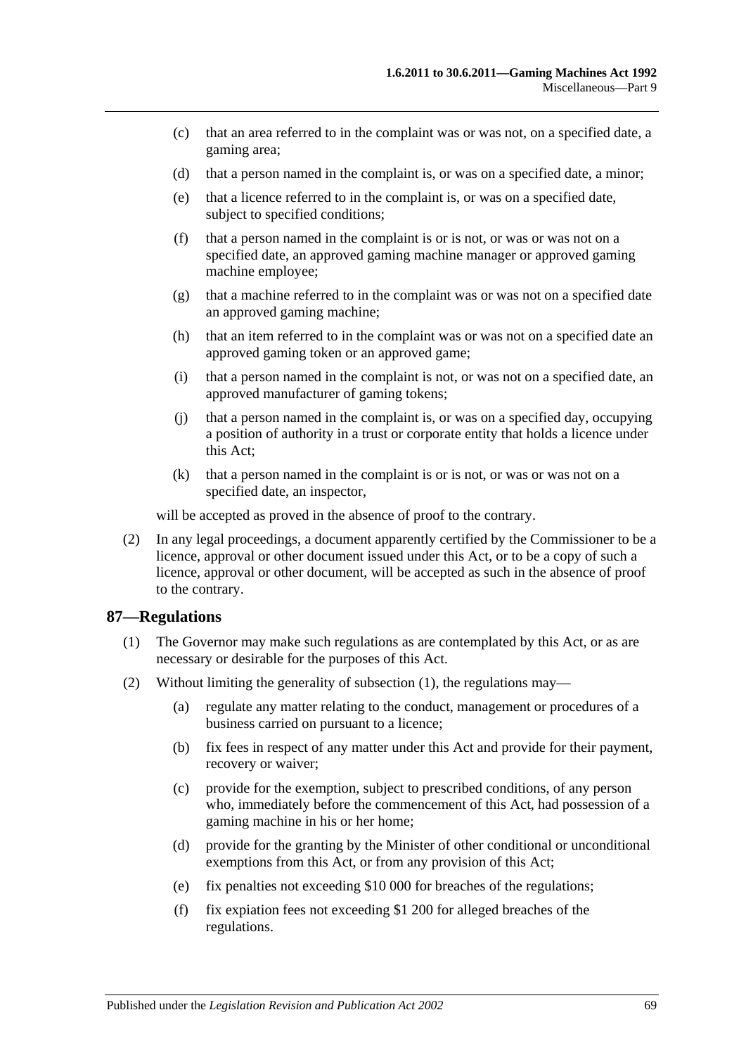(c) that an area referred to in the complaint was or was not, on a specified date, a gaming area;

(d) that a person named in the complaint is, or was on a specified date, a minor;

(e) that a licence referred to in the complaint is, or was on a specified date, subject to specified conditions;

(f) that a person named in the complaint is or is not, or was or was not on a specified date, an approved gaming machine manager or approved gaming machine employee;

(g) that a machine referred to in the complaint was or was not on a specified date an approved gaming machine;

(h) that an item referred to in the complaint was or was not on a specified date an approved gaming token or an approved game;

(i) that a person named in the complaint is not, or was not on a specified date, an approved manufacturer of gaming tokens;

(j) that a person named in the complaint is, or was on a specified day, occupying a position of authority in a trust or corporate entity that holds a licence under this Act;

(k) that a person named in the complaint is or is not, or was or was not on a specified date, an inspector,

will be accepted as proved in the absence of proof to the contrary.

(2) In any legal proceedings, a document apparently certified by the Commissioner to be a licence, approval or other document issued under this Act, or to be a copy of such a licence, approval or other document, will be accepted as such in the absence of proof to the contrary.

## 87—Regulations

(1) The Governor may make such regulations as are contemplated by this Act, or as are necessary or desirable for the purposes of this Act.

(2) Without limiting the generality of subsection (1), the regulations may—

(a) regulate any matter relating to the conduct, management or procedures of a business carried on pursuant to a licence;

(b) fix fees in respect of any matter under this Act and provide for their payment, recovery or waiver;

(c) provide for the exemption, subject to prescribed conditions, of any person who, immediately before the commencement of this Act, had possession of a gaming machine in his or her home;

(d) provide for the granting by the Minister of other conditional or unconditional exemptions from this Act, or from any provision of this Act;

(e) fix penalties not exceeding $10 000 for breaches of the regulations;

(f) fix expiation fees not exceeding $1 200 for alleged breaches of the regulations.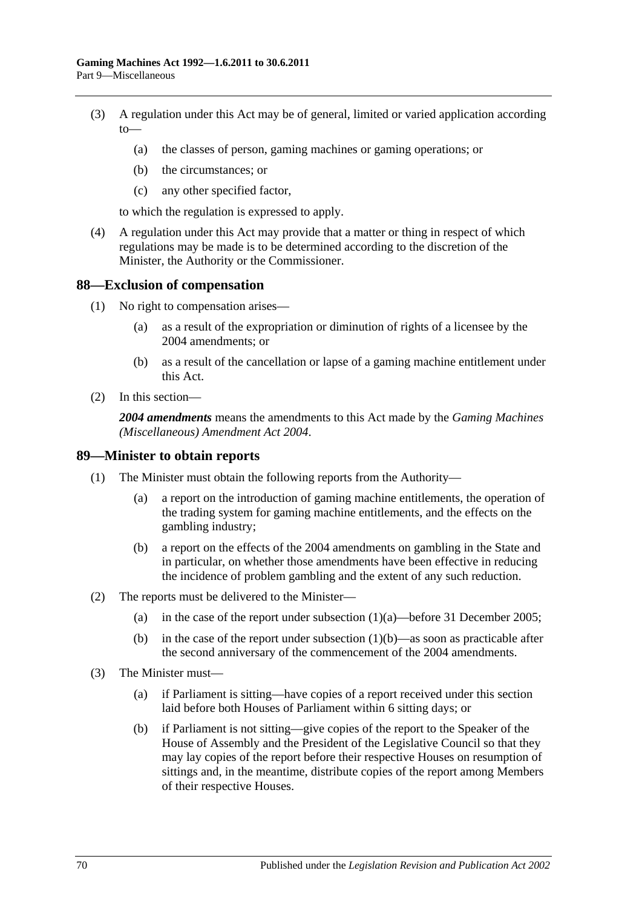(3) A regulation under this Act may be of general, limited or varied application according to—

  (a) the classes of person, gaming machines or gaming operations; or

  (b) the circumstances; or

  (c) any other specified factor,

to which the regulation is expressed to apply.

(4) A regulation under this Act may provide that a matter or thing in respect of which regulations may be made is to be determined according to the discretion of the Minister, the Authority or the Commissioner.

## 88—Exclusion of compensation

(1) No right to compensation arises—

  (a) as a result of the expropriation or diminution of rights of a licensee by the 2004 amendments; or

  (b) as a result of the cancellation or lapse of a gaming machine entitlement under this Act.

(2) In this section—

***2004 amendments*** means the amendments to this Act made by the *Gaming Machines (Miscellaneous) Amendment Act 2004*.

## 89—Minister to obtain reports

(1) The Minister must obtain the following reports from the Authority—

  (a) a report on the introduction of gaming machine entitlements, the operation of the trading system for gaming machine entitlements, and the effects on the gambling industry;

  (b) a report on the effects of the 2004 amendments on gambling in the State and in particular, on whether those amendments have been effective in reducing the incidence of problem gambling and the extent of any such reduction.

(2) The reports must be delivered to the Minister—

  (a) in the case of the report under subsection (1)(a)—before 31 December 2005;

  (b) in the case of the report under subsection (1)(b)—as soon as practicable after the second anniversary of the commencement of the 2004 amendments.

(3) The Minister must—

  (a) if Parliament is sitting—have copies of a report received under this section laid before both Houses of Parliament within 6 sitting days; or

  (b) if Parliament is not sitting—give copies of the report to the Speaker of the House of Assembly and the President of the Legislative Council so that they may lay copies of the report before their respective Houses on resumption of sittings and, in the meantime, distribute copies of the report among Members of their respective Houses.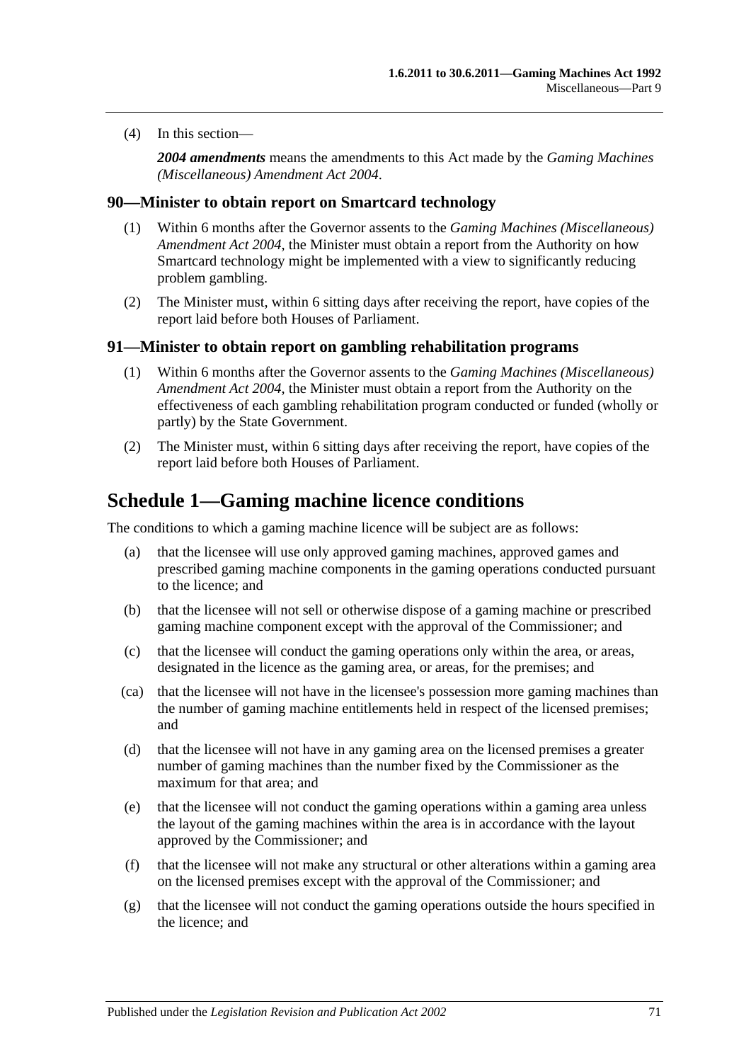(4) In this section—

***2004 amendments*** means the amendments to this Act made by the *Gaming Machines (Miscellaneous) Amendment Act 2004*.

### 90—Minister to obtain report on Smartcard technology

(1) Within 6 months after the Governor assents to the *Gaming Machines (Miscellaneous) Amendment Act 2004*, the Minister must obtain a report from the Authority on how Smartcard technology might be implemented with a view to significantly reducing problem gambling.

(2) The Minister must, within 6 sitting days after receiving the report, have copies of the report laid before both Houses of Parliament.

### 91—Minister to obtain report on gambling rehabilitation programs

(1) Within 6 months after the Governor assents to the *Gaming Machines (Miscellaneous) Amendment Act 2004*, the Minister must obtain a report from the Authority on the effectiveness of each gambling rehabilitation program conducted or funded (wholly or partly) by the State Government.

(2) The Minister must, within 6 sitting days after receiving the report, have copies of the report laid before both Houses of Parliament.

## Schedule 1—Gaming machine licence conditions

The conditions to which a gaming machine licence will be subject are as follows:

(a) that the licensee will use only approved gaming machines, approved games and prescribed gaming machine components in the gaming operations conducted pursuant to the licence; and

(b) that the licensee will not sell or otherwise dispose of a gaming machine or prescribed gaming machine component except with the approval of the Commissioner; and

(c) that the licensee will conduct the gaming operations only within the area, or areas, designated in the licence as the gaming area, or areas, for the premises; and

(ca) that the licensee will not have in the licensee's possession more gaming machines than the number of gaming machine entitlements held in respect of the licensed premises; and

(d) that the licensee will not have in any gaming area on the licensed premises a greater number of gaming machines than the number fixed by the Commissioner as the maximum for that area; and

(e) that the licensee will not conduct the gaming operations within a gaming area unless the layout of the gaming machines within the area is in accordance with the layout approved by the Commissioner; and

(f) that the licensee will not make any structural or other alterations within a gaming area on the licensed premises except with the approval of the Commissioner; and

(g) that the licensee will not conduct the gaming operations outside the hours specified in the licence; and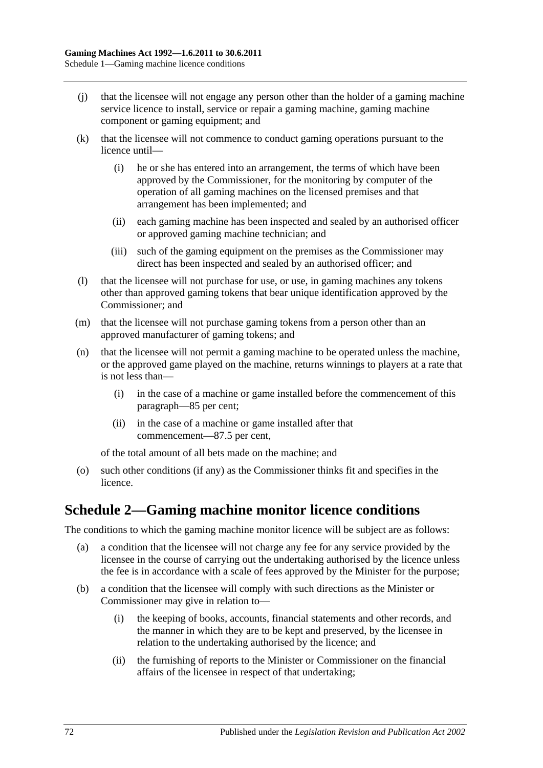(j) that the licensee will not engage any person other than the holder of a gaming machine service licence to install, service or repair a gaming machine, gaming machine component or gaming equipment; and

(k) that the licensee will not commence to conduct gaming operations pursuant to the licence until—

  (i) he or she has entered into an arrangement, the terms of which have been approved by the Commissioner, for the monitoring by computer of the operation of all gaming machines on the licensed premises and that arrangement has been implemented; and

  (ii) each gaming machine has been inspected and sealed by an authorised officer or approved gaming machine technician; and

  (iii) such of the gaming equipment on the premises as the Commissioner may direct has been inspected and sealed by an authorised officer; and

(l) that the licensee will not purchase for use, or use, in gaming machines any tokens other than approved gaming tokens that bear unique identification approved by the Commissioner; and

(m) that the licensee will not purchase gaming tokens from a person other than an approved manufacturer of gaming tokens; and

(n) that the licensee will not permit a gaming machine to be operated unless the machine, or the approved game played on the machine, returns winnings to players at a rate that is not less than—

  (i) in the case of a machine or game installed before the commencement of this paragraph—85 per cent;

  (ii) in the case of a machine or game installed after that commencement—87.5 per cent,

of the total amount of all bets made on the machine; and

(o) such other conditions (if any) as the Commissioner thinks fit and specifies in the licence.

## Schedule 2—Gaming machine monitor licence conditions

The conditions to which the gaming machine monitor licence will be subject are as follows:

(a) a condition that the licensee will not charge any fee for any service provided by the licensee in the course of carrying out the undertaking authorised by the licence unless the fee is in accordance with a scale of fees approved by the Minister for the purpose;

(b) a condition that the licensee will comply with such directions as the Minister or Commissioner may give in relation to—

  (i) the keeping of books, accounts, financial statements and other records, and the manner in which they are to be kept and preserved, by the licensee in relation to the undertaking authorised by the licence; and

  (ii) the furnishing of reports to the Minister or Commissioner on the financial affairs of the licensee in respect of that undertaking;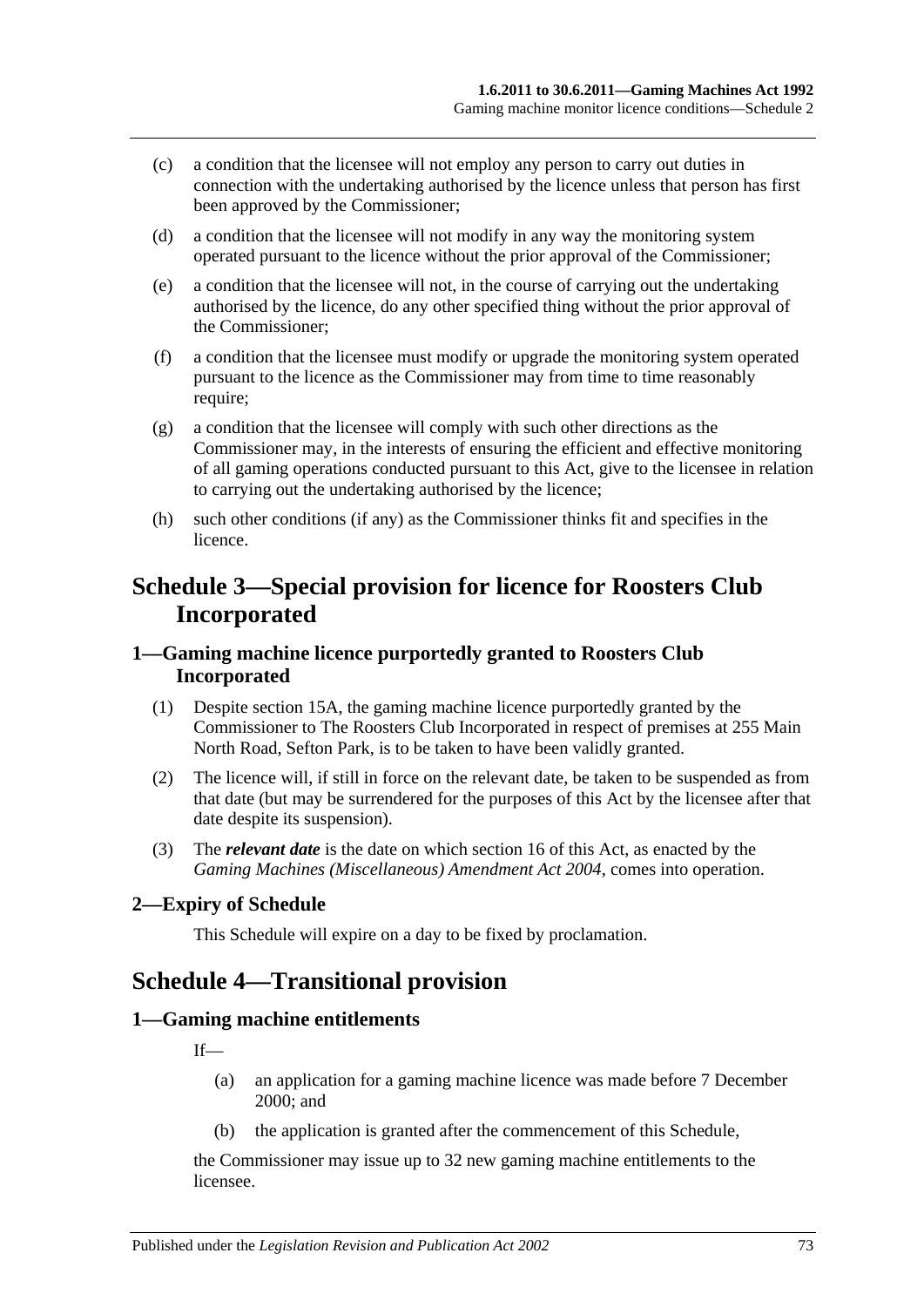(c) a condition that the licensee will not employ any person to carry out duties in connection with the undertaking authorised by the licence unless that person has first been approved by the Commissioner;

(d) a condition that the licensee will not modify in any way the monitoring system operated pursuant to the licence without the prior approval of the Commissioner;

(e) a condition that the licensee will not, in the course of carrying out the undertaking authorised by the licence, do any other specified thing without the prior approval of the Commissioner;

(f) a condition that the licensee must modify or upgrade the monitoring system operated pursuant to the licence as the Commissioner may from time to time reasonably require;

(g) a condition that the licensee will comply with such other directions as the Commissioner may, in the interests of ensuring the efficient and effective monitoring of all gaming operations conducted pursuant to this Act, give to the licensee in relation to carrying out the undertaking authorised by the licence;

(h) such other conditions (if any) as the Commissioner thinks fit and specifies in the licence.

# Schedule 3—Special provision for licence for Roosters Club Incorporated

## 1—Gaming machine licence purportedly granted to Roosters Club Incorporated

(1) Despite section 15A, the gaming machine licence purportedly granted by the Commissioner to The Roosters Club Incorporated in respect of premises at 255 Main North Road, Sefton Park, is to be taken to have been validly granted.

(2) The licence will, if still in force on the relevant date, be taken to be suspended as from that date (but may be surrendered for the purposes of this Act by the licensee after that date despite its suspension).

(3) The ***relevant date*** is the date on which section 16 of this Act, as enacted by the *Gaming Machines (Miscellaneous) Amendment Act 2004*, comes into operation.

## 2—Expiry of Schedule

This Schedule will expire on a day to be fixed by proclamation.

# Schedule 4—Transitional provision

## 1—Gaming machine entitlements

If—

(a) an application for a gaming machine licence was made before 7 December 2000; and

(b) the application is granted after the commencement of this Schedule,

the Commissioner may issue up to 32 new gaming machine entitlements to the licensee.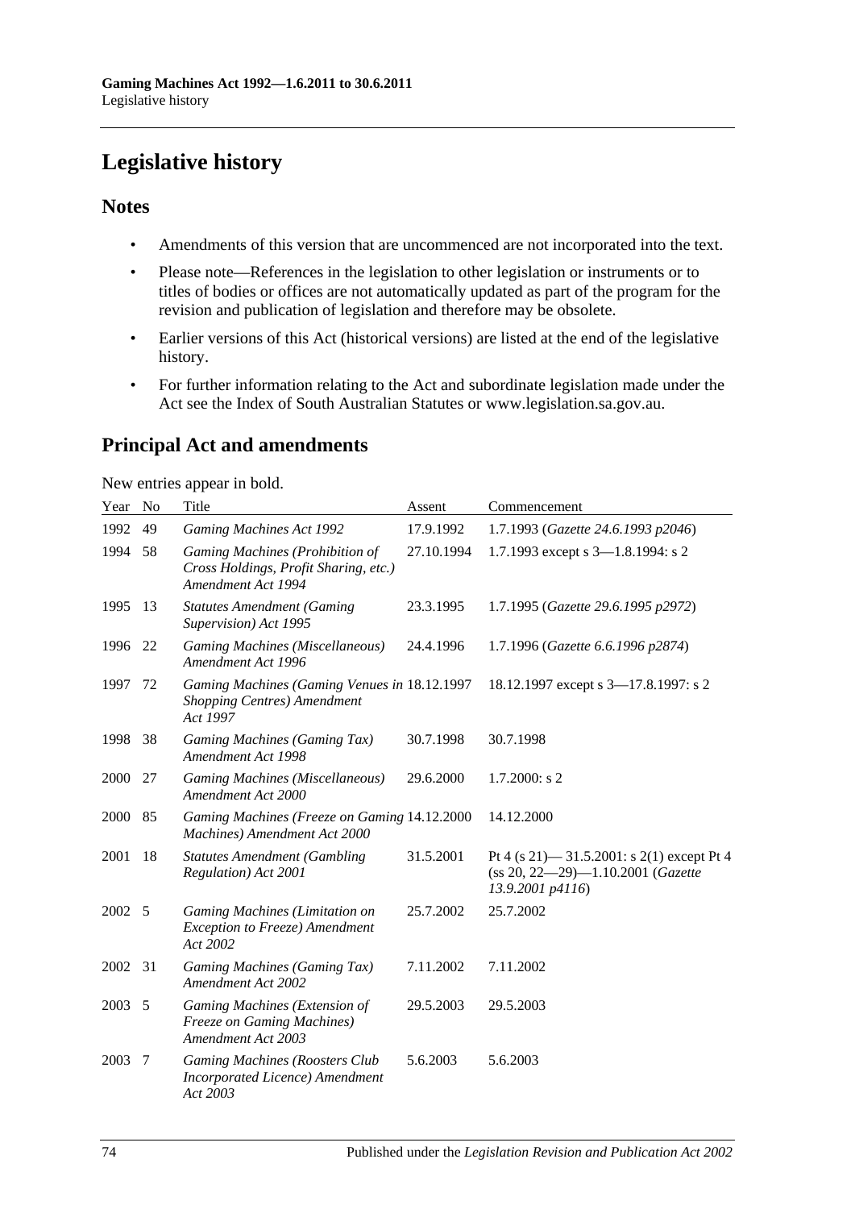# Legislative history

## Notes

- Amendments of this version that are uncommenced are not incorporated into the text.
- Please note—References in the legislation to other legislation or instruments or to titles of bodies or offices are not automatically updated as part of the program for the revision and publication of legislation and therefore may be obsolete.
- Earlier versions of this Act (historical versions) are listed at the end of the legislative history.
- For further information relating to the Act and subordinate legislation made under the Act see the Index of South Australian Statutes or www.legislation.sa.gov.au.

## Principal Act and amendments

New entries appear in bold.

| Year | No | Title | Assent | Commencement |
|---|---|---|---|---|
| 1992 | 49 | *Gaming Machines Act 1992* | 17.9.1992 | 1.7.1993 (*Gazette 24.6.1993 p2046*) |
| 1994 | 58 | *Gaming Machines (Prohibition of Cross Holdings, Profit Sharing, etc.) Amendment Act 1994* | 27.10.1994 | 1.7.1993 except s 3—1.8.1994: s 2 |
| 1995 | 13 | *Statutes Amendment (Gaming Supervision) Act 1995* | 23.3.1995 | 1.7.1995 (*Gazette 29.6.1995 p2972*) |
| 1996 | 22 | *Gaming Machines (Miscellaneous) Amendment Act 1996* | 24.4.1996 | 1.7.1996 (*Gazette 6.6.1996 p2874*) |
| 1997 | 72 | *Gaming Machines (Gaming Venues in Shopping Centres) Amendment Act 1997* | 18.12.1997 | 18.12.1997 except s 3—17.8.1997: s 2 |
| 1998 | 38 | *Gaming Machines (Gaming Tax) Amendment Act 1998* | 30.7.1998 | 30.7.1998 |
| 2000 | 27 | *Gaming Machines (Miscellaneous) Amendment Act 2000* | 29.6.2000 | 1.7.2000: s 2 |
| 2000 | 85 | *Gaming Machines (Freeze on Gaming Machines) Amendment Act 2000* | 14.12.2000 | 14.12.2000 |
| 2001 | 18 | *Statutes Amendment (Gambling Regulation) Act 2001* | 31.5.2001 | Pt 4 (s 21)— 31.5.2001: s 2(1) except Pt 4 (ss 20, 22—29)—1.10.2001 (*Gazette 13.9.2001 p4116*) |
| 2002 | 5 | *Gaming Machines (Limitation on Exception to Freeze) Amendment Act 2002* | 25.7.2002 | 25.7.2002 |
| 2002 | 31 | *Gaming Machines (Gaming Tax) Amendment Act 2002* | 7.11.2002 | 7.11.2002 |
| 2003 | 5 | *Gaming Machines (Extension of Freeze on Gaming Machines) Amendment Act 2003* | 29.5.2003 | 29.5.2003 |
| 2003 | 7 | *Gaming Machines (Roosters Club Incorporated Licence) Amendment Act 2003* | 5.6.2003 | 5.6.2003 |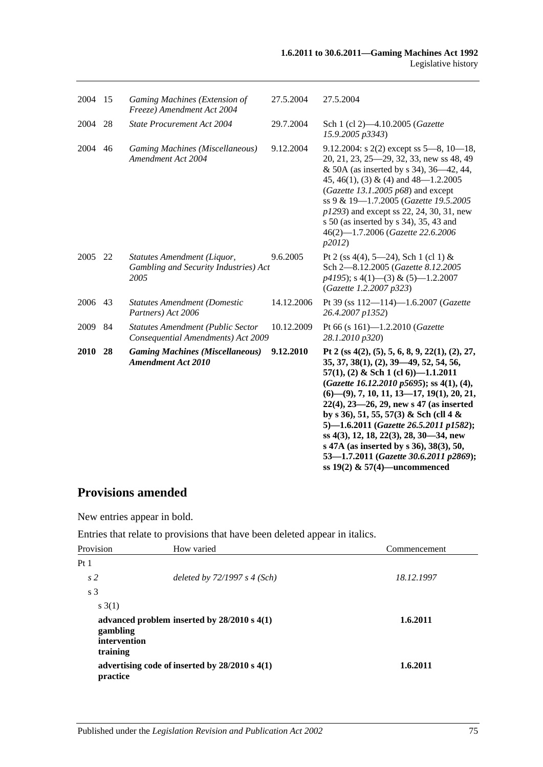| 2004 | 15 | *Gaming Machines (Extension of Freeze) Amendment Act 2004* | 27.5.2004 | 27.5.2004 |
|---|---|---|---|---|
| 2004 | 28 | *State Procurement Act 2004* | 29.7.2004 | Sch 1 (cl 2)—4.10.2005 (*Gazette 15.9.2005 p3343*) |
| 2004 | 46 | *Gaming Machines (Miscellaneous) Amendment Act 2004* | 9.12.2004 | 9.12.2004: s 2(2) except ss 5—8, 10—18, 20, 21, 23, 25—29, 32, 33, new ss 48, 49 & 50A (as inserted by s 34), 36—42, 44, 45, 46(1), (3) & (4) and 48—1.2.2005 (*Gazette 13.1.2005 p68*) and except ss 9 & 19—1.7.2005 (*Gazette 19.5.2005 p1293*) and except ss 22, 24, 30, 31, new s 50 (as inserted by s 34), 35, 43 and 46(2)—1.7.2006 (*Gazette 22.6.2006 p2012*) |
| 2005 | 22 | *Statutes Amendment (Liquor, Gambling and Security Industries) Act 2005* | 9.6.2005 | Pt 2 (ss 4(4), 5—24), Sch 1 (cl 1) & Sch 2—8.12.2005 (*Gazette 8.12.2005 p4195*); s 4(1)—(3) & (5)—1.2.2007 (*Gazette 1.2.2007 p323*) |
| 2006 | 43 | *Statutes Amendment (Domestic Partners) Act 2006* | 14.12.2006 | Pt 39 (ss 112—114)—1.6.2007 (*Gazette 26.4.2007 p1352*) |
| 2009 | 84 | *Statutes Amendment (Public Sector Consequential Amendments) Act 2009* | 10.12.2009 | Pt 66 (s 161)—1.2.2010 (*Gazette 28.1.2010 p320*) |
| **2010** | **28** | ***Gaming Machines (Miscellaneous) Amendment Act 2010*** | **9.12.2010** | **Pt 2 (ss 4(2), (5), 5, 6, 8, 9, 22(1), (2), 27, 35, 37, 38(1), (2), 39—49, 52, 54, 56, 57(1), (2) & Sch 1 (cl 6))—1.1.2011 (*Gazette 16.12.2010 p5695*); ss 4(1), (4), (6)—(9), 7, 10, 11, 13—17, 19(1), 20, 21, 22(4), 23—26, 29, new s 47 (as inserted by s 36), 51, 55, 57(3) & Sch (cll 4 & 5)—1.6.2011 (*Gazette 26.5.2011 p1582*); ss 4(3), 12, 18, 22(3), 28, 30—34, new s 47A (as inserted by s 36), 38(3), 50, 53—1.7.2011 (*Gazette 30.6.2011 p2869*); ss 19(2) & 57(4)—uncommenced** |

## Provisions amended

New entries appear in bold.

Entries that relate to provisions that have been deleted appear in italics.

| Provision | How varied | Commencement |
|---|---|---|
| Pt 1 | | |
| *s 2* | *deleted by 72/1997 s 4 (Sch)* | *18.12.1997* |
| s 3 | | |
| s 3(1) | | |
| **advanced problem gambling intervention training** | **inserted by 28/2010 s 4(1)** | **1.6.2011** |
| **advertising code of practice** | **inserted by 28/2010 s 4(1)** | **1.6.2011** |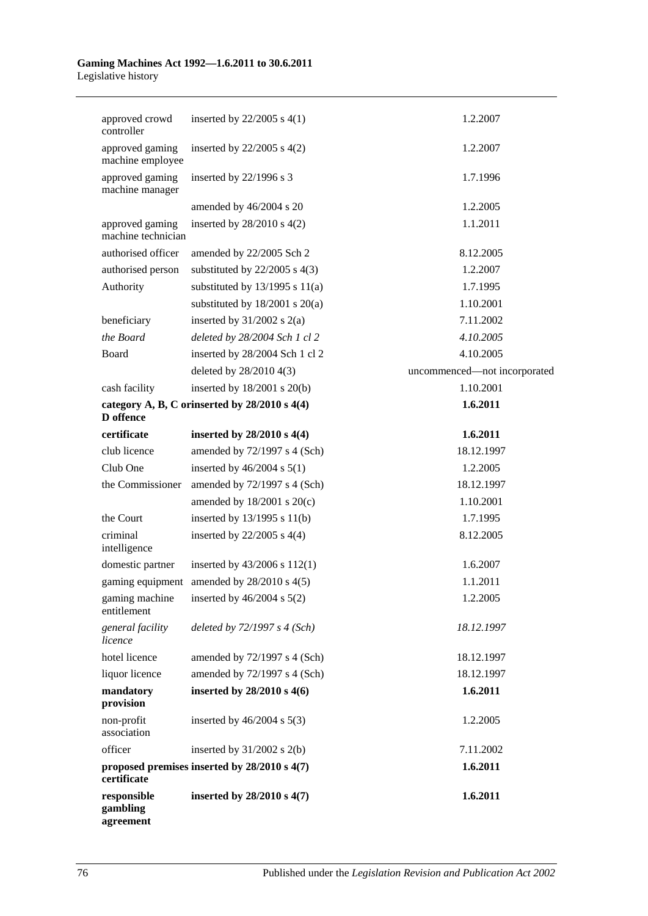| | | |
|---|---|---|
| approved crowd controller | inserted by 22/2005 s 4(1) | 1.2.2007 |
| approved gaming machine employee | inserted by 22/2005 s 4(2) | 1.2.2007 |
| approved gaming machine manager | inserted by 22/1996 s 3 | 1.7.1996 |
| | amended by 46/2004 s 20 | 1.2.2005 |
| approved gaming machine technician | inserted by 28/2010 s 4(2) | 1.1.2011 |
| authorised officer | amended by 22/2005 Sch 2 | 8.12.2005 |
| authorised person | substituted by 22/2005 s 4(3) | 1.2.2007 |
| Authority | substituted by 13/1995 s 11(a) | 1.7.1995 |
| | substituted by 18/2001 s 20(a) | 1.10.2001 |
| beneficiary | inserted by 31/2002 s 2(a) | 7.11.2002 |
| *the Board* | *deleted by 28/2004 Sch 1 cl 2* | *4.10.2005* |
| Board | inserted by 28/2004 Sch 1 cl 2 | 4.10.2005 |
| | deleted by 28/2010 4(3) | uncommenced—not incorporated |
| cash facility | inserted by 18/2001 s 20(b) | 1.10.2001 |
| **category A, B, C or D offence** | **inserted by 28/2010 s 4(4)** | **1.6.2011** |
| **certificate** | **inserted by 28/2010 s 4(4)** | **1.6.2011** |
| club licence | amended by 72/1997 s 4 (Sch) | 18.12.1997 |
| Club One | inserted by 46/2004 s 5(1) | 1.2.2005 |
| the Commissioner | amended by 72/1997 s 4 (Sch) | 18.12.1997 |
| | amended by 18/2001 s 20(c) | 1.10.2001 |
| the Court | inserted by 13/1995 s 11(b) | 1.7.1995 |
| criminal intelligence | inserted by 22/2005 s 4(4) | 8.12.2005 |
| domestic partner | inserted by 43/2006 s 112(1) | 1.6.2007 |
| gaming equipment | amended by 28/2010 s 4(5) | 1.1.2011 |
| gaming machine entitlement | inserted by 46/2004 s 5(2) | 1.2.2005 |
| *general facility licence* | *deleted by 72/1997 s 4 (Sch)* | *18.12.1997* |
| hotel licence | amended by 72/1997 s 4 (Sch) | 18.12.1997 |
| liquor licence | amended by 72/1997 s 4 (Sch) | 18.12.1997 |
| **mandatory provision** | **inserted by 28/2010 s 4(6)** | **1.6.2011** |
| non-profit association | inserted by 46/2004 s 5(3) | 1.2.2005 |
| officer | inserted by 31/2002 s 2(b) | 7.11.2002 |
| **proposed premises certificate** | **inserted by 28/2010 s 4(7)** | **1.6.2011** |
| **responsible gambling agreement** | **inserted by 28/2010 s 4(7)** | **1.6.2011** |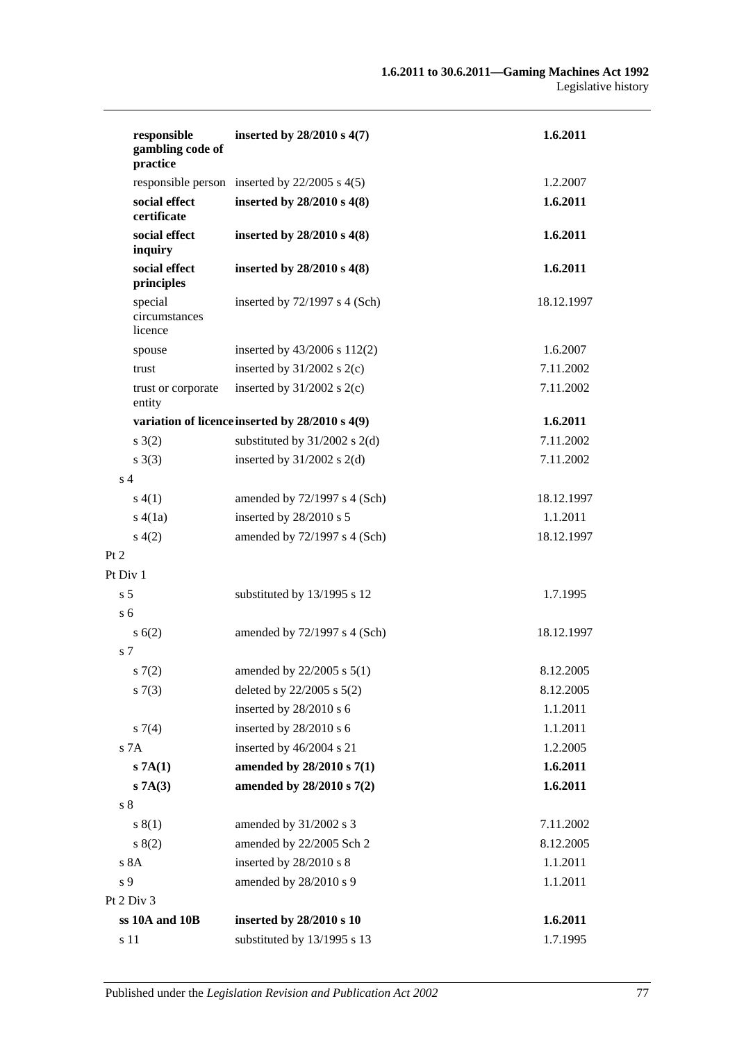| | | |
|---|---|---|
| **responsible gambling code of practice** | **inserted by 28/2010 s 4(7)** | **1.6.2011** |
| responsible person | inserted by 22/2005 s 4(5) | 1.2.2007 |
| **social effect certificate** | **inserted by 28/2010 s 4(8)** | **1.6.2011** |
| **social effect inquiry** | **inserted by 28/2010 s 4(8)** | **1.6.2011** |
| **social effect principles** | **inserted by 28/2010 s 4(8)** | **1.6.2011** |
| special circumstances licence | inserted by 72/1997 s 4 (Sch) | 18.12.1997 |
| spouse | inserted by 43/2006 s 112(2) | 1.6.2007 |
| trust | inserted by 31/2002 s 2(c) | 7.11.2002 |
| trust or corporate entity | inserted by 31/2002 s 2(c) | 7.11.2002 |
| **variation of licence** | **inserted by 28/2010 s 4(9)** | **1.6.2011** |
| s 3(2) | substituted by 31/2002 s 2(d) | 7.11.2002 |
| s 3(3) | inserted by 31/2002 s 2(d) | 7.11.2002 |
| s 4 | | |
| s 4(1) | amended by 72/1997 s 4 (Sch) | 18.12.1997 |
| s 4(1a) | inserted by 28/2010 s 5 | 1.1.2011 |
| s 4(2) | amended by 72/1997 s 4 (Sch) | 18.12.1997 |
| Pt 2 | | |
| Pt Div 1 | | |
| s 5 | substituted by 13/1995 s 12 | 1.7.1995 |
| s 6 | | |
| s 6(2) | amended by 72/1997 s 4 (Sch) | 18.12.1997 |
| s 7 | | |
| s 7(2) | amended by 22/2005 s 5(1) | 8.12.2005 |
| s 7(3) | deleted by 22/2005 s 5(2) | 8.12.2005 |
| | inserted by 28/2010 s 6 | 1.1.2011 |
| s 7(4) | inserted by 28/2010 s 6 | 1.1.2011 |
| s 7A | inserted by 46/2004 s 21 | 1.2.2005 |
| **s 7A(1)** | **amended by 28/2010 s 7(1)** | **1.6.2011** |
| **s 7A(3)** | **amended by 28/2010 s 7(2)** | **1.6.2011** |
| s 8 | | |
| s 8(1) | amended by 31/2002 s 3 | 7.11.2002 |
| s 8(2) | amended by 22/2005 Sch 2 | 8.12.2005 |
| s 8A | inserted by 28/2010 s 8 | 1.1.2011 |
| s 9 | amended by 28/2010 s 9 | 1.1.2011 |
| Pt 2 Div 3 | | |
| **ss 10A and 10B** | **inserted by 28/2010 s 10** | **1.6.2011** |
| s 11 | substituted by 13/1995 s 13 | 1.7.1995 |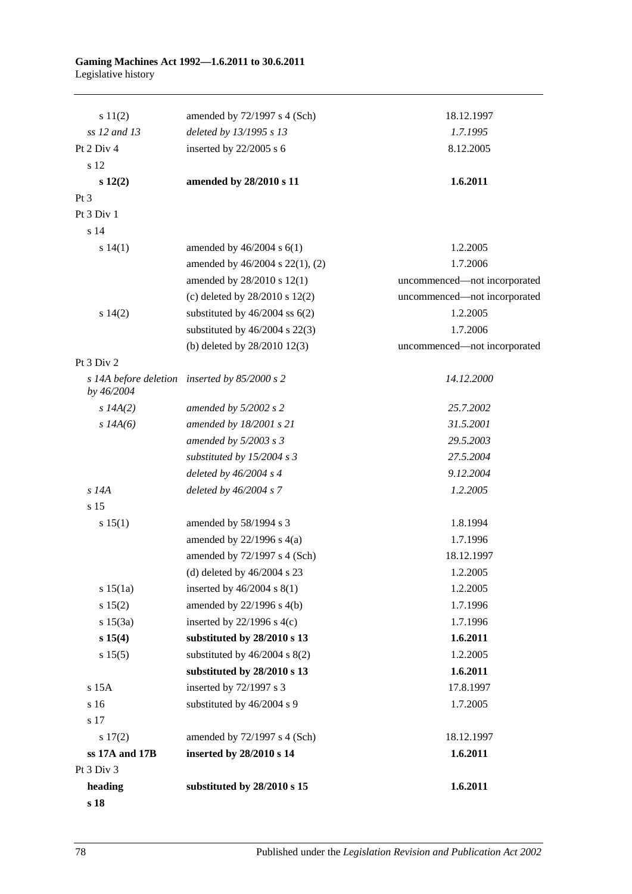| | | |
|---|---|---|
| s 11(2) | amended by 72/1997 s 4 (Sch) | 18.12.1997 |
| *ss 12 and 13* | *deleted by 13/1995 s 13* | *1.7.1995* |
| Pt 2 Div 4 | inserted by 22/2005 s 6 | 8.12.2005 |
| s 12 | | |
| **s 12(2)** | **amended by 28/2010 s 11** | **1.6.2011** |
| Pt 3 | | |
| Pt 3 Div 1 | | |
| s 14 | | |
| s 14(1) | amended by 46/2004 s 6(1) | 1.2.2005 |
| | amended by 46/2004 s 22(1), (2) | 1.7.2006 |
| | amended by 28/2010 s 12(1) | uncommenced—not incorporated |
| | (c) deleted by 28/2010 s 12(2) | uncommenced—not incorporated |
| s 14(2) | substituted by 46/2004 ss 6(2) | 1.2.2005 |
| | substituted by 46/2004 s 22(3) | 1.7.2006 |
| | (b) deleted by 28/2010 12(3) | uncommenced—not incorporated |
| Pt 3 Div 2 | | |
| *s 14A before deletion by 46/2004* | *inserted by 85/2000 s 2* | *14.12.2000* |
| *s 14A(2)* | *amended by 5/2002 s 2* | *25.7.2002* |
| *s 14A(6)* | *amended by 18/2001 s 21* | *31.5.2001* |
| | *amended by 5/2003 s 3* | *29.5.2003* |
| | *substituted by 15/2004 s 3* | *27.5.2004* |
| | *deleted by 46/2004 s 4* | *9.12.2004* |
| *s 14A* | *deleted by 46/2004 s 7* | *1.2.2005* |
| s 15 | | |
| s 15(1) | amended by 58/1994 s 3 | 1.8.1994 |
| | amended by 22/1996 s 4(a) | 1.7.1996 |
| | amended by 72/1997 s 4 (Sch) | 18.12.1997 |
| | (d) deleted by 46/2004 s 23 | 1.2.2005 |
| s 15(1a) | inserted by 46/2004 s 8(1) | 1.2.2005 |
| s 15(2) | amended by 22/1996 s 4(b) | 1.7.1996 |
| s 15(3a) | inserted by 22/1996 s 4(c) | 1.7.1996 |
| **s 15(4)** | **substituted by 28/2010 s 13** | **1.6.2011** |
| s 15(5) | substituted by 46/2004 s 8(2) | 1.2.2005 |
| | **substituted by 28/2010 s 13** | **1.6.2011** |
| s 15A | inserted by 72/1997 s 3 | 17.8.1997 |
| s 16 | substituted by 46/2004 s 9 | 1.7.2005 |
| s 17 | | |
| s 17(2) | amended by 72/1997 s 4 (Sch) | 18.12.1997 |
| **ss 17A and 17B** | **inserted by 28/2010 s 14** | **1.6.2011** |
| Pt 3 Div 3 | | |
| **heading** | **substituted by 28/2010 s 15** | **1.6.2011** |
| **s 18** | | |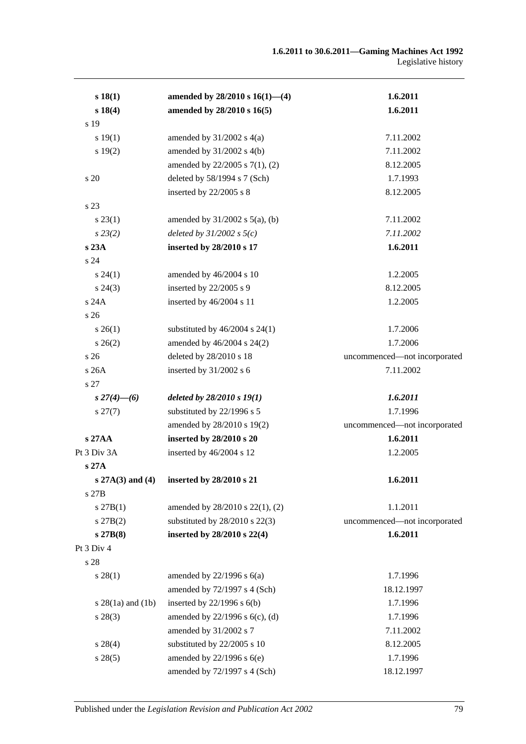| | | |
|---|---|---|
| **s 18(1)** | **amended by 28/2010 s 16(1)—(4)** | **1.6.2011** |
| **s 18(4)** | **amended by 28/2010 s 16(5)** | **1.6.2011** |
| s 19 | | |
| s 19(1) | amended by 31/2002 s 4(a) | 7.11.2002 |
| s 19(2) | amended by 31/2002 s 4(b) | 7.11.2002 |
| | amended by 22/2005 s 7(1), (2) | 8.12.2005 |
| s 20 | deleted by 58/1994 s 7 (Sch) | 1.7.1993 |
| | inserted by 22/2005 s 8 | 8.12.2005 |
| s 23 | | |
| s 23(1) | amended by 31/2002 s 5(a), (b) | 7.11.2002 |
| *s 23(2)* | *deleted by 31/2002 s 5(c)* | *7.11.2002* |
| **s 23A** | **inserted by 28/2010 s 17** | **1.6.2011** |
| s 24 | | |
| s 24(1) | amended by 46/2004 s 10 | 1.2.2005 |
| s 24(3) | inserted by 22/2005 s 9 | 8.12.2005 |
| s 24A | inserted by 46/2004 s 11 | 1.2.2005 |
| s 26 | | |
| s 26(1) | substituted by 46/2004 s 24(1) | 1.7.2006 |
| s 26(2) | amended by 46/2004 s 24(2) | 1.7.2006 |
| s 26 | deleted by 28/2010 s 18 | uncommenced—not incorporated |
| s 26A | inserted by 31/2002 s 6 | 7.11.2002 |
| s 27 | | |
| ***s 27(4)—(6)*** | ***deleted by 28/2010 s 19(1)*** | ***1.6.2011*** |
| s 27(7) | substituted by 22/1996 s 5 | 1.7.1996 |
| | amended by 28/2010 s 19(2) | uncommenced—not incorporated |
| **s 27AA** | **inserted by 28/2010 s 20** | **1.6.2011** |
| Pt 3 Div 3A | inserted by 46/2004 s 12 | 1.2.2005 |
| **s 27A** | | |
| **s 27A(3) and (4)** | **inserted by 28/2010 s 21** | **1.6.2011** |
| s 27B | | |
| s 27B(1) | amended by 28/2010 s 22(1), (2) | 1.1.2011 |
| s 27B(2) | substituted by 28/2010 s 22(3) | uncommenced—not incorporated |
| **s 27B(8)** | **inserted by 28/2010 s 22(4)** | **1.6.2011** |
| Pt 3 Div 4 | | |
| s 28 | | |
| s 28(1) | amended by 22/1996 s 6(a) | 1.7.1996 |
| | amended by 72/1997 s 4 (Sch) | 18.12.1997 |
| s 28(1a) and (1b) | inserted by 22/1996 s 6(b) | 1.7.1996 |
| s 28(3) | amended by 22/1996 s 6(c), (d) | 1.7.1996 |
| | amended by 31/2002 s 7 | 7.11.2002 |
| s 28(4) | substituted by 22/2005 s 10 | 8.12.2005 |
| s 28(5) | amended by 22/1996 s 6(e) | 1.7.1996 |
| | amended by 72/1997 s 4 (Sch) | 18.12.1997 |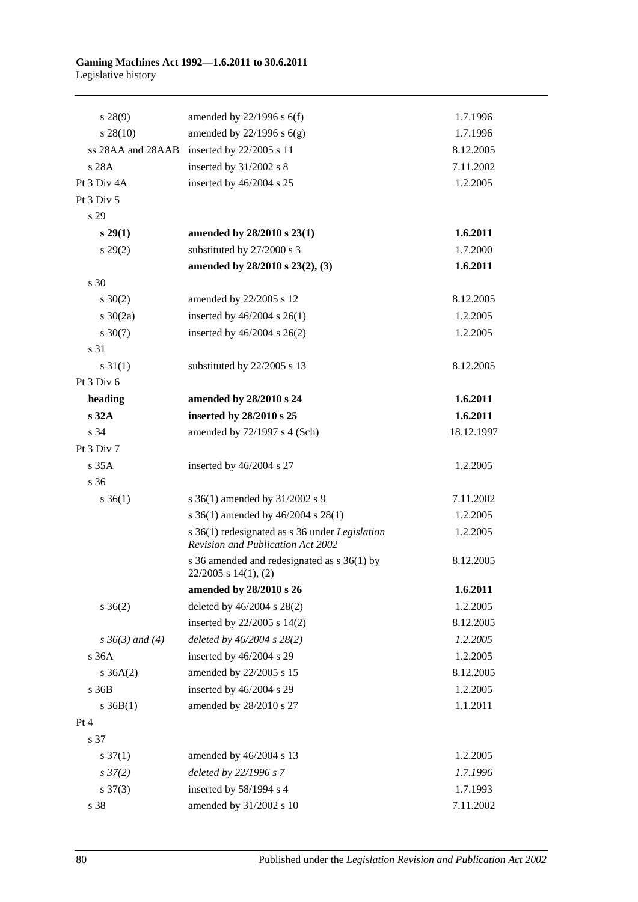| | | |
|---|---|---|
| s 28(9) | amended by 22/1996 s 6(f) | 1.7.1996 |
| s 28(10) | amended by 22/1996 s 6(g) | 1.7.1996 |
| ss 28AA and 28AAB | inserted by 22/2005 s 11 | 8.12.2005 |
| s 28A | inserted by 31/2002 s 8 | 7.11.2002 |
| Pt 3 Div 4A | inserted by 46/2004 s 25 | 1.2.2005 |
| Pt 3 Div 5 | | |
| s 29 | | |
| **s 29(1)** | **amended by 28/2010 s 23(1)** | **1.6.2011** |
| s 29(2) | substituted by 27/2000 s 3 | 1.7.2000 |
| | **amended by 28/2010 s 23(2), (3)** | **1.6.2011** |
| s 30 | | |
| s 30(2) | amended by 22/2005 s 12 | 8.12.2005 |
| s 30(2a) | inserted by 46/2004 s 26(1) | 1.2.2005 |
| s 30(7) | inserted by 46/2004 s 26(2) | 1.2.2005 |
| s 31 | | |
| s 31(1) | substituted by 22/2005 s 13 | 8.12.2005 |
| Pt 3 Div 6 | | |
| **heading** | **amended by 28/2010 s 24** | **1.6.2011** |
| **s 32A** | **inserted by 28/2010 s 25** | **1.6.2011** |
| s 34 | amended by 72/1997 s 4 (Sch) | 18.12.1997 |
| Pt 3 Div 7 | | |
| s 35A | inserted by 46/2004 s 27 | 1.2.2005 |
| s 36 | | |
| s 36(1) | s 36(1) amended by 31/2002 s 9 | 7.11.2002 |
| | s 36(1) amended by 46/2004 s 28(1) | 1.2.2005 |
| | s 36(1) redesignated as s 36 under *Legislation Revision and Publication Act 2002* | 1.2.2005 |
| | s 36 amended and redesignated as s 36(1) by 22/2005 s 14(1), (2) | 8.12.2005 |
| | **amended by 28/2010 s 26** | **1.6.2011** |
| s 36(2) | deleted by 46/2004 s 28(2) | 1.2.2005 |
| | inserted by 22/2005 s 14(2) | 8.12.2005 |
| *s 36(3) and (4)* | *deleted by 46/2004 s 28(2)* | *1.2.2005* |
| s 36A | inserted by 46/2004 s 29 | 1.2.2005 |
| s 36A(2) | amended by 22/2005 s 15 | 8.12.2005 |
| s 36B | inserted by 46/2004 s 29 | 1.2.2005 |
| s 36B(1) | amended by 28/2010 s 27 | 1.1.2011 |
| Pt 4 | | |
| s 37 | | |
| s 37(1) | amended by 46/2004 s 13 | 1.2.2005 |
| *s 37(2)* | *deleted by 22/1996 s 7* | *1.7.1996* |
| s 37(3) | inserted by 58/1994 s 4 | 1.7.1993 |
| s 38 | amended by 31/2002 s 10 | 7.11.2002 |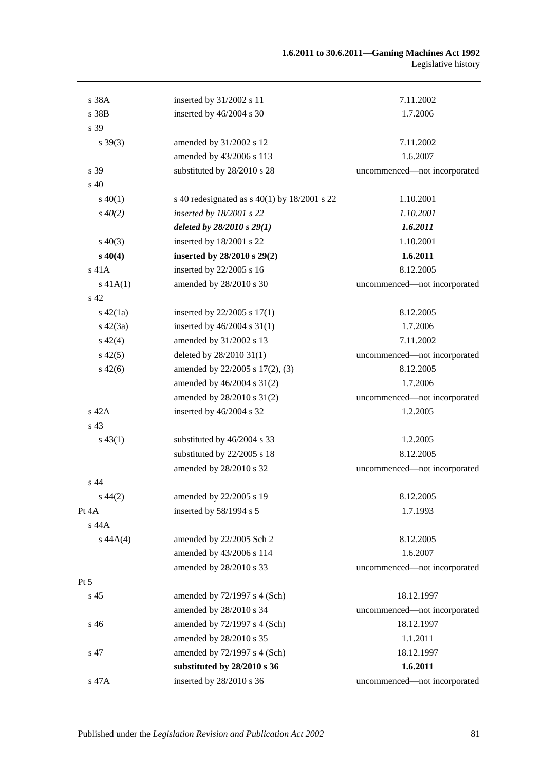| | | |
|---|---|---|
| s 38A | inserted by 31/2002 s 11 | 7.11.2002 |
| s 38B | inserted by 46/2004 s 30 | 1.7.2006 |
| s 39 | | |
| s 39(3) | amended by 31/2002 s 12 | 7.11.2002 |
| | amended by 43/2006 s 113 | 1.6.2007 |
| s 39 | substituted by 28/2010 s 28 | uncommenced—not incorporated |
| s 40 | | |
| s 40(1) | s 40 redesignated as s 40(1) by 18/2001 s 22 | 1.10.2001 |
| *s 40(2)* | *inserted by 18/2001 s 22* | *1.10.2001* |
| | ***deleted by 28/2010 s 29(1)*** | ***1.6.2011*** |
| s 40(3) | inserted by 18/2001 s 22 | 1.10.2001 |
| **s 40(4)** | **inserted by 28/2010 s 29(2)** | **1.6.2011** |
| s 41A | inserted by 22/2005 s 16 | 8.12.2005 |
| s 41A(1) | amended by 28/2010 s 30 | uncommenced—not incorporated |
| s 42 | | |
| s 42(1a) | inserted by 22/2005 s 17(1) | 8.12.2005 |
| s 42(3a) | inserted by 46/2004 s 31(1) | 1.7.2006 |
| s 42(4) | amended by 31/2002 s 13 | 7.11.2002 |
| s 42(5) | deleted by 28/2010 31(1) | uncommenced—not incorporated |
| s 42(6) | amended by 22/2005 s 17(2), (3) | 8.12.2005 |
| | amended by 46/2004 s 31(2) | 1.7.2006 |
| | amended by 28/2010 s 31(2) | uncommenced—not incorporated |
| s 42A | inserted by 46/2004 s 32 | 1.2.2005 |
| s 43 | | |
| s 43(1) | substituted by 46/2004 s 33 | 1.2.2005 |
| | substituted by 22/2005 s 18 | 8.12.2005 |
| | amended by 28/2010 s 32 | uncommenced—not incorporated |
| s 44 | | |
| s 44(2) | amended by 22/2005 s 19 | 8.12.2005 |
| Pt 4A | inserted by 58/1994 s 5 | 1.7.1993 |
| s 44A | | |
| s 44A(4) | amended by 22/2005 Sch 2 | 8.12.2005 |
| | amended by 43/2006 s 114 | 1.6.2007 |
| | amended by 28/2010 s 33 | uncommenced—not incorporated |
| Pt 5 | | |
| s 45 | amended by 72/1997 s 4 (Sch) | 18.12.1997 |
| | amended by 28/2010 s 34 | uncommenced—not incorporated |
| s 46 | amended by 72/1997 s 4 (Sch) | 18.12.1997 |
| | amended by 28/2010 s 35 | 1.1.2011 |
| s 47 | amended by 72/1997 s 4 (Sch) | 18.12.1997 |
| | **substituted by 28/2010 s 36** | **1.6.2011** |
| s 47A | inserted by 28/2010 s 36 | uncommenced—not incorporated |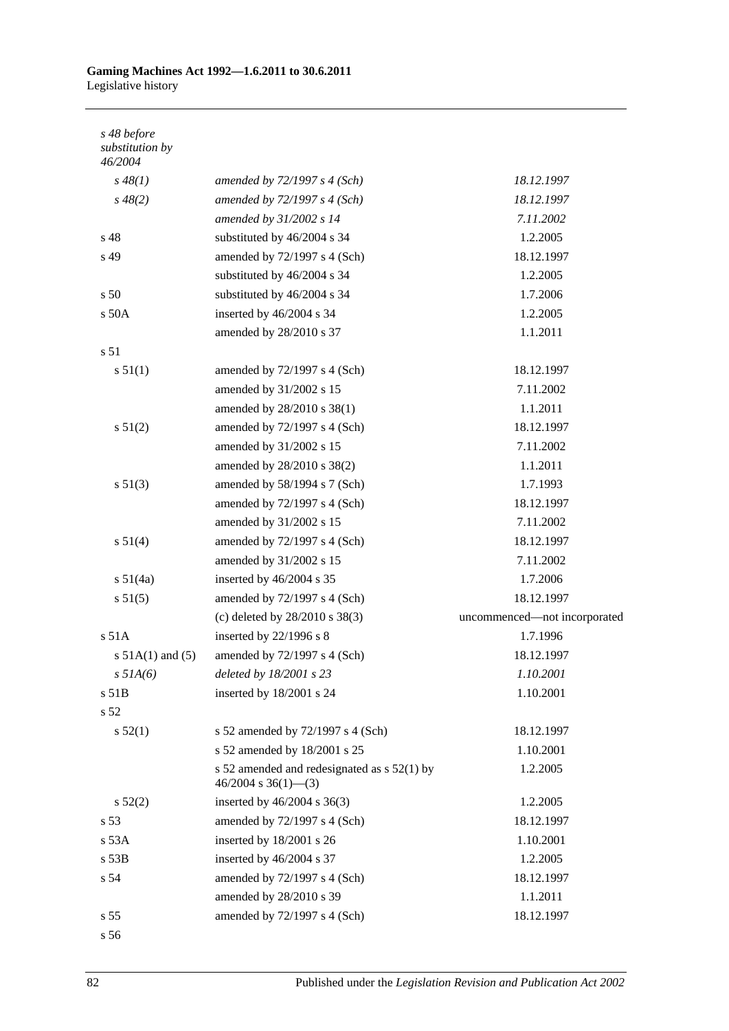| | | |
|---|---|---|
| *s 48 before substitution by 46/2004* | | |
| *s 48(1)* | *amended by 72/1997 s 4 (Sch)* | *18.12.1997* |
| *s 48(2)* | *amended by 72/1997 s 4 (Sch)* | *18.12.1997* |
| | *amended by 31/2002 s 14* | *7.11.2002* |
| s 48 | substituted by 46/2004 s 34 | 1.2.2005 |
| s 49 | amended by 72/1997 s 4 (Sch) | 18.12.1997 |
| | substituted by 46/2004 s 34 | 1.2.2005 |
| s 50 | substituted by 46/2004 s 34 | 1.7.2006 |
| s 50A | inserted by 46/2004 s 34 | 1.2.2005 |
| | amended by 28/2010 s 37 | 1.1.2011 |
| s 51 | | |
| s 51(1) | amended by 72/1997 s 4 (Sch) | 18.12.1997 |
| | amended by 31/2002 s 15 | 7.11.2002 |
| | amended by 28/2010 s 38(1) | 1.1.2011 |
| s 51(2) | amended by 72/1997 s 4 (Sch) | 18.12.1997 |
| | amended by 31/2002 s 15 | 7.11.2002 |
| | amended by 28/2010 s 38(2) | 1.1.2011 |
| s 51(3) | amended by 58/1994 s 7 (Sch) | 1.7.1993 |
| | amended by 72/1997 s 4 (Sch) | 18.12.1997 |
| | amended by 31/2002 s 15 | 7.11.2002 |
| s 51(4) | amended by 72/1997 s 4 (Sch) | 18.12.1997 |
| | amended by 31/2002 s 15 | 7.11.2002 |
| s 51(4a) | inserted by 46/2004 s 35 | 1.7.2006 |
| s 51(5) | amended by 72/1997 s 4 (Sch) | 18.12.1997 |
| | (c) deleted by 28/2010 s 38(3) | uncommenced—not incorporated |
| s 51A | inserted by 22/1996 s 8 | 1.7.1996 |
| s 51A(1) and (5) | amended by 72/1997 s 4 (Sch) | 18.12.1997 |
| *s 51A(6)* | *deleted by 18/2001 s 23* | *1.10.2001* |
| s 51B | inserted by 18/2001 s 24 | 1.10.2001 |
| s 52 | | |
| s 52(1) | s 52 amended by 72/1997 s 4 (Sch) | 18.12.1997 |
| | s 52 amended by 18/2001 s 25 | 1.10.2001 |
| | s 52 amended and redesignated as s 52(1) by 46/2004 s 36(1)—(3) | 1.2.2005 |
| s 52(2) | inserted by 46/2004 s 36(3) | 1.2.2005 |
| s 53 | amended by 72/1997 s 4 (Sch) | 18.12.1997 |
| s 53A | inserted by 18/2001 s 26 | 1.10.2001 |
| s 53B | inserted by 46/2004 s 37 | 1.2.2005 |
| s 54 | amended by 72/1997 s 4 (Sch) | 18.12.1997 |
| | amended by 28/2010 s 39 | 1.1.2011 |
| s 55 | amended by 72/1997 s 4 (Sch) | 18.12.1997 |
| s 56 | | |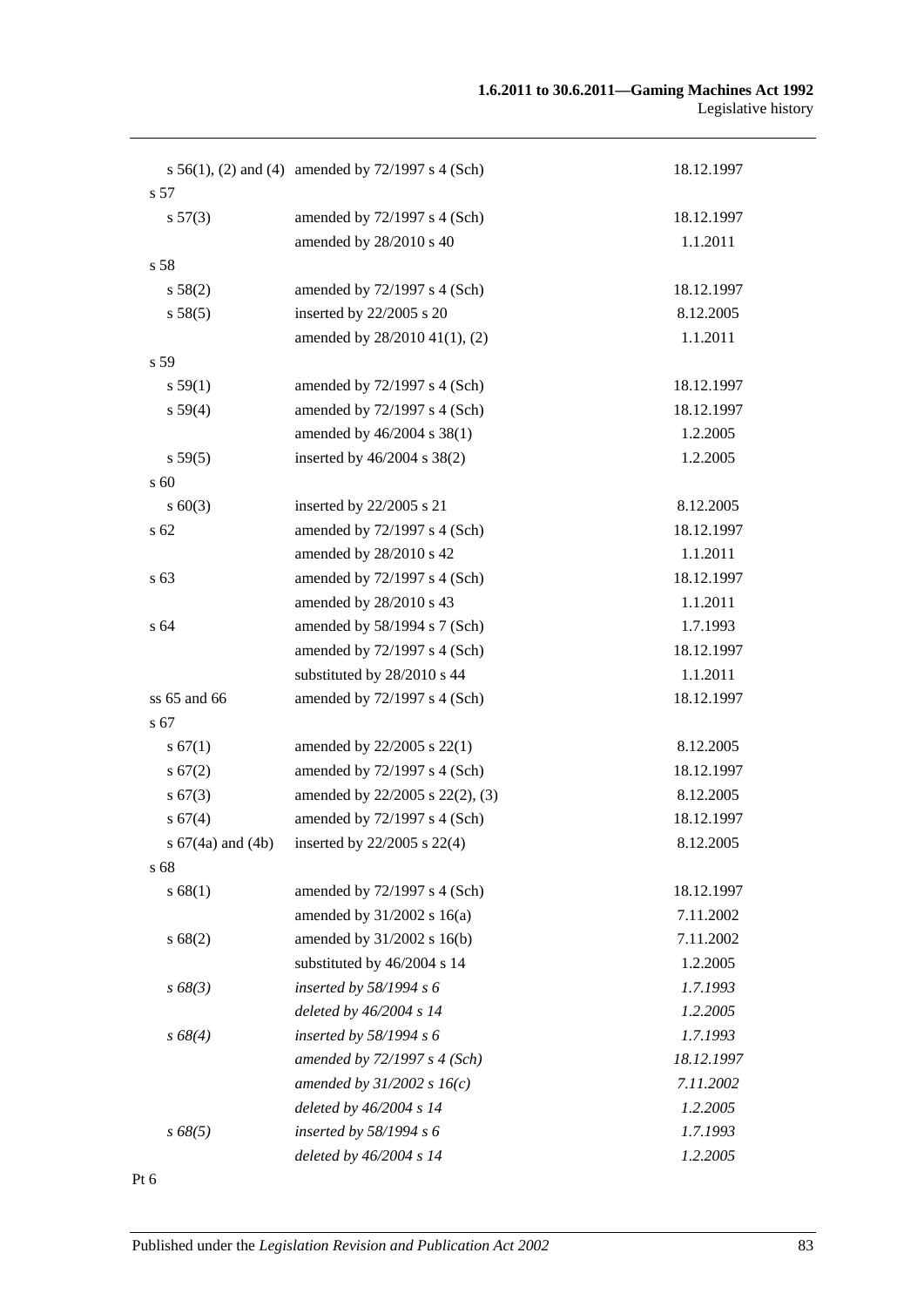| | | |
|---|---|---|
| s 56(1), (2) and (4) | amended by 72/1997 s 4 (Sch) | 18.12.1997 |
| s 57 | | |
| s 57(3) | amended by 72/1997 s 4 (Sch) | 18.12.1997 |
| | amended by 28/2010 s 40 | 1.1.2011 |
| s 58 | | |
| s 58(2) | amended by 72/1997 s 4 (Sch) | 18.12.1997 |
| s 58(5) | inserted by 22/2005 s 20 | 8.12.2005 |
| | amended by 28/2010 41(1), (2) | 1.1.2011 |
| s 59 | | |
| s 59(1) | amended by 72/1997 s 4 (Sch) | 18.12.1997 |
| s 59(4) | amended by 72/1997 s 4 (Sch) | 18.12.1997 |
| | amended by 46/2004 s 38(1) | 1.2.2005 |
| s 59(5) | inserted by 46/2004 s 38(2) | 1.2.2005 |
| s 60 | | |
| s 60(3) | inserted by 22/2005 s 21 | 8.12.2005 |
| s 62 | amended by 72/1997 s 4 (Sch) | 18.12.1997 |
| | amended by 28/2010 s 42 | 1.1.2011 |
| s 63 | amended by 72/1997 s 4 (Sch) | 18.12.1997 |
| | amended by 28/2010 s 43 | 1.1.2011 |
| s 64 | amended by 58/1994 s 7 (Sch) | 1.7.1993 |
| | amended by 72/1997 s 4 (Sch) | 18.12.1997 |
| | substituted by 28/2010 s 44 | 1.1.2011 |
| ss 65 and 66 | amended by 72/1997 s 4 (Sch) | 18.12.1997 |
| s 67 | | |
| s 67(1) | amended by 22/2005 s 22(1) | 8.12.2005 |
| s 67(2) | amended by 72/1997 s 4 (Sch) | 18.12.1997 |
| s 67(3) | amended by 22/2005 s 22(2), (3) | 8.12.2005 |
| s 67(4) | amended by 72/1997 s 4 (Sch) | 18.12.1997 |
| s 67(4a) and (4b) | inserted by 22/2005 s 22(4) | 8.12.2005 |
| s 68 | | |
| s 68(1) | amended by 72/1997 s 4 (Sch) | 18.12.1997 |
| | amended by 31/2002 s 16(a) | 7.11.2002 |
| s 68(2) | amended by 31/2002 s 16(b) | 7.11.2002 |
| | substituted by 46/2004 s 14 | 1.2.2005 |
| *s 68(3)* | *inserted by 58/1994 s 6* | *1.7.1993* |
| | *deleted by 46/2004 s 14* | *1.2.2005* |
| *s 68(4)* | *inserted by 58/1994 s 6* | *1.7.1993* |
| | *amended by 72/1997 s 4 (Sch)* | *18.12.1997* |
| | *amended by 31/2002 s 16(c)* | *7.11.2002* |
| | *deleted by 46/2004 s 14* | *1.2.2005* |
| *s 68(5)* | *inserted by 58/1994 s 6* | *1.7.1993* |
| | *deleted by 46/2004 s 14* | *1.2.2005* |
| Pt 6 | | |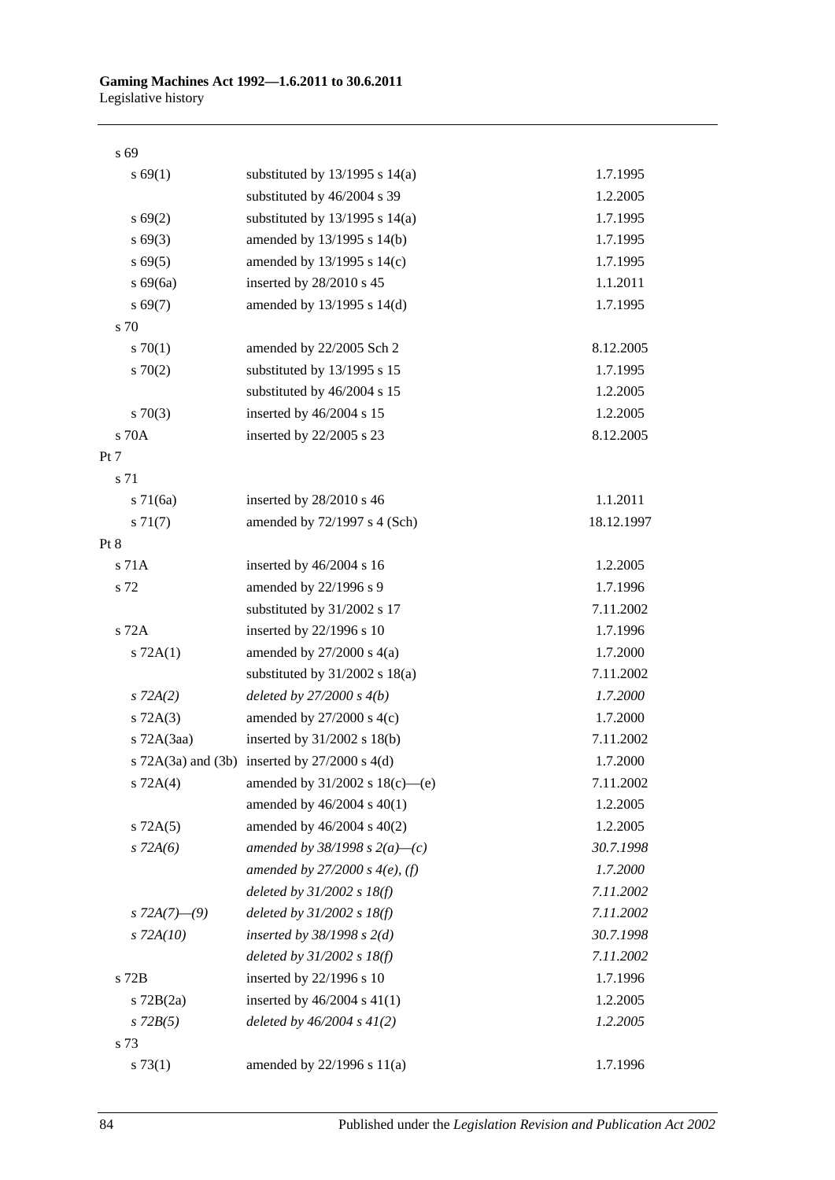| | | |
|---|---|---|
| s 69 | | |
| s 69(1) | substituted by 13/1995 s 14(a) | 1.7.1995 |
| | substituted by 46/2004 s 39 | 1.2.2005 |
| s 69(2) | substituted by 13/1995 s 14(a) | 1.7.1995 |
| s 69(3) | amended by 13/1995 s 14(b) | 1.7.1995 |
| s 69(5) | amended by 13/1995 s 14(c) | 1.7.1995 |
| s 69(6a) | inserted by 28/2010 s 45 | 1.1.2011 |
| s 69(7) | amended by 13/1995 s 14(d) | 1.7.1995 |
| s 70 | | |
| s 70(1) | amended by 22/2005 Sch 2 | 8.12.2005 |
| s 70(2) | substituted by 13/1995 s 15 | 1.7.1995 |
| | substituted by 46/2004 s 15 | 1.2.2005 |
| s 70(3) | inserted by 46/2004 s 15 | 1.2.2005 |
| s 70A | inserted by 22/2005 s 23 | 8.12.2005 |
| Pt 7 | | |
| s 71 | | |
| s 71(6a) | inserted by 28/2010 s 46 | 1.1.2011 |
| s 71(7) | amended by 72/1997 s 4 (Sch) | 18.12.1997 |
| Pt 8 | | |
| s 71A | inserted by 46/2004 s 16 | 1.2.2005 |
| s 72 | amended by 22/1996 s 9 | 1.7.1996 |
| | substituted by 31/2002 s 17 | 7.11.2002 |
| s 72A | inserted by 22/1996 s 10 | 1.7.1996 |
| s 72A(1) | amended by 27/2000 s 4(a) | 1.7.2000 |
| | substituted by 31/2002 s 18(a) | 7.11.2002 |
| *s 72A(2)* | *deleted by 27/2000 s 4(b)* | *1.7.2000* |
| s 72A(3) | amended by 27/2000 s 4(c) | 1.7.2000 |
| s 72A(3aa) | inserted by 31/2002 s 18(b) | 7.11.2002 |
| s 72A(3a) and (3b) | inserted by 27/2000 s 4(d) | 1.7.2000 |
| s 72A(4) | amended by 31/2002 s 18(c)—(e) | 7.11.2002 |
| | amended by 46/2004 s 40(1) | 1.2.2005 |
| s 72A(5) | amended by 46/2004 s 40(2) | 1.2.2005 |
| *s 72A(6)* | *amended by 38/1998 s 2(a)—(c)* | *30.7.1998* |
| | *amended by 27/2000 s 4(e), (f)* | *1.7.2000* |
| | *deleted by 31/2002 s 18(f)* | *7.11.2002* |
| *s 72A(7)—(9)* | *deleted by 31/2002 s 18(f)* | *7.11.2002* |
| *s 72A(10)* | *inserted by 38/1998 s 2(d)* | *30.7.1998* |
| | *deleted by 31/2002 s 18(f)* | *7.11.2002* |
| s 72B | inserted by 22/1996 s 10 | 1.7.1996 |
| s 72B(2a) | inserted by 46/2004 s 41(1) | 1.2.2005 |
| *s 72B(5)* | *deleted by 46/2004 s 41(2)* | *1.2.2005* |
| s 73 | | |
| s 73(1) | amended by 22/1996 s 11(a) | 1.7.1996 |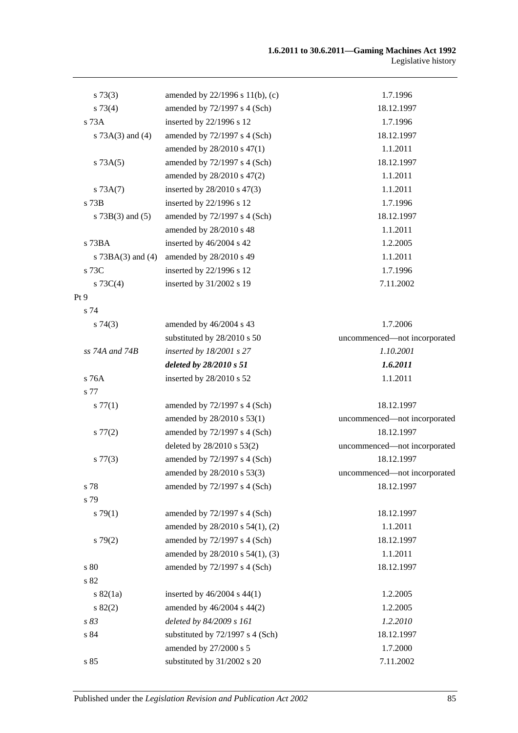| | | |
|---|---|---|
| s 73(3) | amended by 22/1996 s 11(b), (c) | 1.7.1996 |
| s 73(4) | amended by 72/1997 s 4 (Sch) | 18.12.1997 |
| s 73A | inserted by 22/1996 s 12 | 1.7.1996 |
| s 73A(3) and (4) | amended by 72/1997 s 4 (Sch) | 18.12.1997 |
| | amended by 28/2010 s 47(1) | 1.1.2011 |
| s 73A(5) | amended by 72/1997 s 4 (Sch) | 18.12.1997 |
| | amended by 28/2010 s 47(2) | 1.1.2011 |
| s 73A(7) | inserted by 28/2010 s 47(3) | 1.1.2011 |
| s 73B | inserted by 22/1996 s 12 | 1.7.1996 |
| s 73B(3) and (5) | amended by 72/1997 s 4 (Sch) | 18.12.1997 |
| | amended by 28/2010 s 48 | 1.1.2011 |
| s 73BA | inserted by 46/2004 s 42 | 1.2.2005 |
| s 73BA(3) and (4) | amended by 28/2010 s 49 | 1.1.2011 |
| s 73C | inserted by 22/1996 s 12 | 1.7.1996 |
| s 73C(4) | inserted by 31/2002 s 19 | 7.11.2002 |
| Pt 9 | | |
| s 74 | | |
| s 74(3) | amended by 46/2004 s 43 | 1.7.2006 |
| | substituted by 28/2010 s 50 | uncommenced—not incorporated |
| *ss 74A and 74B* | *inserted by 18/2001 s 27* | *1.10.2001* |
| | ***deleted by 28/2010 s 51*** | ***1.6.2011*** |
| s 76A | inserted by 28/2010 s 52 | 1.1.2011 |
| s 77 | | |
| s 77(1) | amended by 72/1997 s 4 (Sch) | 18.12.1997 |
| | amended by 28/2010 s 53(1) | uncommenced—not incorporated |
| s 77(2) | amended by 72/1997 s 4 (Sch) | 18.12.1997 |
| | deleted by 28/2010 s 53(2) | uncommenced—not incorporated |
| s 77(3) | amended by 72/1997 s 4 (Sch) | 18.12.1997 |
| | amended by 28/2010 s 53(3) | uncommenced—not incorporated |
| s 78 | amended by 72/1997 s 4 (Sch) | 18.12.1997 |
| s 79 | | |
| s 79(1) | amended by 72/1997 s 4 (Sch) | 18.12.1997 |
| | amended by 28/2010 s 54(1), (2) | 1.1.2011 |
| s 79(2) | amended by 72/1997 s 4 (Sch) | 18.12.1997 |
| | amended by 28/2010 s 54(1), (3) | 1.1.2011 |
| s 80 | amended by 72/1997 s 4 (Sch) | 18.12.1997 |
| s 82 | | |
| s 82(1a) | inserted by 46/2004 s 44(1) | 1.2.2005 |
| s 82(2) | amended by 46/2004 s 44(2) | 1.2.2005 |
| *s 83* | *deleted by 84/2009 s 161* | *1.2.2010* |
| s 84 | substituted by 72/1997 s 4 (Sch) | 18.12.1997 |
| | amended by 27/2000 s 5 | 1.7.2000 |
| s 85 | substituted by 31/2002 s 20 | 7.11.2002 |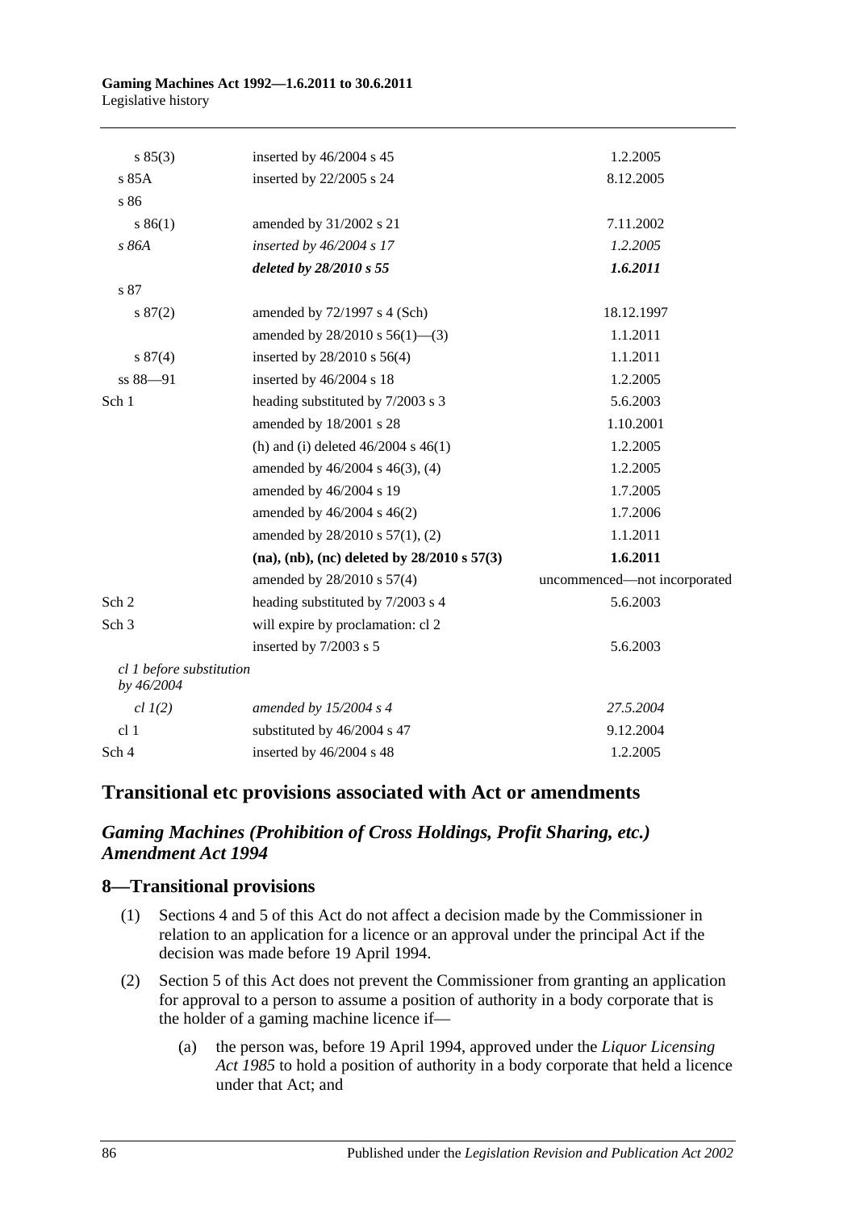| | | |
|---|---|---|
| s 85(3) | inserted by 46/2004 s 45 | 1.2.2005 |
| s 85A | inserted by 22/2005 s 24 | 8.12.2005 |
| s 86 | | |
| s 86(1) | amended by 31/2002 s 21 | 7.11.2002 |
| *s 86A* | *inserted by 46/2004 s 17* | *1.2.2005* |
| | ***deleted by 28/2010 s 55*** | ***1.6.2011*** |
| s 87 | | |
| s 87(2) | amended by 72/1997 s 4 (Sch) | 18.12.1997 |
| | amended by 28/2010 s 56(1)—(3) | 1.1.2011 |
| s 87(4) | inserted by 28/2010 s 56(4) | 1.1.2011 |
| ss 88—91 | inserted by 46/2004 s 18 | 1.2.2005 |
| Sch 1 | heading substituted by 7/2003 s 3 | 5.6.2003 |
| | amended by 18/2001 s 28 | 1.10.2001 |
| | (h) and (i) deleted 46/2004 s 46(1) | 1.2.2005 |
| | amended by 46/2004 s 46(3), (4) | 1.2.2005 |
| | amended by 46/2004 s 19 | 1.7.2005 |
| | amended by 46/2004 s 46(2) | 1.7.2006 |
| | amended by 28/2010 s 57(1), (2) | 1.1.2011 |
| | **(na), (nb), (nc) deleted by 28/2010 s 57(3)** | **1.6.2011** |
| | amended by 28/2010 s 57(4) | uncommenced—not incorporated |
| Sch 2 | heading substituted by 7/2003 s 4 | 5.6.2003 |
| Sch 3 | will expire by proclamation: cl 2 | |
| | inserted by 7/2003 s 5 | 5.6.2003 |
| *cl 1 before substitution by 46/2004* | | |
| *cl 1(2)* | *amended by 15/2004 s 4* | *27.5.2004* |
| cl 1 | substituted by 46/2004 s 47 | 9.12.2004 |
| Sch 4 | inserted by 46/2004 s 48 | 1.2.2005 |

## Transitional etc provisions associated with Act or amendments

### *Gaming Machines (Prohibition of Cross Holdings, Profit Sharing, etc.) Amendment Act 1994*

### 8—Transitional provisions

(1) Sections 4 and 5 of this Act do not affect a decision made by the Commissioner in relation to an application for a licence or an approval under the principal Act if the decision was made before 19 April 1994.

(2) Section 5 of this Act does not prevent the Commissioner from granting an application for approval to a person to assume a position of authority in a body corporate that is the holder of a gaming machine licence if—

(a) the person was, before 19 April 1994, approved under the *Liquor Licensing Act 1985* to hold a position of authority in a body corporate that held a licence under that Act; and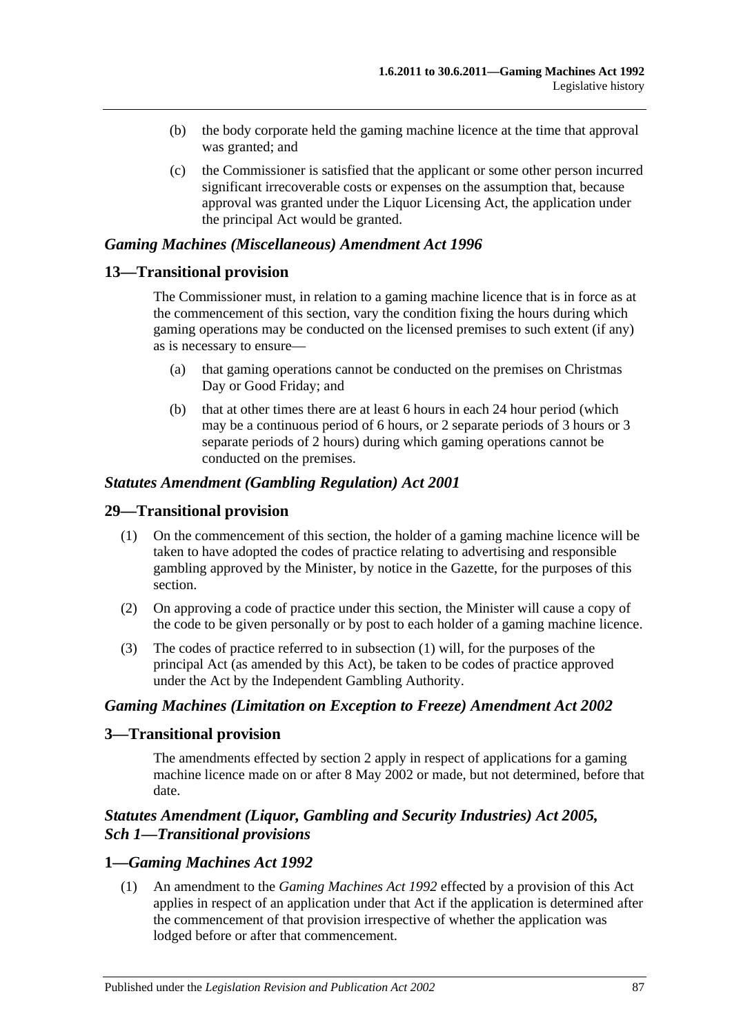(b) the body corporate held the gaming machine licence at the time that approval was granted; and

(c) the Commissioner is satisfied that the applicant or some other person incurred significant irrecoverable costs or expenses on the assumption that, because approval was granted under the Liquor Licensing Act, the application under the principal Act would be granted.

### *Gaming Machines (Miscellaneous) Amendment Act 1996*

### 13—Transitional provision

The Commissioner must, in relation to a gaming machine licence that is in force as at the commencement of this section, vary the condition fixing the hours during which gaming operations may be conducted on the licensed premises to such extent (if any) as is necessary to ensure—

(a) that gaming operations cannot be conducted on the premises on Christmas Day or Good Friday; and

(b) that at other times there are at least 6 hours in each 24 hour period (which may be a continuous period of 6 hours, or 2 separate periods of 3 hours or 3 separate periods of 2 hours) during which gaming operations cannot be conducted on the premises.

### *Statutes Amendment (Gambling Regulation) Act 2001*

### 29—Transitional provision

(1) On the commencement of this section, the holder of a gaming machine licence will be taken to have adopted the codes of practice relating to advertising and responsible gambling approved by the Minister, by notice in the Gazette, for the purposes of this section.

(2) On approving a code of practice under this section, the Minister will cause a copy of the code to be given personally or by post to each holder of a gaming machine licence.

(3) The codes of practice referred to in subsection (1) will, for the purposes of the principal Act (as amended by this Act), be taken to be codes of practice approved under the Act by the Independent Gambling Authority.

### *Gaming Machines (Limitation on Exception to Freeze) Amendment Act 2002*

### 3—Transitional provision

The amendments effected by section 2 apply in respect of applications for a gaming machine licence made on or after 8 May 2002 or made, but not determined, before that date.

### *Statutes Amendment (Liquor, Gambling and Security Industries) Act 2005, Sch 1—Transitional provisions*

### 1—*Gaming Machines Act 1992*

(1) An amendment to the *Gaming Machines Act 1992* effected by a provision of this Act applies in respect of an application under that Act if the application is determined after the commencement of that provision irrespective of whether the application was lodged before or after that commencement.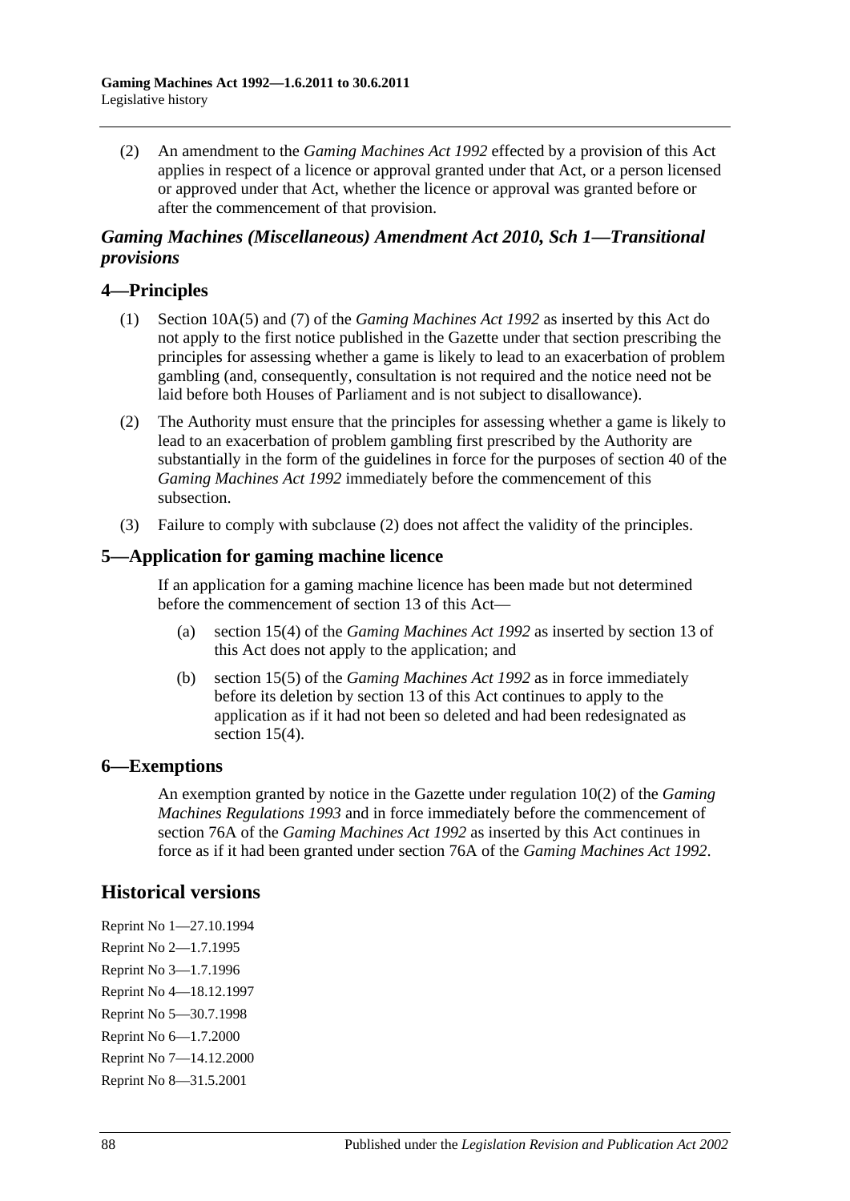(2) An amendment to the *Gaming Machines Act 1992* effected by a provision of this Act applies in respect of a licence or approval granted under that Act, or a person licensed or approved under that Act, whether the licence or approval was granted before or after the commencement of that provision.

### *Gaming Machines (Miscellaneous) Amendment Act 2010, Sch 1—Transitional provisions*

## 4—Principles

(1) Section 10A(5) and (7) of the *Gaming Machines Act 1992* as inserted by this Act do not apply to the first notice published in the Gazette under that section prescribing the principles for assessing whether a game is likely to lead to an exacerbation of problem gambling (and, consequently, consultation is not required and the notice need not be laid before both Houses of Parliament and is not subject to disallowance).

(2) The Authority must ensure that the principles for assessing whether a game is likely to lead to an exacerbation of problem gambling first prescribed by the Authority are substantially in the form of the guidelines in force for the purposes of section 40 of the *Gaming Machines Act 1992* immediately before the commencement of this subsection.

(3) Failure to comply with subclause (2) does not affect the validity of the principles.

## 5—Application for gaming machine licence

If an application for a gaming machine licence has been made but not determined before the commencement of section 13 of this Act—

(a) section 15(4) of the *Gaming Machines Act 1992* as inserted by section 13 of this Act does not apply to the application; and

(b) section 15(5) of the *Gaming Machines Act 1992* as in force immediately before its deletion by section 13 of this Act continues to apply to the application as if it had not been so deleted and had been redesignated as section 15(4).

## 6—Exemptions

An exemption granted by notice in the Gazette under regulation 10(2) of the *Gaming Machines Regulations 1993* and in force immediately before the commencement of section 76A of the *Gaming Machines Act 1992* as inserted by this Act continues in force as if it had been granted under section 76A of the *Gaming Machines Act 1992*.

# Historical versions

Reprint No 1—27.10.1994
Reprint No 2—1.7.1995
Reprint No 3—1.7.1996
Reprint No 4—18.12.1997
Reprint No 5—30.7.1998
Reprint No 6—1.7.2000
Reprint No 7—14.12.2000
Reprint No 8—31.5.2001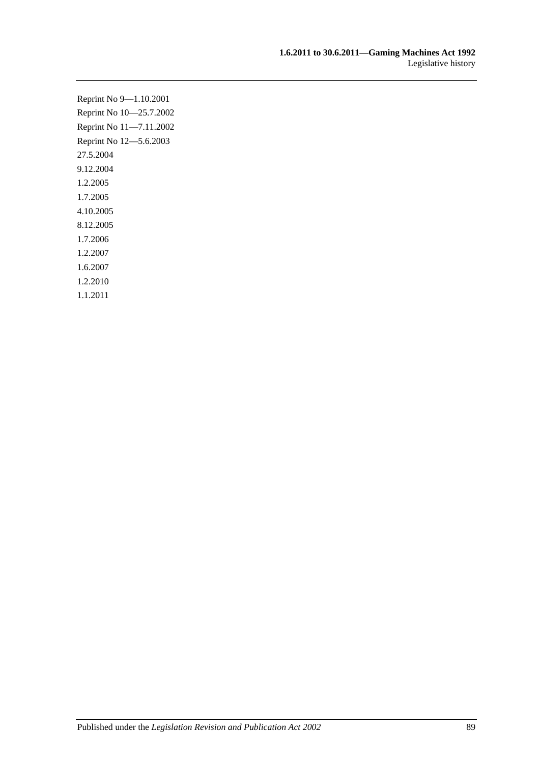Reprint No 9—1.10.2001

Reprint No 10—25.7.2002

Reprint No 11—7.11.2002

Reprint No 12—5.6.2003

27.5.2004

9.12.2004

1.2.2005

1.7.2005

4.10.2005

8.12.2005

1.7.2006

1.2.2007

1.6.2007

1.2.2010

1.1.2011